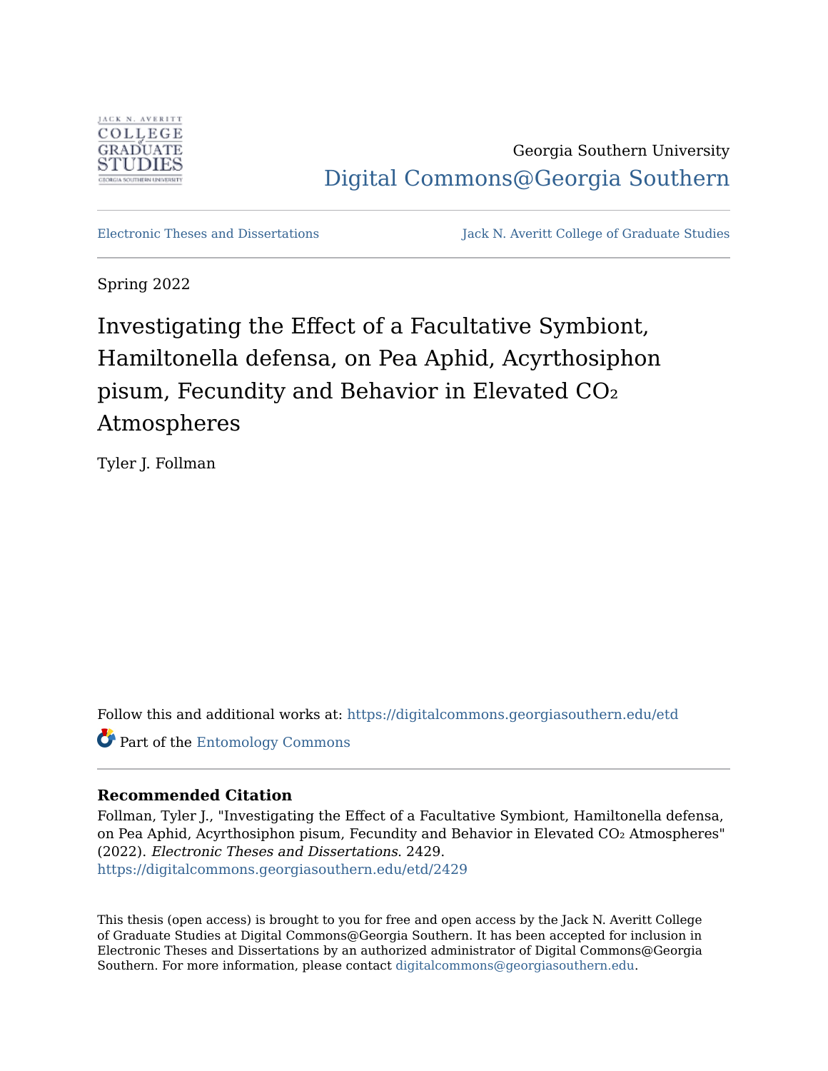Georgia Southern University

Digital Commons@Georgia Southern

Electronic Theses and Dissertations

Jack N. Averitt College of Graduate Studies

Spring 2022

# Investigating the Effect of a Facultative Symbiont, Hamiltonella defensa, on Pea Aphid, Acyrthosiphon pisum, Fecundity and Behavior in Elevated $CO_2$ Atmospheres

Tyler J. Follman

Follow this and additional works at: https://digitalcommons.georgiasouthern.edu/etd

Part of the Entomology Commons

**Recommended Citation**

Follman, Tyler J., "Investigating the Effect of a Facultative Symbiont, Hamiltonella defensa, on Pea Aphid, Acyrthosiphon pisum, Fecundity and Behavior in Elevated $CO_2$ Atmospheres" (2022). *Electronic Theses and Dissertations*. 2429.
https://digitalcommons.georgiasouthern.edu/etd/2429

This thesis (open access) is brought to you for free and open access by the Jack N. Averitt College of Graduate Studies at Digital Commons@Georgia Southern. It has been accepted for inclusion in Electronic Theses and Dissertations by an authorized administrator of Digital Commons@Georgia Southern. For more information, please contact digitalcommons@georgiasouthern.edu.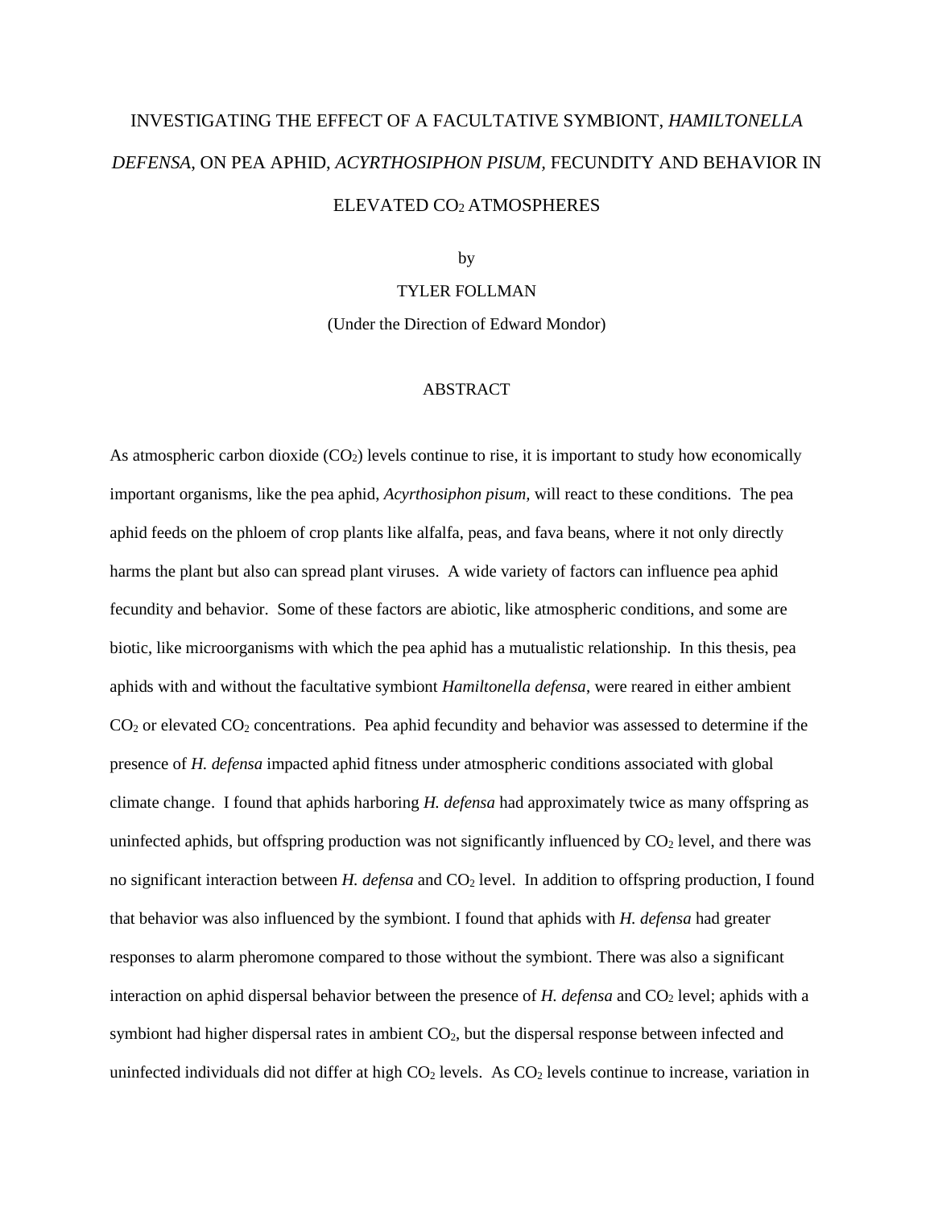# INVESTIGATING THE EFFECT OF A FACULTATIVE SYMBIONT, *HAMILTONELLA DEFENSA*, ON PEA APHID, *ACYRTHOSIPHON PISUM*, FECUNDITY AND BEHAVIOR IN ELEVATED $CO_2$ ATMOSPHERES

by

TYLER FOLLMAN

(Under the Direction of Edward Mondor)

## ABSTRACT

As atmospheric carbon dioxide ($CO_2$) levels continue to rise, it is important to study how economically important organisms, like the pea aphid, *Acyrthosiphon pisum,* will react to these conditions. The pea aphid feeds on the phloem of crop plants like alfalfa, peas, and fava beans, where it not only directly harms the plant but also can spread plant viruses. A wide variety of factors can influence pea aphid fecundity and behavior. Some of these factors are abiotic, like atmospheric conditions, and some are biotic, like microorganisms with which the pea aphid has a mutualistic relationship. In this thesis, pea aphids with and without the facultative symbiont *Hamiltonella defensa*, were reared in either ambient $CO_2$ or elevated $CO_2$ concentrations. Pea aphid fecundity and behavior was assessed to determine if the presence of *H. defensa* impacted aphid fitness under atmospheric conditions associated with global climate change. I found that aphids harboring *H. defensa* had approximately twice as many offspring as uninfected aphids, but offspring production was not significantly influenced by $CO_2$ level, and there was no significant interaction between *H. defensa* and $CO_2$ level. In addition to offspring production, I found that behavior was also influenced by the symbiont. I found that aphids with *H. defensa* had greater responses to alarm pheromone compared to those without the symbiont. There was also a significant interaction on aphid dispersal behavior between the presence of *H. defensa* and $CO_2$ level; aphids with a symbiont had higher dispersal rates in ambient $CO_2$, but the dispersal response between infected and uninfected individuals did not differ at high $CO_2$ levels. As $CO_2$ levels continue to increase, variation in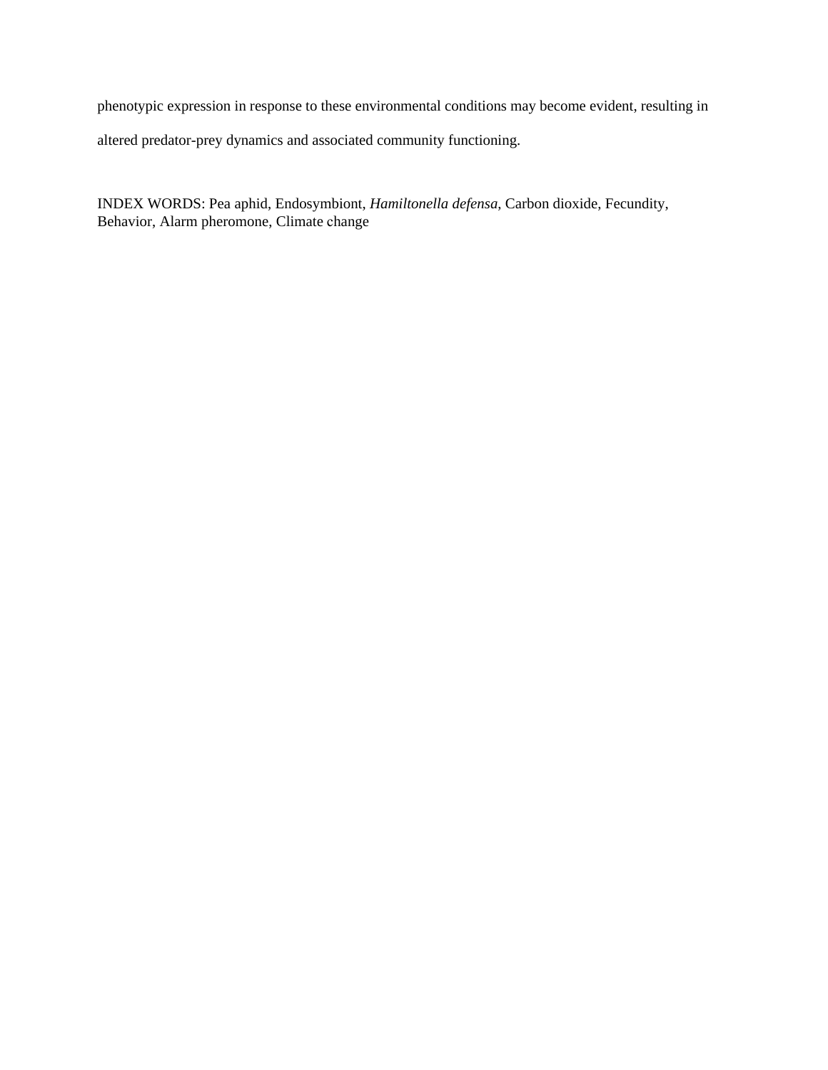phenotypic expression in response to these environmental conditions may become evident, resulting in altered predator-prey dynamics and associated community functioning.

INDEX WORDS: Pea aphid, Endosymbiont, *Hamiltonella defensa*, Carbon dioxide, Fecundity, Behavior, Alarm pheromone, Climate change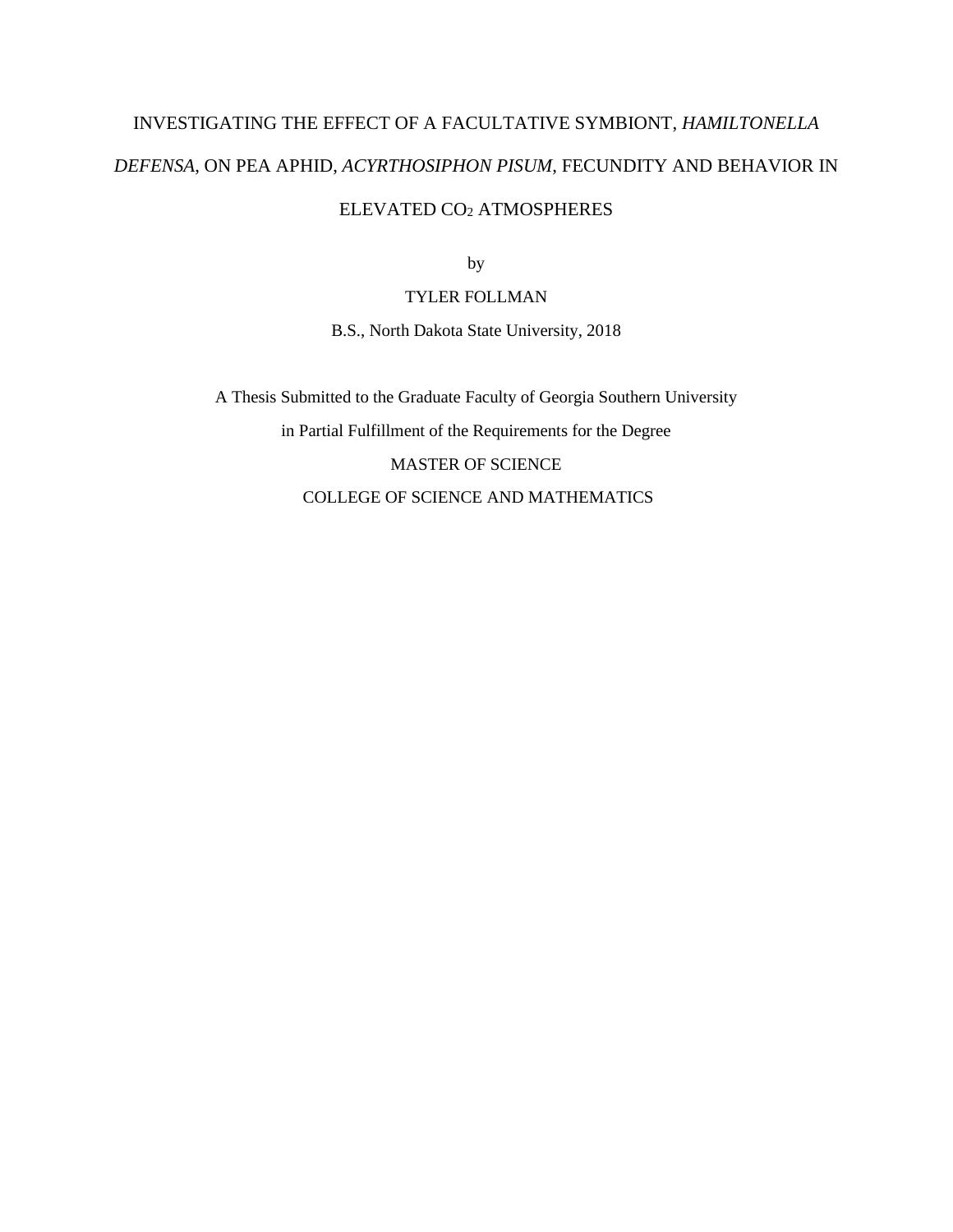# INVESTIGATING THE EFFECT OF A FACULTATIVE SYMBIONT, *HAMILTONELLA DEFENSA*, ON PEA APHID, *ACYRTHOSIPHON PISUM*, FECUNDITY AND BEHAVIOR IN ELEVATED $CO_2$ ATMOSPHERES

by

TYLER FOLLMAN

B.S., North Dakota State University, 2018

A Thesis Submitted to the Graduate Faculty of Georgia Southern University

in Partial Fulfillment of the Requirements for the Degree

MASTER OF SCIENCE

COLLEGE OF SCIENCE AND MATHEMATICS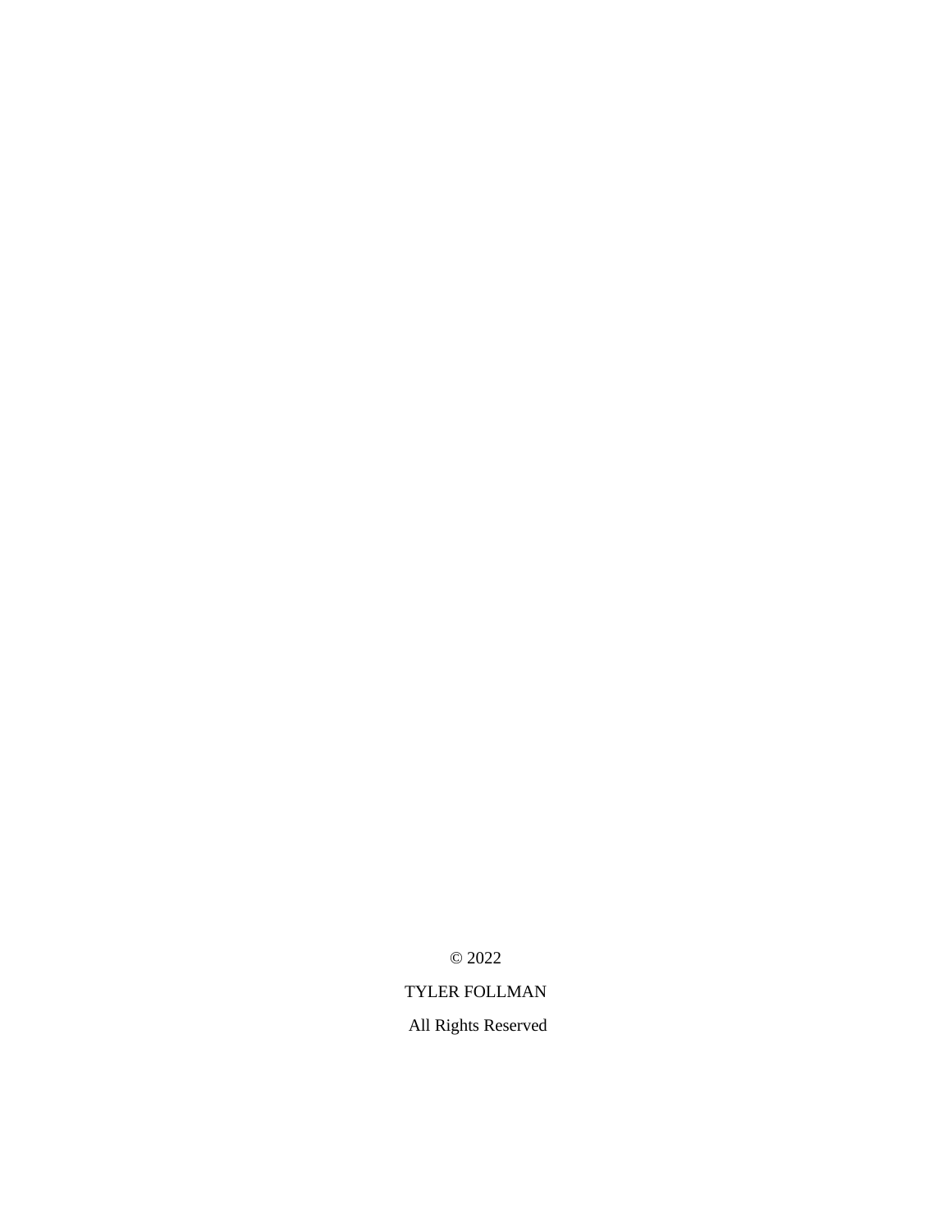© 2022

TYLER FOLLMAN

All Rights Reserved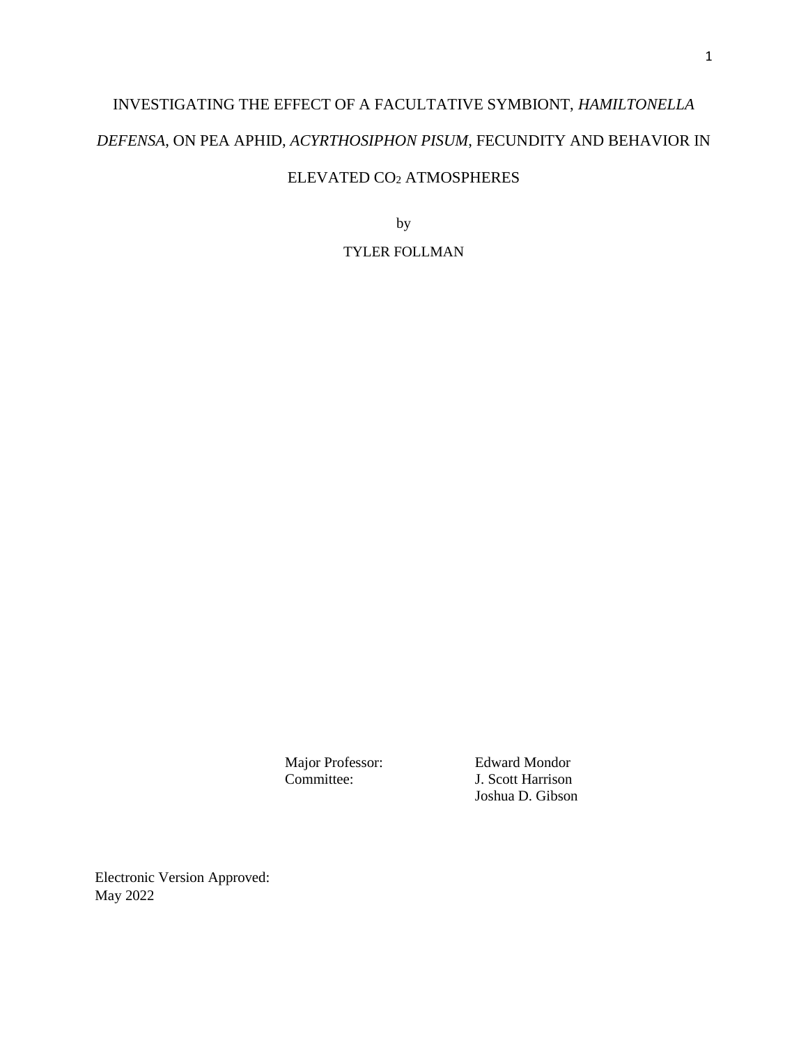INVESTIGATING THE EFFECT OF A FACULTATIVE SYMBIONT, *HAMILTONELLA DEFENSA*, ON PEA APHID, *ACYRTHOSIPHON PISUM*, FECUNDITY AND BEHAVIOR IN ELEVATED $CO_2$ ATMOSPHERES

by

TYLER FOLLMAN

Major Professor: Edward Mondor
Committee: J. Scott Harrison
Joshua D. Gibson

Electronic Version Approved:
May 2022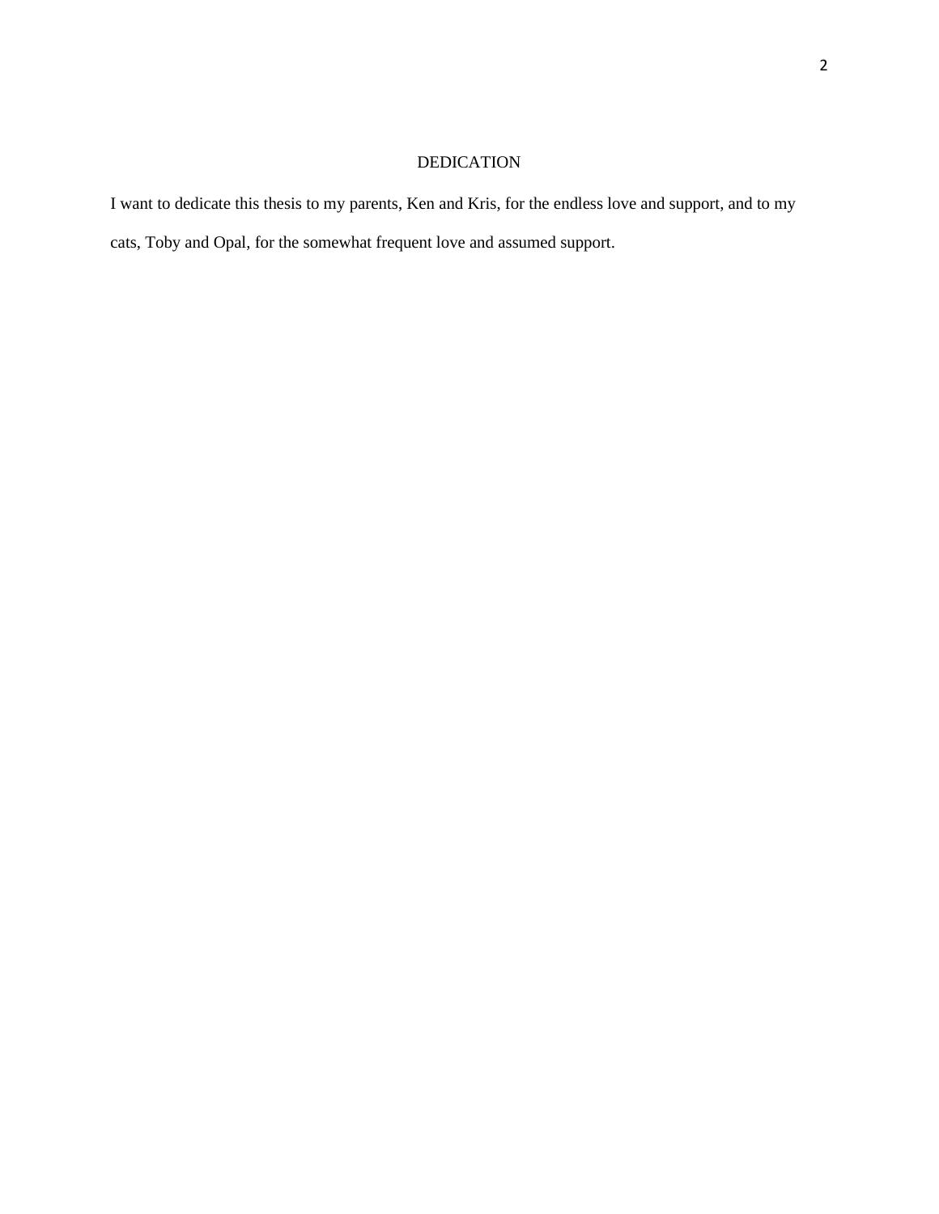# DEDICATION

I want to dedicate this thesis to my parents, Ken and Kris, for the endless love and support, and to my cats, Toby and Opal, for the somewhat frequent love and assumed support.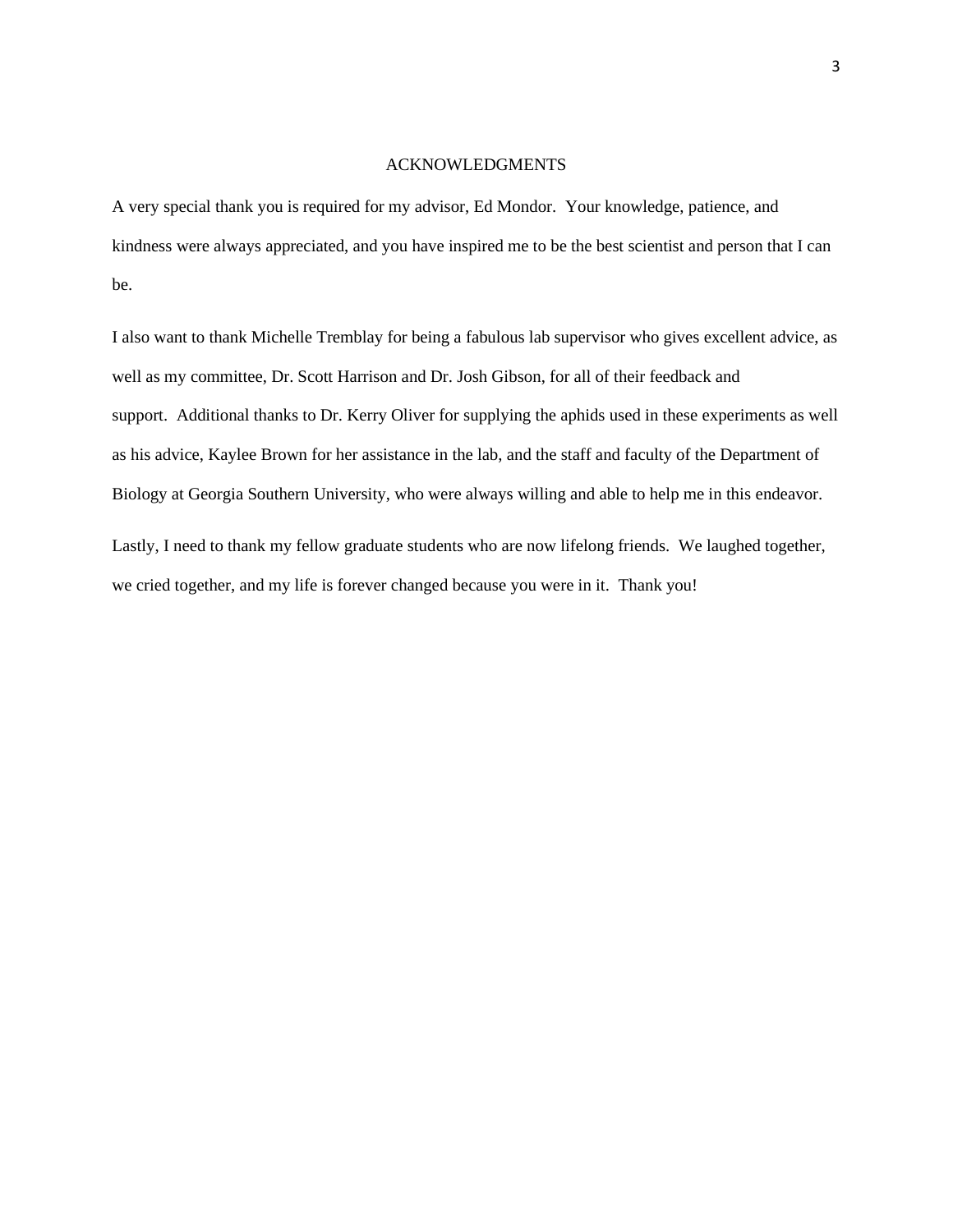# ACKNOWLEDGMENTS

A very special thank you is required for my advisor, Ed Mondor. Your knowledge, patience, and kindness were always appreciated, and you have inspired me to be the best scientist and person that I can be.

I also want to thank Michelle Tremblay for being a fabulous lab supervisor who gives excellent advice, as well as my committee, Dr. Scott Harrison and Dr. Josh Gibson, for all of their feedback and support. Additional thanks to Dr. Kerry Oliver for supplying the aphids used in these experiments as well as his advice, Kaylee Brown for her assistance in the lab, and the staff and faculty of the Department of Biology at Georgia Southern University, who were always willing and able to help me in this endeavor.

Lastly, I need to thank my fellow graduate students who are now lifelong friends. We laughed together, we cried together, and my life is forever changed because you were in it. Thank you!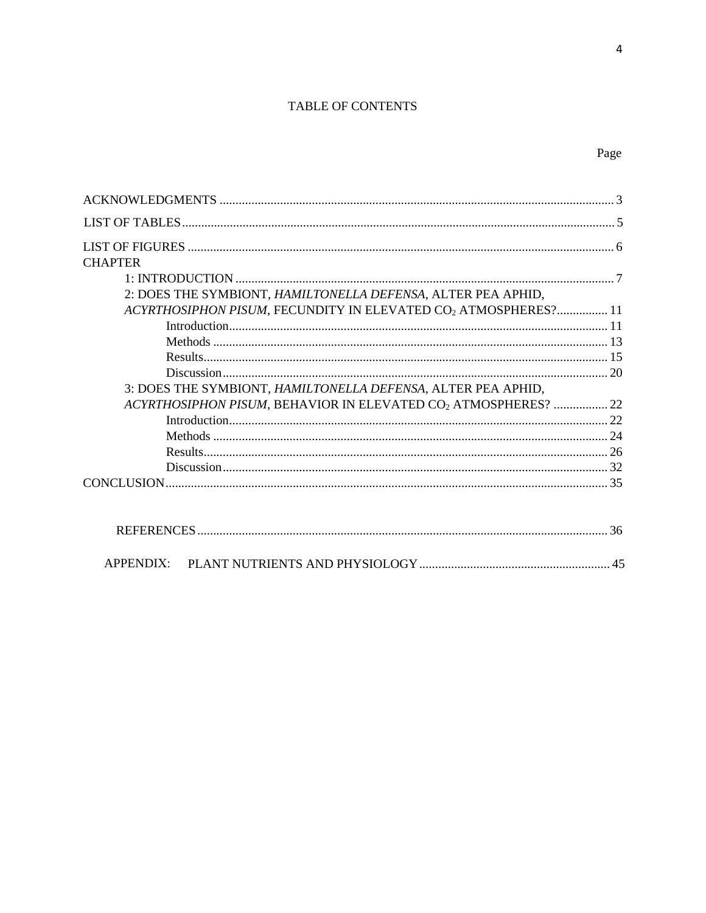# TABLE OF CONTENTS

Page

ACKNOWLEDGMENTS ........................................................................................................... 3

LIST OF TABLES ................................................................................................................... 5

LIST OF FIGURES ................................................................................................................. 6

CHAPTER

- 1: INTRODUCTION ........................................................................................................... 7
- 2: DOES THE SYMBIONT, *HAMILTONELLA DEFENSA*, ALTER PEA APHID, *ACYRTHOSIPHON PISUM*, FECUNDITY IN ELEVATED $CO_2$ ATMOSPHERES? ................ 11
  - Introduction ........................................................................................................... 11
  - Methods ................................................................................................................ 13
  - Results .................................................................................................................. 15
  - Discussion ............................................................................................................. 20
- 3: DOES THE SYMBIONT, *HAMILTONELLA DEFENSA*, ALTER PEA APHID, *ACYRTHOSIPHON PISUM*, BEHAVIOR IN ELEVATED $CO_2$ ATMOSPHERES? ................. 22
  - Introduction ........................................................................................................... 22
  - Methods ................................................................................................................ 24
  - Results .................................................................................................................. 26
  - Discussion ............................................................................................................. 32

CONCLUSION ....................................................................................................................... 35

REFERENCES ......................................................................................................................... 36

APPENDIX: PLANT NUTRIENTS AND PHYSIOLOGY ...................................................... 45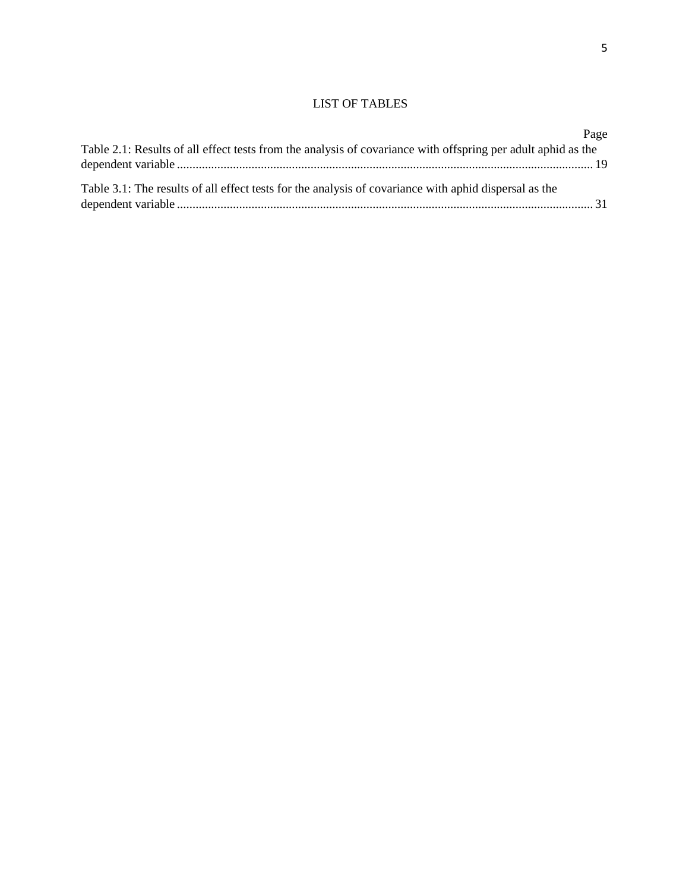# LIST OF TABLES

Page

Table 2.1: Results of all effect tests from the analysis of covariance with offspring per adult aphid as the dependent variable ........................................................................................................................................ 19

Table 3.1: The results of all effect tests for the analysis of covariance with aphid dispersal as the dependent variable ........................................................................................................................................ 31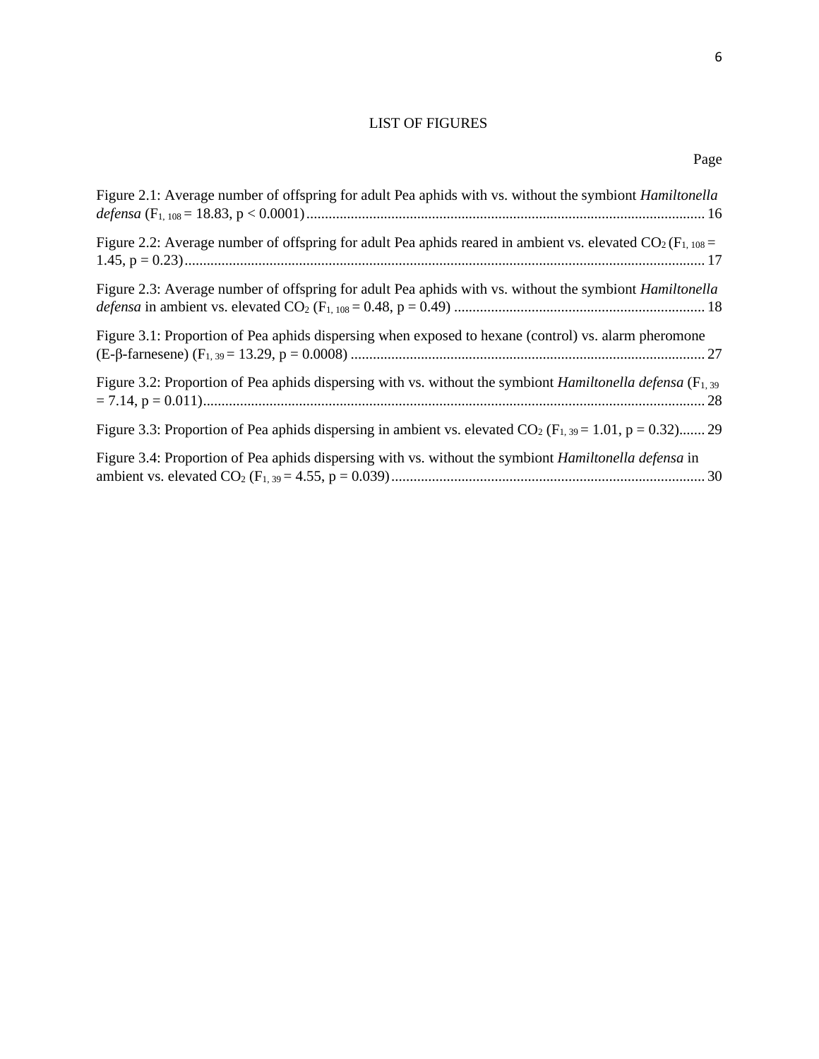# LIST OF FIGURES

Page

Figure 2.1: Average number of offspring for adult Pea aphids with vs. without the symbiont *Hamiltonella defensa* ($F_{1, 108} = 18.83$, $p < 0.0001$) ........................................ 16

Figure 2.2: Average number of offspring for adult Pea aphids reared in ambient vs. elevated $CO_2$ ($F_{1, 108} = 1.45$, $p = 0.23$) ........................................ 17

Figure 2.3: Average number of offspring for adult Pea aphids with vs. without the symbiont *Hamiltonella defensa* in ambient vs. elevated $CO_2$ ($F_{1, 108} = 0.48$, $p = 0.49$) ........................................ 18

Figure 3.1: Proportion of Pea aphids dispersing when exposed to hexane (control) vs. alarm pheromone (E-β-farnesene) ($F_{1, 39} = 13.29$, $p = 0.0008$) ........................................ 27

Figure 3.2: Proportion of Pea aphids dispersing with vs. without the symbiont *Hamiltonella defensa* ($F_{1, 39} = 7.14$, $p = 0.011$) ........................................ 28

Figure 3.3: Proportion of Pea aphids dispersing in ambient vs. elevated $CO_2$ ($F_{1, 39} = 1.01$, $p = 0.32$) ....... 29

Figure 3.4: Proportion of Pea aphids dispersing with vs. without the symbiont *Hamiltonella defensa* in ambient vs. elevated $CO_2$ ($F_{1, 39} = 4.55$, $p = 0.039$) ........................................ 30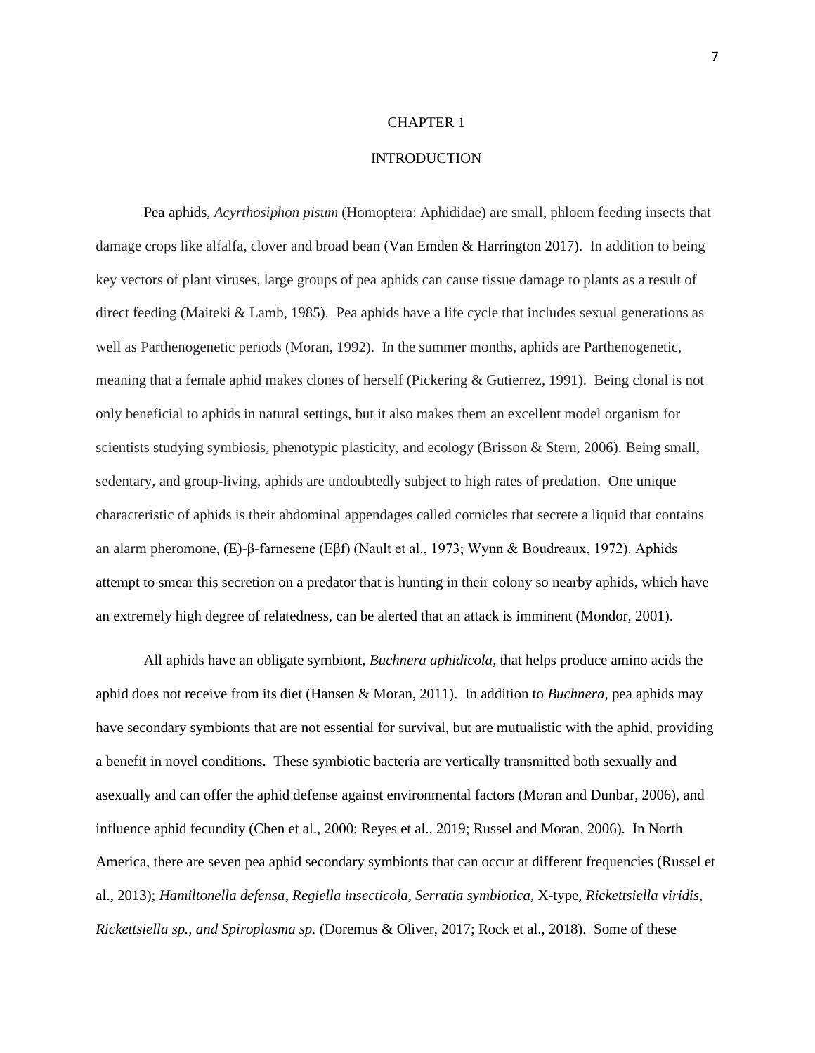# CHAPTER 1

# INTRODUCTION

Pea aphids, *Acyrthosiphon pisum* (Homoptera: Aphididae) are small, phloem feeding insects that damage crops like alfalfa, clover and broad bean (Van Emden & Harrington 2017). In addition to being key vectors of plant viruses, large groups of pea aphids can cause tissue damage to plants as a result of direct feeding (Maiteki & Lamb, 1985). Pea aphids have a life cycle that includes sexual generations as well as Parthenogenetic periods (Moran, 1992). In the summer months, aphids are Parthenogenetic, meaning that a female aphid makes clones of herself (Pickering & Gutierrez, 1991). Being clonal is not only beneficial to aphids in natural settings, but it also makes them an excellent model organism for scientists studying symbiosis, phenotypic plasticity, and ecology (Brisson & Stern, 2006). Being small, sedentary, and group-living, aphids are undoubtedly subject to high rates of predation. One unique characteristic of aphids is their abdominal appendages called cornicles that secrete a liquid that contains an alarm pheromone, (E)-β-farnesene (Eβf) (Nault et al., 1973; Wynn & Boudreaux, 1972). Aphids attempt to smear this secretion on a predator that is hunting in their colony so nearby aphids, which have an extremely high degree of relatedness, can be alerted that an attack is imminent (Mondor, 2001).

All aphids have an obligate symbiont, *Buchnera aphidicola*, that helps produce amino acids the aphid does not receive from its diet (Hansen & Moran, 2011). In addition to *Buchnera*, pea aphids may have secondary symbionts that are not essential for survival, but are mutualistic with the aphid, providing a benefit in novel conditions. These symbiotic bacteria are vertically transmitted both sexually and asexually and can offer the aphid defense against environmental factors (Moran and Dunbar, 2006), and influence aphid fecundity (Chen et al., 2000; Reyes et al., 2019; Russel and Moran, 2006). In North America, there are seven pea aphid secondary symbionts that can occur at different frequencies (Russel et al., 2013); *Hamiltonella defensa*, *Regiella insecticola*, *Serratia symbiotica*, X-type, *Rickettsiella viridis, Rickettsiella sp., and Spiroplasma sp.* (Doremus & Oliver, 2017; Rock et al., 2018). Some of these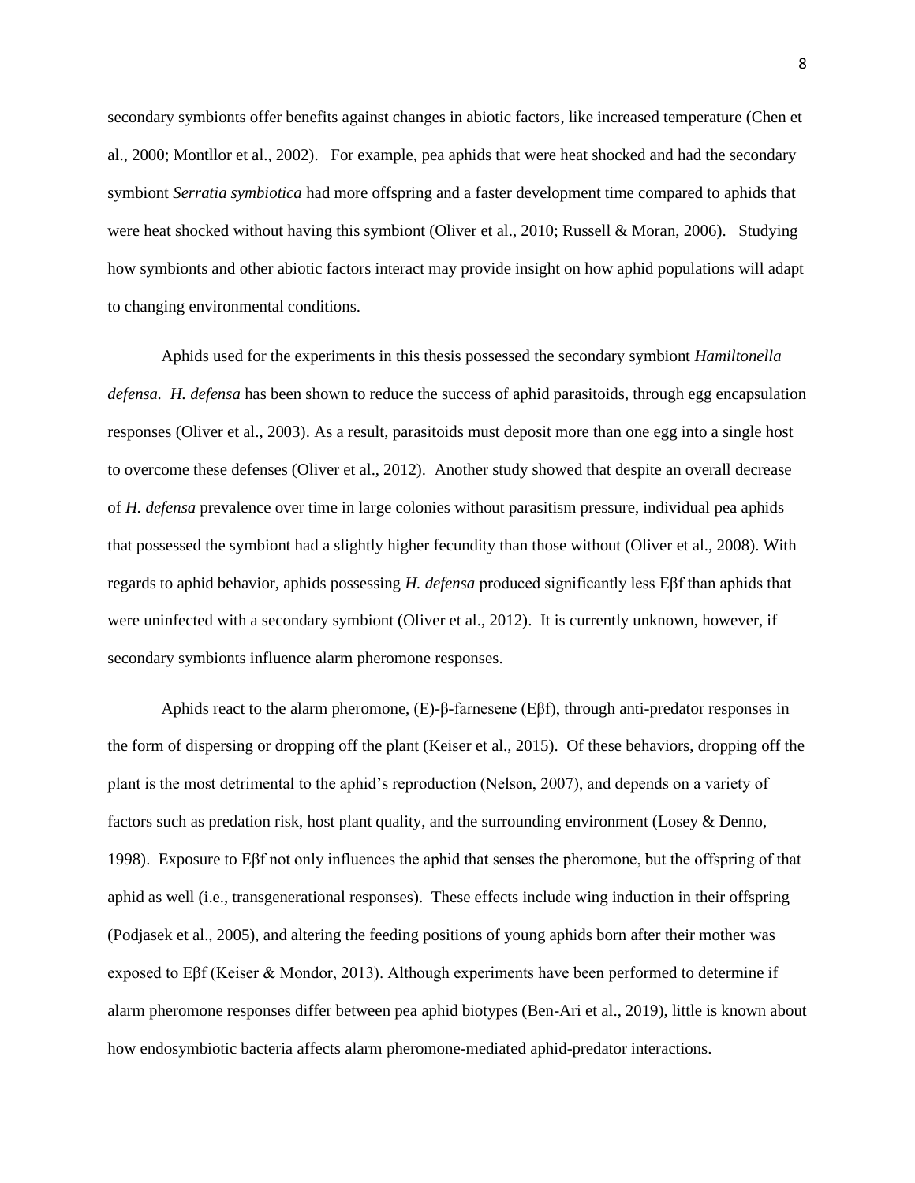secondary symbionts offer benefits against changes in abiotic factors, like increased temperature (Chen et al., 2000; Montllor et al., 2002). For example, pea aphids that were heat shocked and had the secondary symbiont *Serratia symbiotica* had more offspring and a faster development time compared to aphids that were heat shocked without having this symbiont (Oliver et al., 2010; Russell & Moran, 2006). Studying how symbionts and other abiotic factors interact may provide insight on how aphid populations will adapt to changing environmental conditions.

Aphids used for the experiments in this thesis possessed the secondary symbiont *Hamiltonella defensa*. *H. defensa* has been shown to reduce the success of aphid parasitoids, through egg encapsulation responses (Oliver et al., 2003). As a result, parasitoids must deposit more than one egg into a single host to overcome these defenses (Oliver et al., 2012). Another study showed that despite an overall decrease of *H. defensa* prevalence over time in large colonies without parasitism pressure, individual pea aphids that possessed the symbiont had a slightly higher fecundity than those without (Oliver et al., 2008). With regards to aphid behavior, aphids possessing *H. defensa* produced significantly less Eβf than aphids that were uninfected with a secondary symbiont (Oliver et al., 2012). It is currently unknown, however, if secondary symbionts influence alarm pheromone responses.

Aphids react to the alarm pheromone, (E)-β-farnesene (Eβf), through anti-predator responses in the form of dispersing or dropping off the plant (Keiser et al., 2015). Of these behaviors, dropping off the plant is the most detrimental to the aphid's reproduction (Nelson, 2007), and depends on a variety of factors such as predation risk, host plant quality, and the surrounding environment (Losey & Denno, 1998). Exposure to Eβf not only influences the aphid that senses the pheromone, but the offspring of that aphid as well (i.e., transgenerational responses). These effects include wing induction in their offspring (Podjasek et al., 2005), and altering the feeding positions of young aphids born after their mother was exposed to Eβf (Keiser & Mondor, 2013). Although experiments have been performed to determine if alarm pheromone responses differ between pea aphid biotypes (Ben-Ari et al., 2019), little is known about how endosymbiotic bacteria affects alarm pheromone-mediated aphid-predator interactions.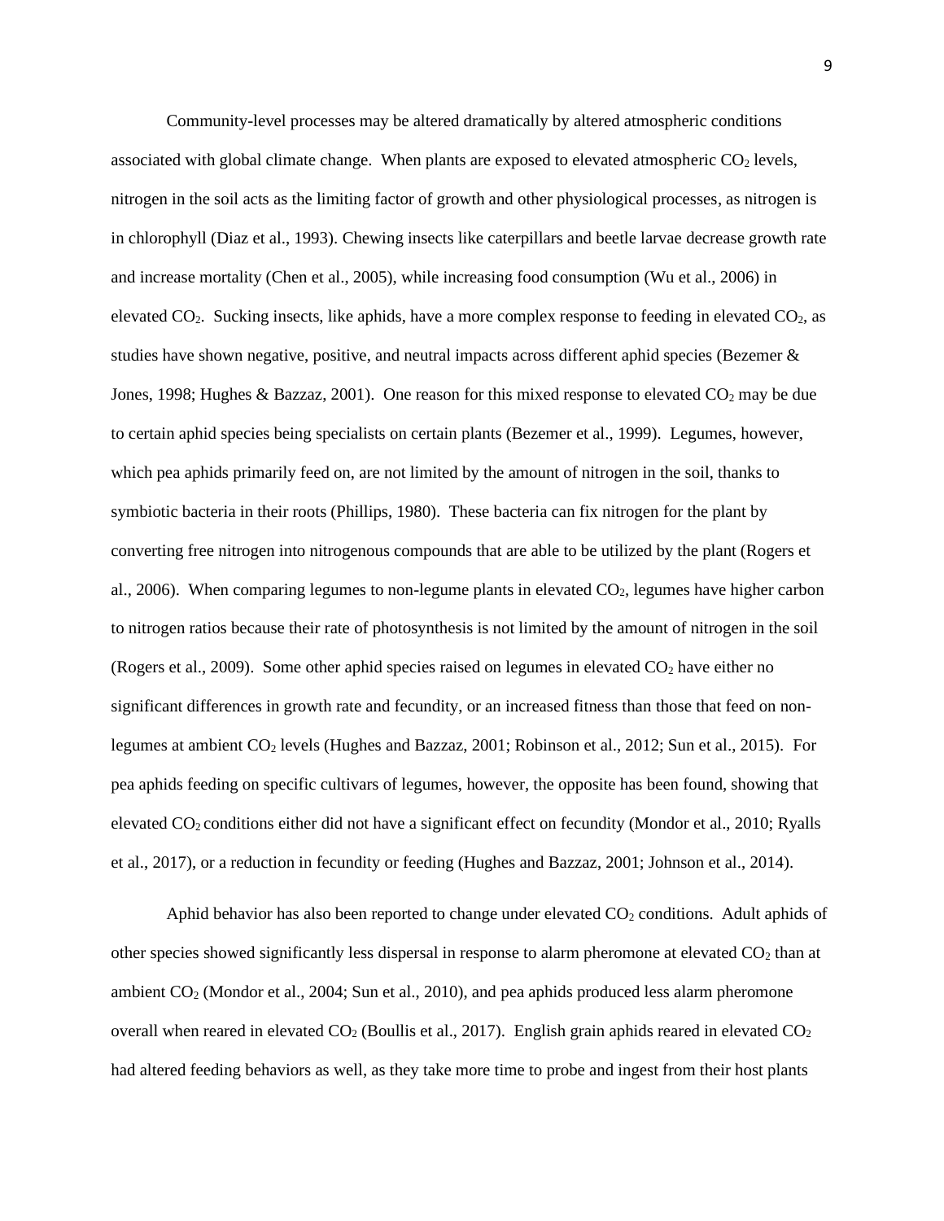Community-level processes may be altered dramatically by altered atmospheric conditions associated with global climate change. When plants are exposed to elevated atmospheric $CO_2$ levels, nitrogen in the soil acts as the limiting factor of growth and other physiological processes, as nitrogen is in chlorophyll (Diaz et al., 1993). Chewing insects like caterpillars and beetle larvae decrease growth rate and increase mortality (Chen et al., 2005), while increasing food consumption (Wu et al., 2006) in elevated $CO_2$. Sucking insects, like aphids, have a more complex response to feeding in elevated $CO_2$, as studies have shown negative, positive, and neutral impacts across different aphid species (Bezemer & Jones, 1998; Hughes & Bazzaz, 2001). One reason for this mixed response to elevated $CO_2$ may be due to certain aphid species being specialists on certain plants (Bezemer et al., 1999). Legumes, however, which pea aphids primarily feed on, are not limited by the amount of nitrogen in the soil, thanks to symbiotic bacteria in their roots (Phillips, 1980). These bacteria can fix nitrogen for the plant by converting free nitrogen into nitrogenous compounds that are able to be utilized by the plant (Rogers et al., 2006). When comparing legumes to non-legume plants in elevated $CO_2$, legumes have higher carbon to nitrogen ratios because their rate of photosynthesis is not limited by the amount of nitrogen in the soil (Rogers et al., 2009). Some other aphid species raised on legumes in elevated $CO_2$ have either no significant differences in growth rate and fecundity, or an increased fitness than those that feed on non-legumes at ambient $CO_2$ levels (Hughes and Bazzaz, 2001; Robinson et al., 2012; Sun et al., 2015). For pea aphids feeding on specific cultivars of legumes, however, the opposite has been found, showing that elevated $CO_2$ conditions either did not have a significant effect on fecundity (Mondor et al., 2010; Ryalls et al., 2017), or a reduction in fecundity or feeding (Hughes and Bazzaz, 2001; Johnson et al., 2014).

Aphid behavior has also been reported to change under elevated $CO_2$ conditions. Adult aphids of other species showed significantly less dispersal in response to alarm pheromone at elevated $CO_2$ than at ambient $CO_2$ (Mondor et al., 2004; Sun et al., 2010), and pea aphids produced less alarm pheromone overall when reared in elevated $CO_2$ (Boullis et al., 2017). English grain aphids reared in elevated $CO_2$ had altered feeding behaviors as well, as they take more time to probe and ingest from their host plants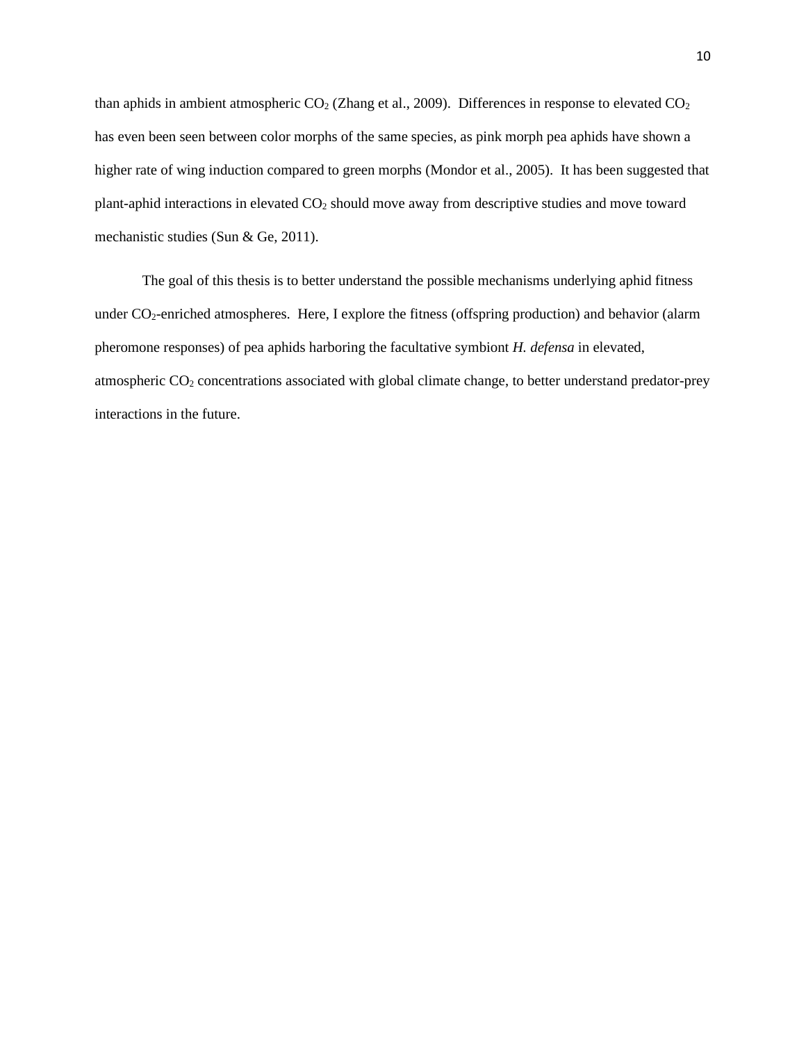than aphids in ambient atmospheric $CO_2$ (Zhang et al., 2009). Differences in response to elevated $CO_2$ has even been seen between color morphs of the same species, as pink morph pea aphids have shown a higher rate of wing induction compared to green morphs (Mondor et al., 2005). It has been suggested that plant-aphid interactions in elevated $CO_2$ should move away from descriptive studies and move toward mechanistic studies (Sun & Ge, 2011).

The goal of this thesis is to better understand the possible mechanisms underlying aphid fitness under $CO_2$-enriched atmospheres. Here, I explore the fitness (offspring production) and behavior (alarm pheromone responses) of pea aphids harboring the facultative symbiont *H. defensa* in elevated, atmospheric $CO_2$ concentrations associated with global climate change, to better understand predator-prey interactions in the future.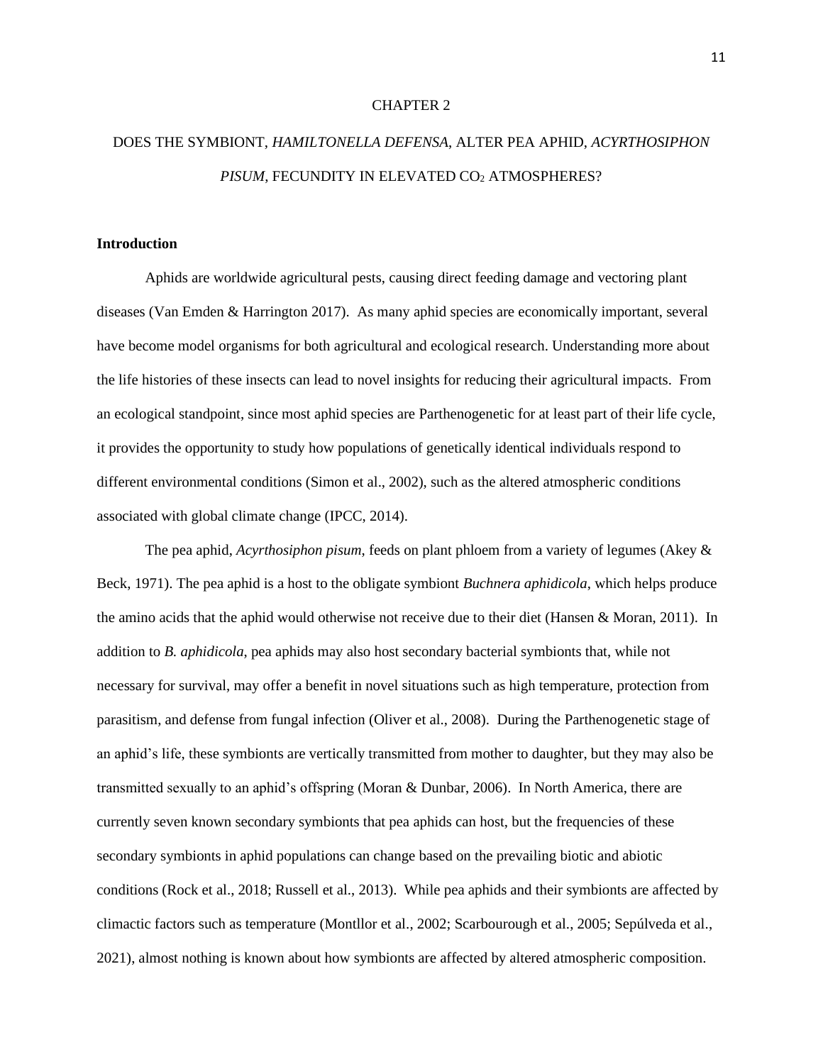# CHAPTER 2

# DOES THE SYMBIONT, *HAMILTONELLA DEFENSA*, ALTER PEA APHID, *ACYRTHOSIPHON PISUM*, FECUNDITY IN ELEVATED $CO_2$ ATMOSPHERES?

## Introduction

Aphids are worldwide agricultural pests, causing direct feeding damage and vectoring plant diseases (Van Emden & Harrington 2017). As many aphid species are economically important, several have become model organisms for both agricultural and ecological research. Understanding more about the life histories of these insects can lead to novel insights for reducing their agricultural impacts. From an ecological standpoint, since most aphid species are Parthenogenetic for at least part of their life cycle, it provides the opportunity to study how populations of genetically identical individuals respond to different environmental conditions (Simon et al., 2002), such as the altered atmospheric conditions associated with global climate change (IPCC, 2014).

The pea aphid, *Acyrthosiphon pisum*, feeds on plant phloem from a variety of legumes (Akey & Beck, 1971). The pea aphid is a host to the obligate symbiont *Buchnera aphidicola*, which helps produce the amino acids that the aphid would otherwise not receive due to their diet (Hansen & Moran, 2011). In addition to *B. aphidicola*, pea aphids may also host secondary bacterial symbionts that, while not necessary for survival, may offer a benefit in novel situations such as high temperature, protection from parasitism, and defense from fungal infection (Oliver et al., 2008). During the Parthenogenetic stage of an aphid's life, these symbionts are vertically transmitted from mother to daughter, but they may also be transmitted sexually to an aphid's offspring (Moran & Dunbar, 2006). In North America, there are currently seven known secondary symbionts that pea aphids can host, but the frequencies of these secondary symbionts in aphid populations can change based on the prevailing biotic and abiotic conditions (Rock et al., 2018; Russell et al., 2013). While pea aphids and their symbionts are affected by climactic factors such as temperature (Montllor et al., 2002; Scarbourough et al., 2005; Sepúlveda et al., 2021), almost nothing is known about how symbionts are affected by altered atmospheric composition.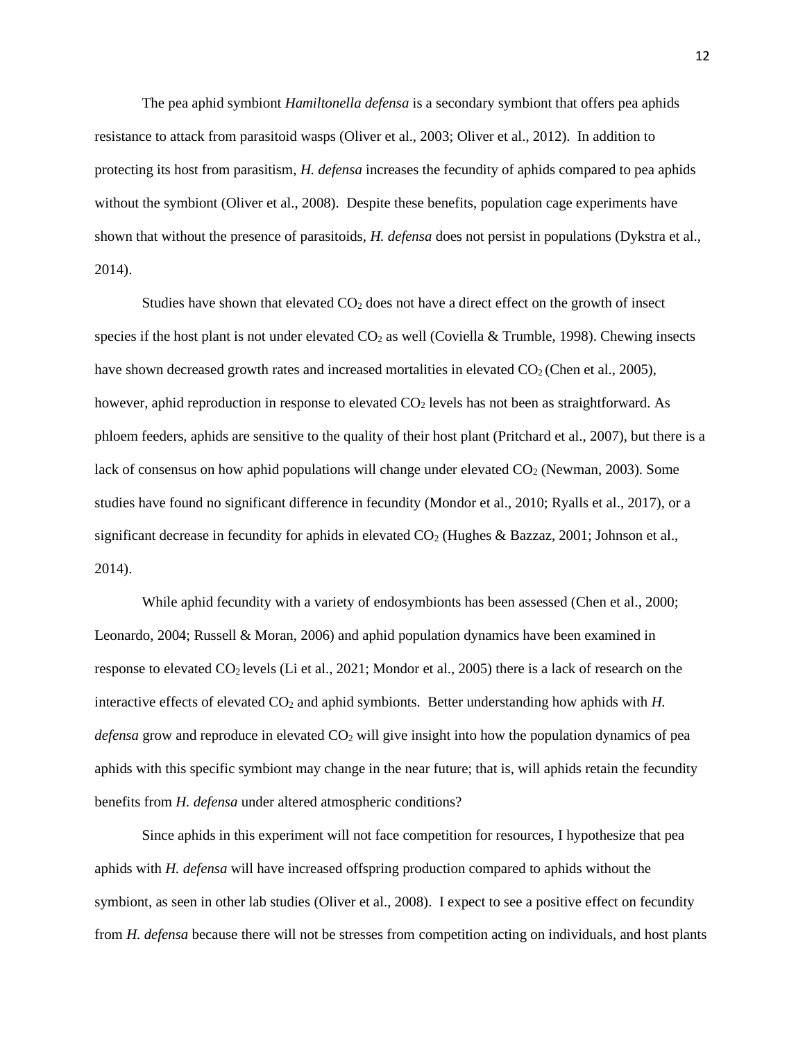The pea aphid symbiont *Hamiltonella defensa* is a secondary symbiont that offers pea aphids resistance to attack from parasitoid wasps (Oliver et al., 2003; Oliver et al., 2012). In addition to protecting its host from parasitism, *H. defensa* increases the fecundity of aphids compared to pea aphids without the symbiont (Oliver et al., 2008). Despite these benefits, population cage experiments have shown that without the presence of parasitoids, *H. defensa* does not persist in populations (Dykstra et al., 2014).

Studies have shown that elevated $CO_2$ does not have a direct effect on the growth of insect species if the host plant is not under elevated $CO_2$ as well (Coviella & Trumble, 1998). Chewing insects have shown decreased growth rates and increased mortalities in elevated $CO_2$ (Chen et al., 2005), however, aphid reproduction in response to elevated $CO_2$ levels has not been as straightforward. As phloem feeders, aphids are sensitive to the quality of their host plant (Pritchard et al., 2007), but there is a lack of consensus on how aphid populations will change under elevated $CO_2$ (Newman, 2003). Some studies have found no significant difference in fecundity (Mondor et al., 2010; Ryalls et al., 2017), or a significant decrease in fecundity for aphids in elevated $CO_2$ (Hughes & Bazzaz, 2001; Johnson et al., 2014).

While aphid fecundity with a variety of endosymbionts has been assessed (Chen et al., 2000; Leonardo, 2004; Russell & Moran, 2006) and aphid population dynamics have been examined in response to elevated $CO_2$ levels (Li et al., 2021; Mondor et al., 2005) there is a lack of research on the interactive effects of elevated $CO_2$ and aphid symbionts. Better understanding how aphids with *H. defensa* grow and reproduce in elevated $CO_2$ will give insight into how the population dynamics of pea aphids with this specific symbiont may change in the near future; that is, will aphids retain the fecundity benefits from *H. defensa* under altered atmospheric conditions?

Since aphids in this experiment will not face competition for resources, I hypothesize that pea aphids with *H. defensa* will have increased offspring production compared to aphids without the symbiont, as seen in other lab studies (Oliver et al., 2008). I expect to see a positive effect on fecundity from *H. defensa* because there will not be stresses from competition acting on individuals, and host plants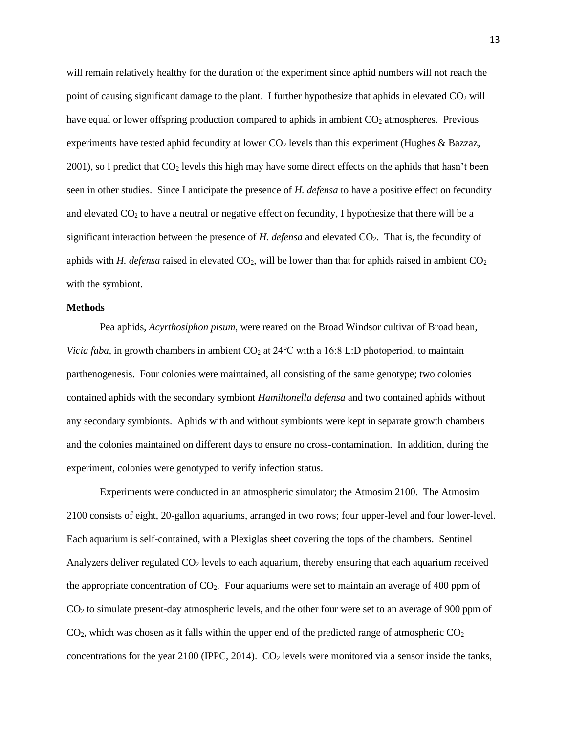will remain relatively healthy for the duration of the experiment since aphid numbers will not reach the point of causing significant damage to the plant. I further hypothesize that aphids in elevated $CO_2$ will have equal or lower offspring production compared to aphids in ambient $CO_2$ atmospheres. Previous experiments have tested aphid fecundity at lower $CO_2$ levels than this experiment (Hughes & Bazzaz, 2001), so I predict that $CO_2$ levels this high may have some direct effects on the aphids that hasn't been seen in other studies. Since I anticipate the presence of *H. defensa* to have a positive effect on fecundity and elevated $CO_2$ to have a neutral or negative effect on fecundity, I hypothesize that there will be a significant interaction between the presence of *H. defensa* and elevated $CO_2$. That is, the fecundity of aphids with *H. defensa* raised in elevated $CO_2$, will be lower than that for aphids raised in ambient $CO_2$ with the symbiont.

**Methods**

Pea aphids, *Acyrthosiphon pisum*, were reared on the Broad Windsor cultivar of Broad bean, *Vicia faba*, in growth chambers in ambient $CO_2$ at 24°C with a 16:8 L:D photoperiod, to maintain parthenogenesis. Four colonies were maintained, all consisting of the same genotype; two colonies contained aphids with the secondary symbiont *Hamiltonella defensa* and two contained aphids without any secondary symbionts. Aphids with and without symbionts were kept in separate growth chambers and the colonies maintained on different days to ensure no cross-contamination. In addition, during the experiment, colonies were genotyped to verify infection status.

Experiments were conducted in an atmospheric simulator; the Atmosim 2100. The Atmosim 2100 consists of eight, 20-gallon aquariums, arranged in two rows; four upper-level and four lower-level. Each aquarium is self-contained, with a Plexiglas sheet covering the tops of the chambers. Sentinel Analyzers deliver regulated $CO_2$ levels to each aquarium, thereby ensuring that each aquarium received the appropriate concentration of $CO_2$. Four aquariums were set to maintain an average of 400 ppm of $CO_2$ to simulate present-day atmospheric levels, and the other four were set to an average of 900 ppm of $CO_2$, which was chosen as it falls within the upper end of the predicted range of atmospheric $CO_2$ concentrations for the year 2100 (IPPC, 2014). $CO_2$ levels were monitored via a sensor inside the tanks,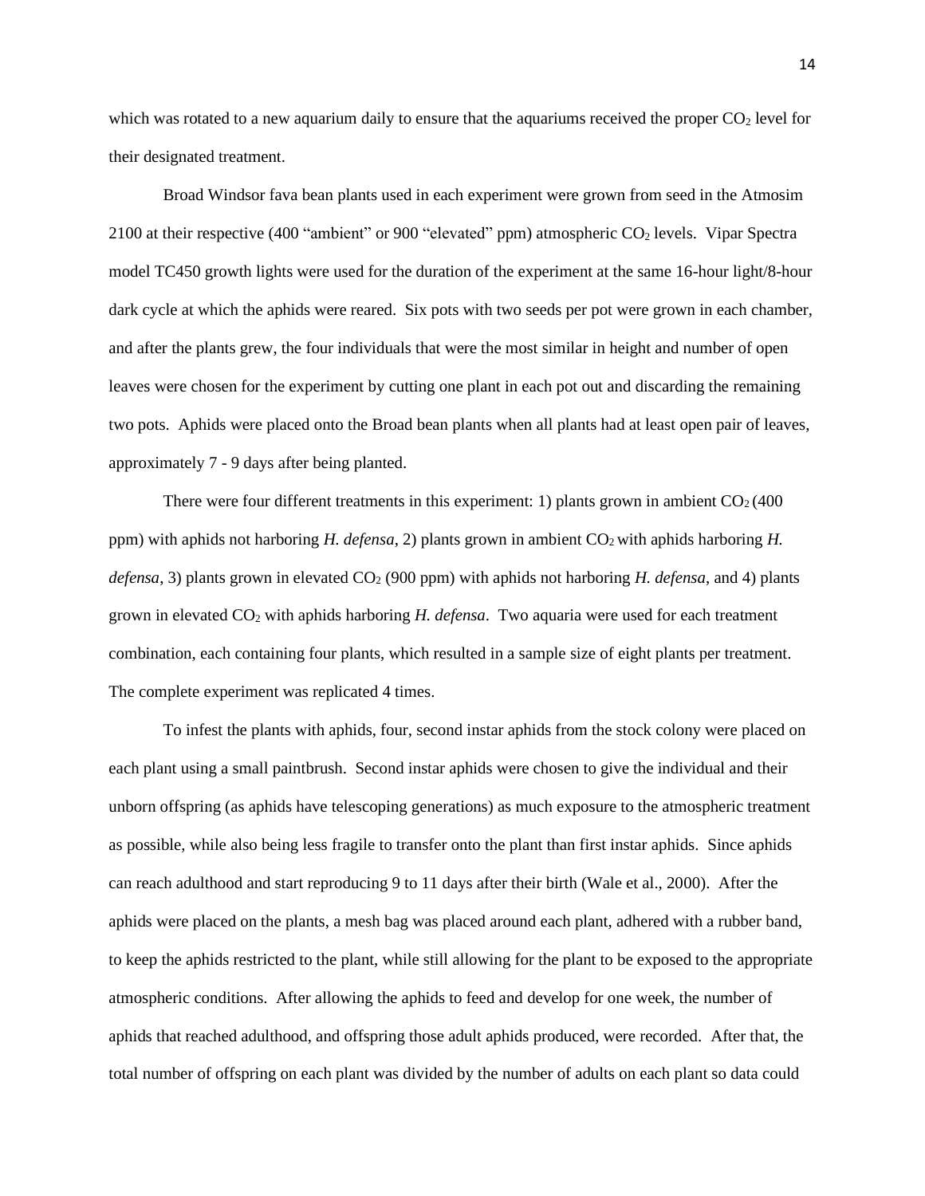which was rotated to a new aquarium daily to ensure that the aquariums received the proper $CO_2$ level for their designated treatment.

Broad Windsor fava bean plants used in each experiment were grown from seed in the Atmosim 2100 at their respective (400 "ambient" or 900 "elevated" ppm) atmospheric $CO_2$ levels. Vipar Spectra model TC450 growth lights were used for the duration of the experiment at the same 16-hour light/8-hour dark cycle at which the aphids were reared. Six pots with two seeds per pot were grown in each chamber, and after the plants grew, the four individuals that were the most similar in height and number of open leaves were chosen for the experiment by cutting one plant in each pot out and discarding the remaining two pots. Aphids were placed onto the Broad bean plants when all plants had at least open pair of leaves, approximately 7 - 9 days after being planted.

There were four different treatments in this experiment: 1) plants grown in ambient $CO_2$ (400 ppm) with aphids not harboring *H. defensa*, 2) plants grown in ambient $CO_2$ with aphids harboring *H. defensa*, 3) plants grown in elevated $CO_2$ (900 ppm) with aphids not harboring *H. defensa*, and 4) plants grown in elevated $CO_2$ with aphids harboring *H. defensa*. Two aquaria were used for each treatment combination, each containing four plants, which resulted in a sample size of eight plants per treatment. The complete experiment was replicated 4 times.

To infest the plants with aphids, four, second instar aphids from the stock colony were placed on each plant using a small paintbrush. Second instar aphids were chosen to give the individual and their unborn offspring (as aphids have telescoping generations) as much exposure to the atmospheric treatment as possible, while also being less fragile to transfer onto the plant than first instar aphids. Since aphids can reach adulthood and start reproducing 9 to 11 days after their birth (Wale et al., 2000). After the aphids were placed on the plants, a mesh bag was placed around each plant, adhered with a rubber band, to keep the aphids restricted to the plant, while still allowing for the plant to be exposed to the appropriate atmospheric conditions. After allowing the aphids to feed and develop for one week, the number of aphids that reached adulthood, and offspring those adult aphids produced, were recorded. After that, the total number of offspring on each plant was divided by the number of adults on each plant so data could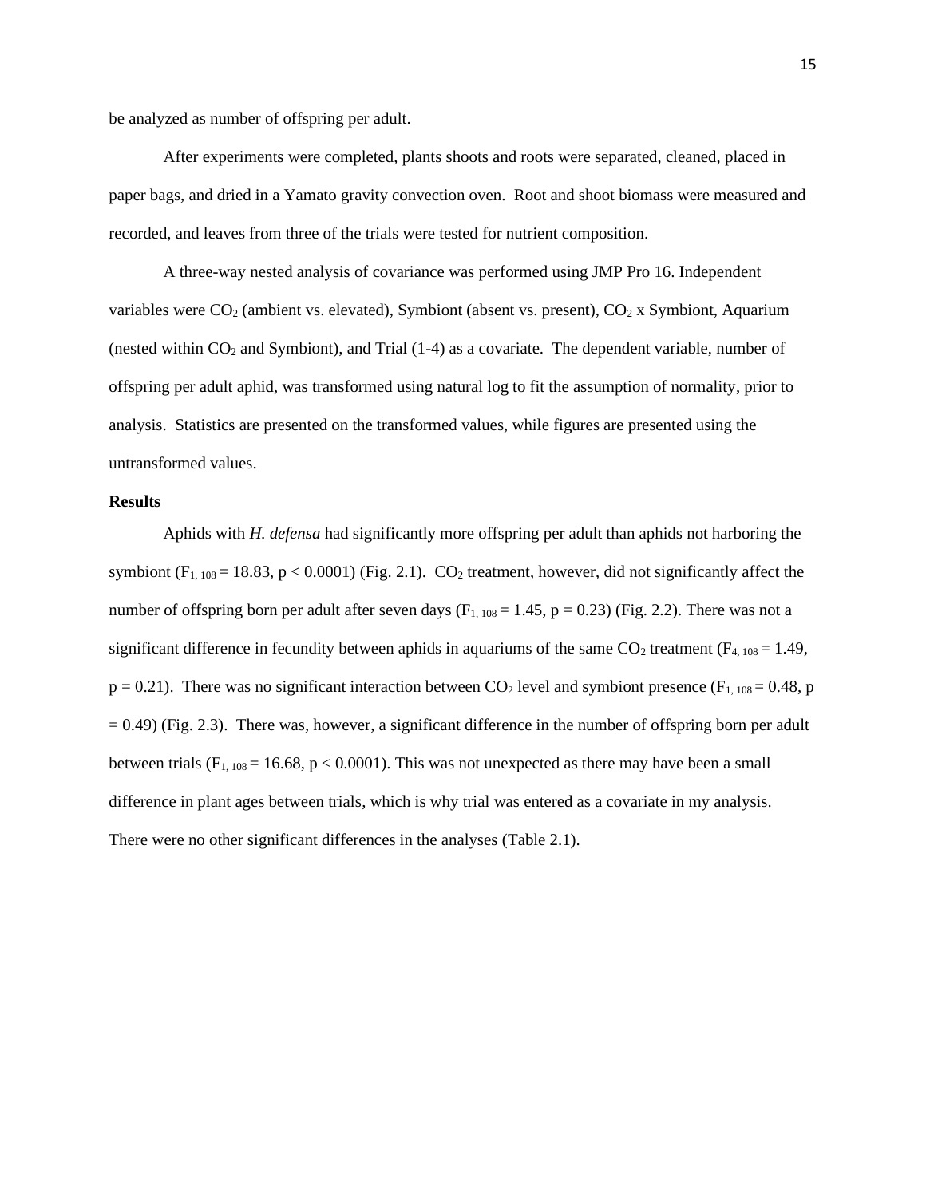be analyzed as number of offspring per adult.

After experiments were completed, plants shoots and roots were separated, cleaned, placed in paper bags, and dried in a Yamato gravity convection oven. Root and shoot biomass were measured and recorded, and leaves from three of the trials were tested for nutrient composition.

A three-way nested analysis of covariance was performed using JMP Pro 16. Independent variables were $CO_2$ (ambient vs. elevated), Symbiont (absent vs. present), $CO_2$ x Symbiont, Aquarium (nested within $CO_2$ and Symbiont), and Trial (1-4) as a covariate. The dependent variable, number of offspring per adult aphid, was transformed using natural log to fit the assumption of normality, prior to analysis. Statistics are presented on the transformed values, while figures are presented using the untransformed values.

**Results**

Aphids with *H. defensa* had significantly more offspring per adult than aphids not harboring the symbiont ($F_{1, 108} = 18.83$, $p < 0.0001$) (Fig. 2.1). $CO_2$ treatment, however, did not significantly affect the number of offspring born per adult after seven days ($F_{1, 108} = 1.45$, $p = 0.23$) (Fig. 2.2). There was not a significant difference in fecundity between aphids in aquariums of the same $CO_2$ treatment ($F_{4, 108} = 1.49$, $p = 0.21$). There was no significant interaction between $CO_2$ level and symbiont presence ($F_{1, 108} = 0.48$, $p = 0.49$) (Fig. 2.3). There was, however, a significant difference in the number of offspring born per adult between trials ($F_{1, 108} = 16.68$, $p < 0.0001$). This was not unexpected as there may have been a small difference in plant ages between trials, which is why trial was entered as a covariate in my analysis. There were no other significant differences in the analyses (Table 2.1).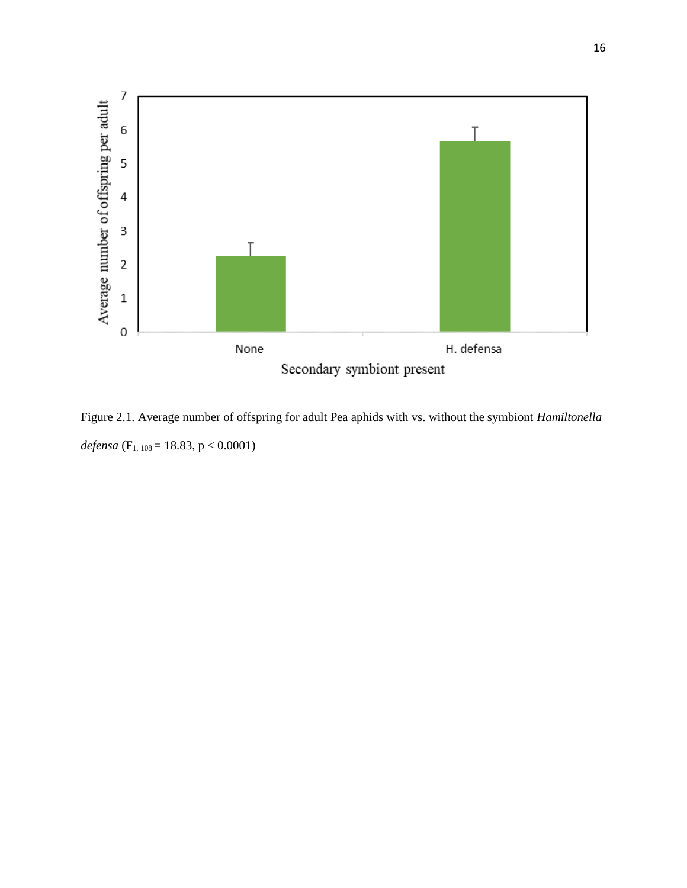Figure 2.1. Average number of offspring for adult Pea aphids with vs. without the symbiont *Hamiltonella defensa* ($F_{1, 108} = 18.83$, $p < 0.0001$)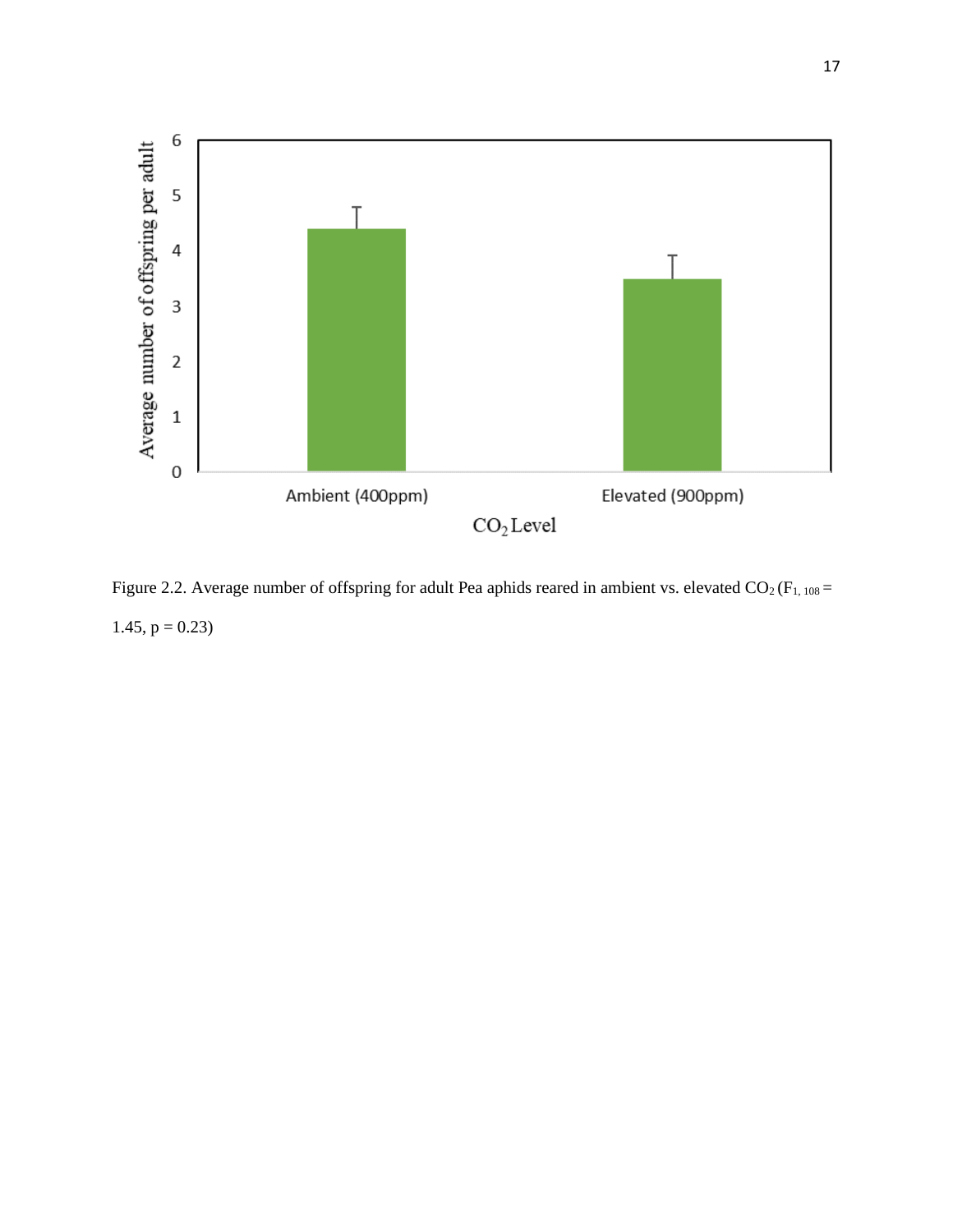Figure 2.2. Average number of offspring for adult Pea aphids reared in ambient vs. elevated $CO_2$ ($F_{1, 108}$ = 1.45, $p = 0.23$)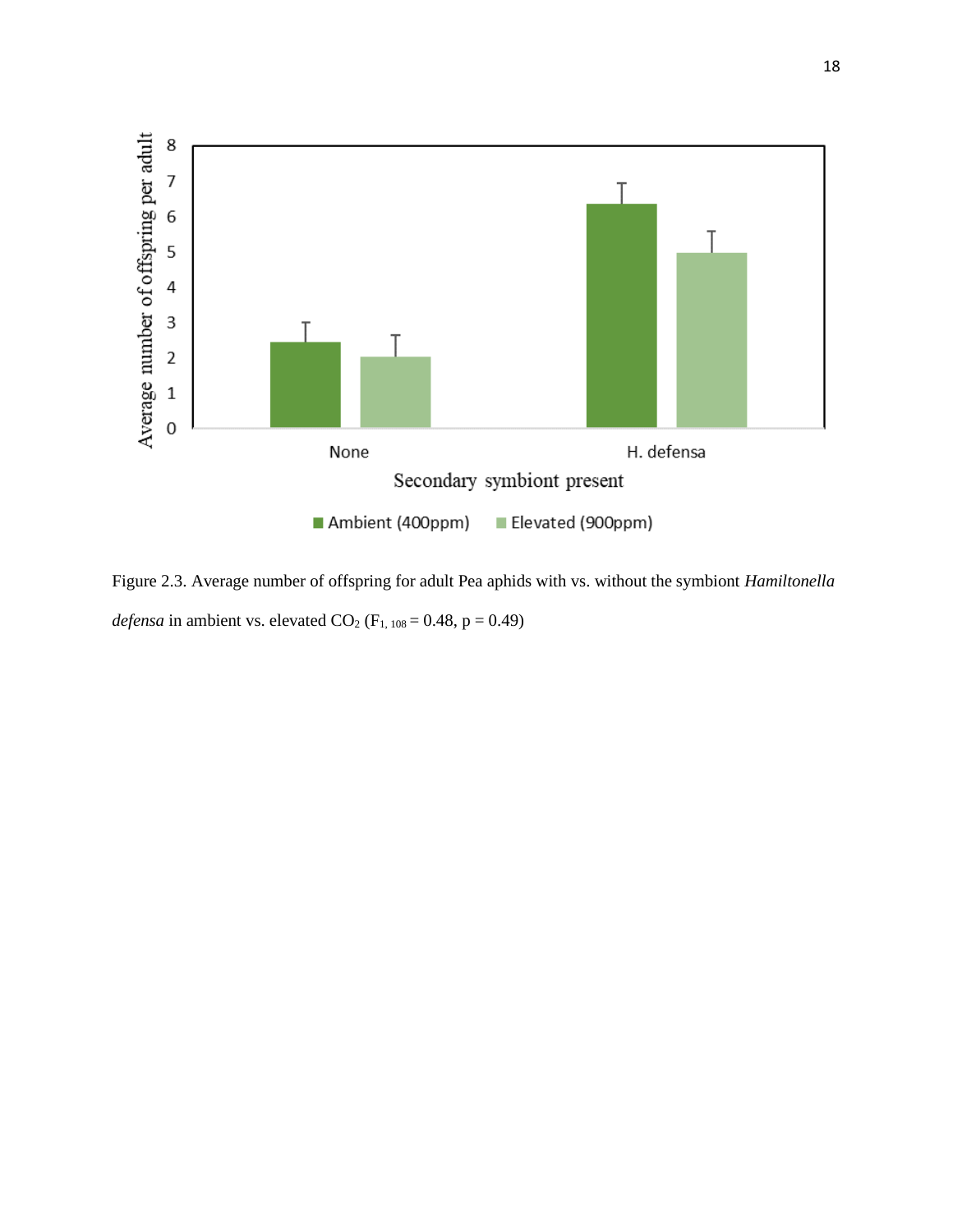Figure 2.3. Average number of offspring for adult Pea aphids with vs. without the symbiont *Hamiltonella defensa* in ambient vs. elevated $CO_2$ ($F_{1, 108} = 0.48$, $p = 0.49$)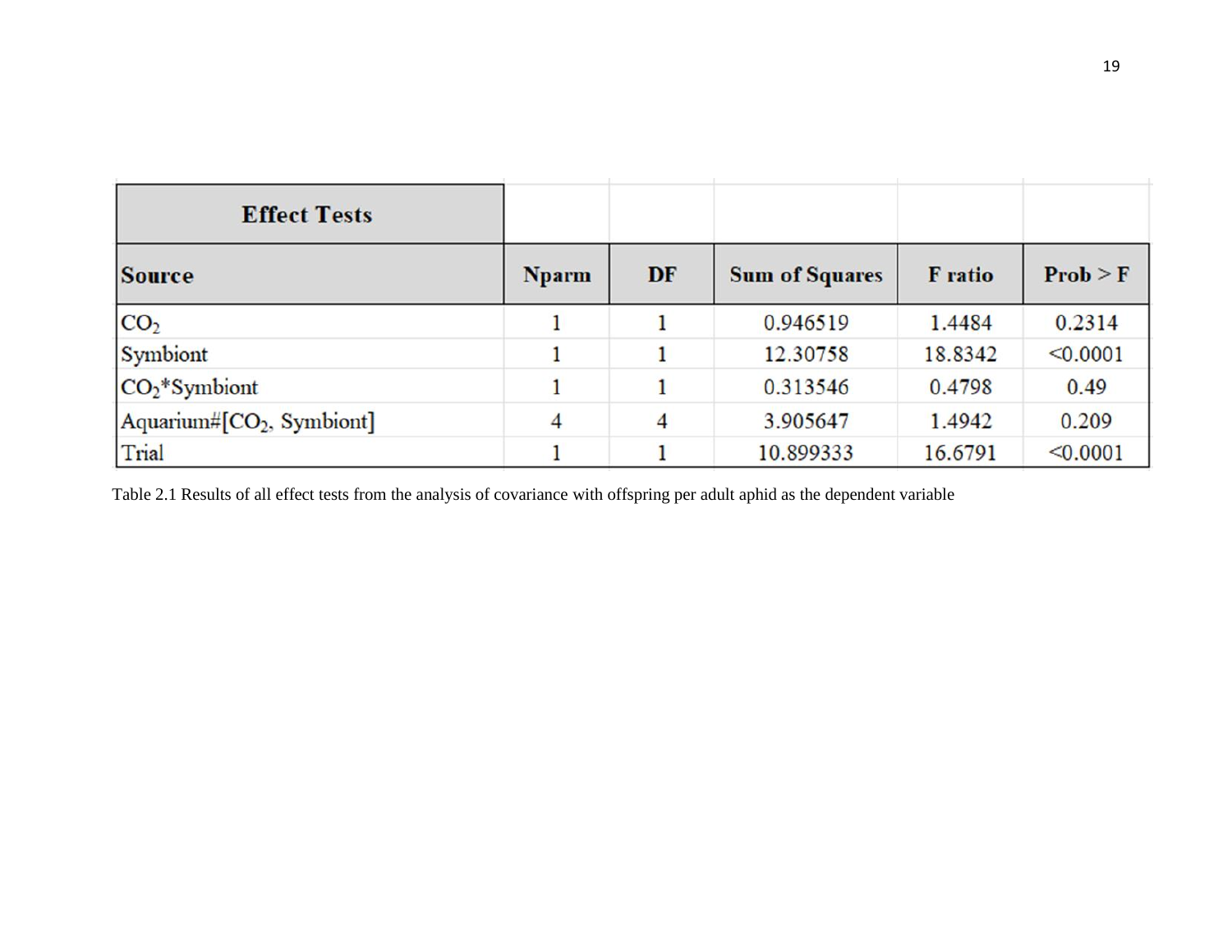| Effect Tests | | | | | |
|---|---|---|---|---|---|
| **Source** | **Nparm** | **DF** | **Sum of Squares** | **F ratio** | **Prob > F** |
| $CO_2$ | 1 | 1 | 0.946519 | 1.4484 | 0.2314 |
| Symbiont | 1 | 1 | 12.30758 | 18.8342 | <0.0001 |
| $CO_2$*Symbiont | 1 | 1 | 0.313546 | 0.4798 | 0.49 |
| Aquarium#[$CO_2$, Symbiont] | 4 | 4 | 3.905647 | 1.4942 | 0.209 |
| Trial | 1 | 1 | 10.899333 | 16.6791 | <0.0001 |

Table 2.1 Results of all effect tests from the analysis of covariance with offspring per adult aphid as the dependent variable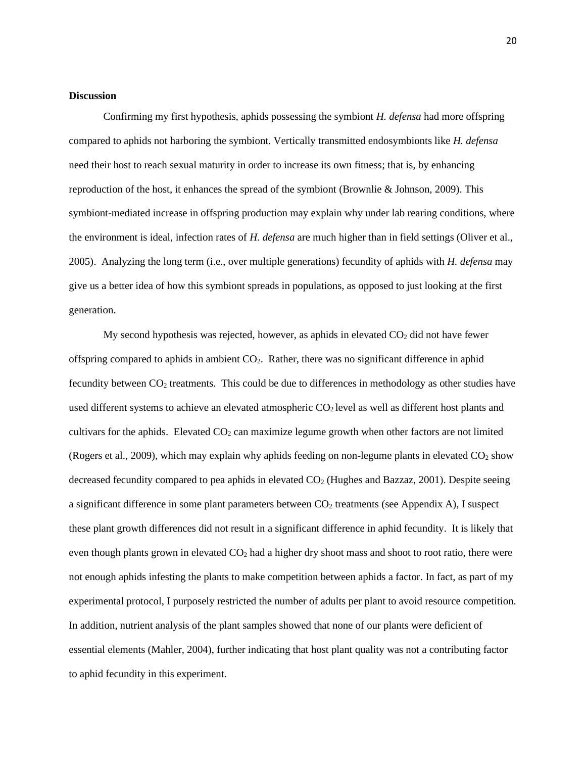**Discussion**

Confirming my first hypothesis, aphids possessing the symbiont *H. defensa* had more offspring compared to aphids not harboring the symbiont. Vertically transmitted endosymbionts like *H. defensa* need their host to reach sexual maturity in order to increase its own fitness; that is, by enhancing reproduction of the host, it enhances the spread of the symbiont (Brownlie & Johnson, 2009). This symbiont-mediated increase in offspring production may explain why under lab rearing conditions, where the environment is ideal, infection rates of *H. defensa* are much higher than in field settings (Oliver et al., 2005). Analyzing the long term (i.e., over multiple generations) fecundity of aphids with *H. defensa* may give us a better idea of how this symbiont spreads in populations, as opposed to just looking at the first generation.

My second hypothesis was rejected, however, as aphids in elevated $CO_2$ did not have fewer offspring compared to aphids in ambient $CO_2$. Rather, there was no significant difference in aphid fecundity between $CO_2$ treatments. This could be due to differences in methodology as other studies have used different systems to achieve an elevated atmospheric $CO_2$ level as well as different host plants and cultivars for the aphids. Elevated $CO_2$ can maximize legume growth when other factors are not limited (Rogers et al., 2009), which may explain why aphids feeding on non-legume plants in elevated $CO_2$ show decreased fecundity compared to pea aphids in elevated $CO_2$ (Hughes and Bazzaz, 2001). Despite seeing a significant difference in some plant parameters between $CO_2$ treatments (see Appendix A), I suspect these plant growth differences did not result in a significant difference in aphid fecundity. It is likely that even though plants grown in elevated $CO_2$ had a higher dry shoot mass and shoot to root ratio, there were not enough aphids infesting the plants to make competition between aphids a factor. In fact, as part of my experimental protocol, I purposely restricted the number of adults per plant to avoid resource competition. In addition, nutrient analysis of the plant samples showed that none of our plants were deficient of essential elements (Mahler, 2004), further indicating that host plant quality was not a contributing factor to aphid fecundity in this experiment.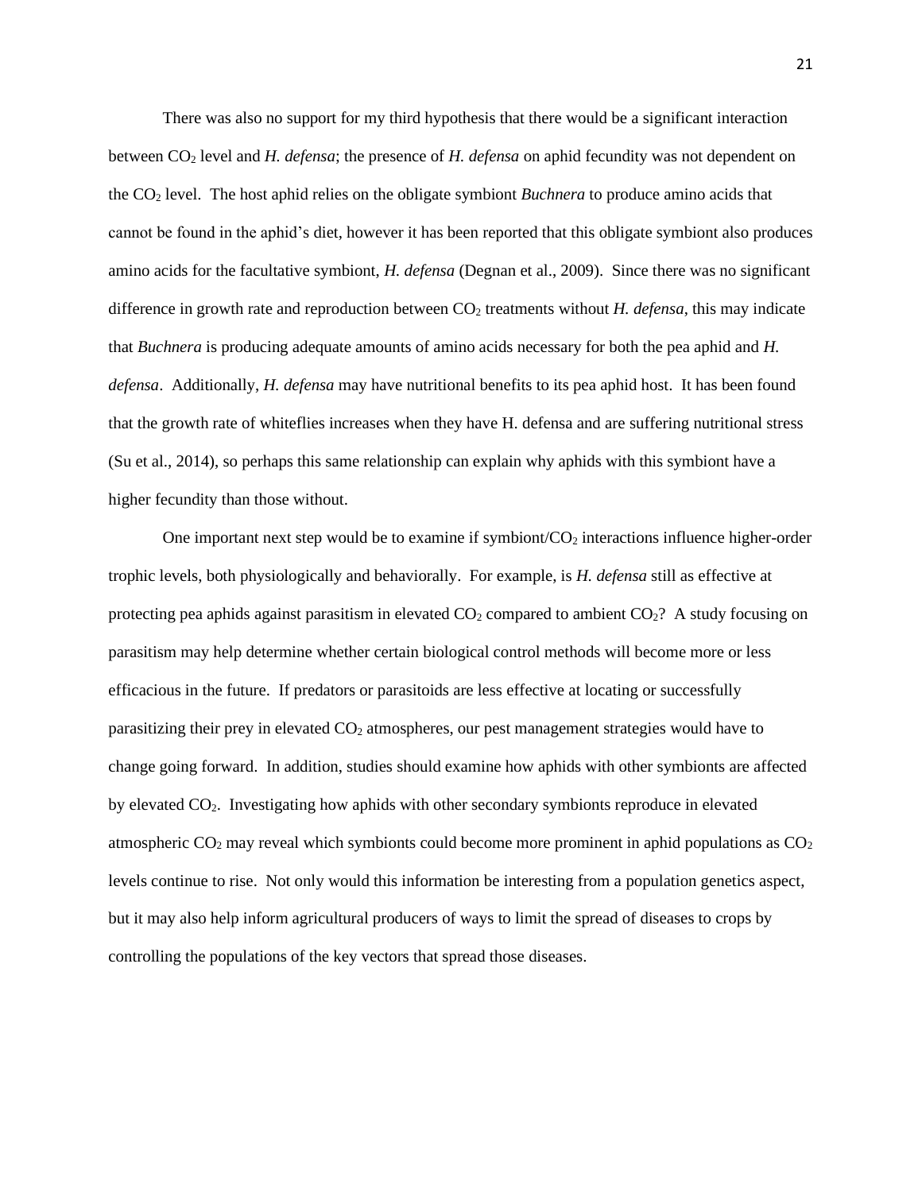There was also no support for my third hypothesis that there would be a significant interaction between $CO_2$ level and *H. defensa*; the presence of *H. defensa* on aphid fecundity was not dependent on the $CO_2$ level. The host aphid relies on the obligate symbiont *Buchnera* to produce amino acids that cannot be found in the aphid's diet, however it has been reported that this obligate symbiont also produces amino acids for the facultative symbiont, *H. defensa* (Degnan et al., 2009). Since there was no significant difference in growth rate and reproduction between $CO_2$ treatments without *H. defensa*, this may indicate that *Buchnera* is producing adequate amounts of amino acids necessary for both the pea aphid and *H. defensa*. Additionally, *H. defensa* may have nutritional benefits to its pea aphid host. It has been found that the growth rate of whiteflies increases when they have H. defensa and are suffering nutritional stress (Su et al., 2014), so perhaps this same relationship can explain why aphids with this symbiont have a higher fecundity than those without.

One important next step would be to examine if symbiont/$CO_2$ interactions influence higher-order trophic levels, both physiologically and behaviorally. For example, is *H. defensa* still as effective at protecting pea aphids against parasitism in elevated $CO_2$ compared to ambient $CO_2$? A study focusing on parasitism may help determine whether certain biological control methods will become more or less efficacious in the future. If predators or parasitoids are less effective at locating or successfully parasitizing their prey in elevated $CO_2$ atmospheres, our pest management strategies would have to change going forward. In addition, studies should examine how aphids with other symbionts are affected by elevated $CO_2$. Investigating how aphids with other secondary symbionts reproduce in elevated atmospheric $CO_2$ may reveal which symbionts could become more prominent in aphid populations as $CO_2$ levels continue to rise. Not only would this information be interesting from a population genetics aspect, but it may also help inform agricultural producers of ways to limit the spread of diseases to crops by controlling the populations of the key vectors that spread those diseases.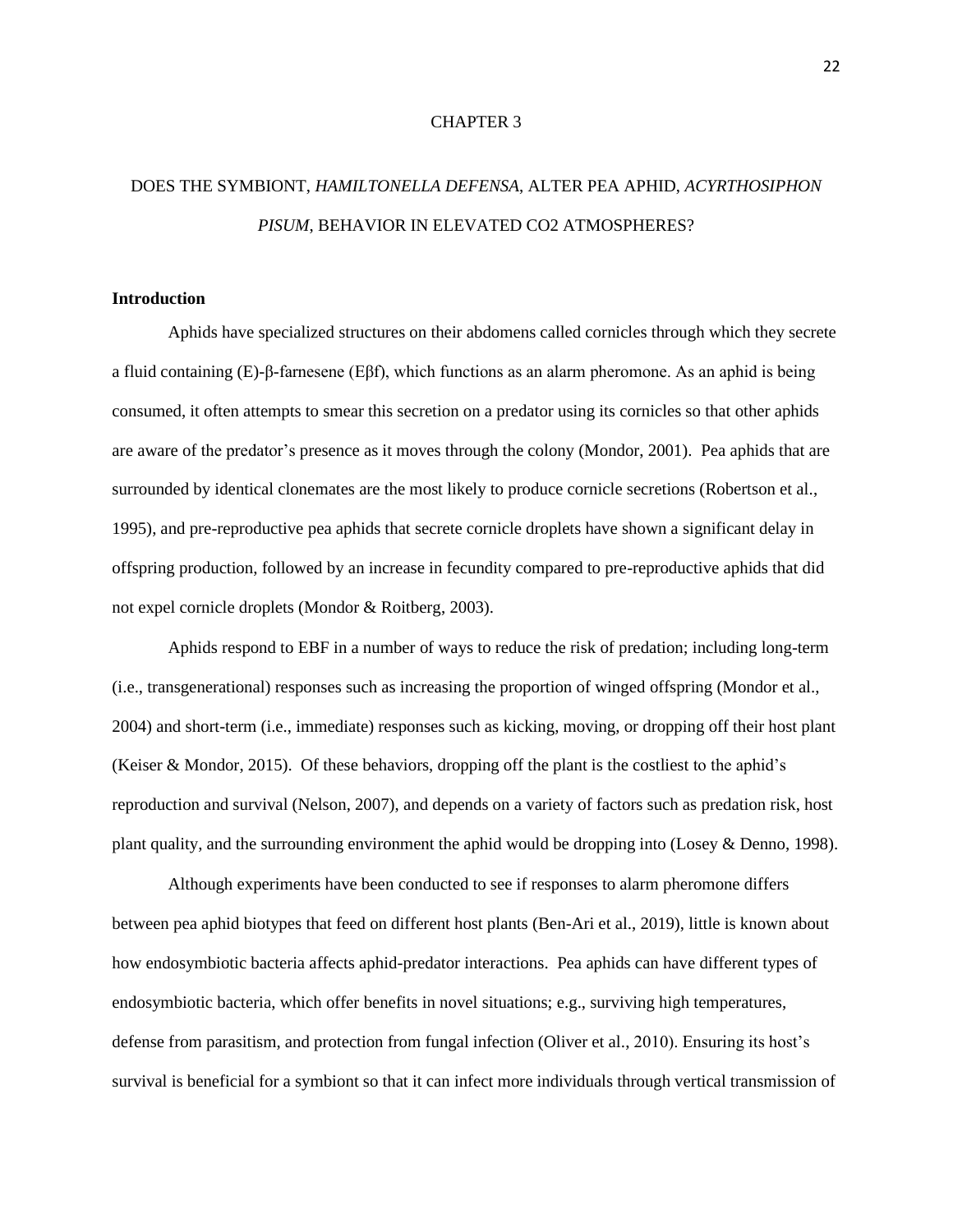# CHAPTER 3

# DOES THE SYMBIONT, *HAMILTONELLA DEFENSA*, ALTER PEA APHID, *ACYRTHOSIPHON PISUM*, BEHAVIOR IN ELEVATED CO2 ATMOSPHERES?

## Introduction

Aphids have specialized structures on their abdomens called cornicles through which they secrete a fluid containing (E)-β-farnesene (Eβf), which functions as an alarm pheromone. As an aphid is being consumed, it often attempts to smear this secretion on a predator using its cornicles so that other aphids are aware of the predator's presence as it moves through the colony (Mondor, 2001). Pea aphids that are surrounded by identical clonemates are the most likely to produce cornicle secretions (Robertson et al., 1995), and pre-reproductive pea aphids that secrete cornicle droplets have shown a significant delay in offspring production, followed by an increase in fecundity compared to pre-reproductive aphids that did not expel cornicle droplets (Mondor & Roitberg, 2003).

Aphids respond to EBF in a number of ways to reduce the risk of predation; including long-term (i.e., transgenerational) responses such as increasing the proportion of winged offspring (Mondor et al., 2004) and short-term (i.e., immediate) responses such as kicking, moving, or dropping off their host plant (Keiser & Mondor, 2015). Of these behaviors, dropping off the plant is the costliest to the aphid's reproduction and survival (Nelson, 2007), and depends on a variety of factors such as predation risk, host plant quality, and the surrounding environment the aphid would be dropping into (Losey & Denno, 1998).

Although experiments have been conducted to see if responses to alarm pheromone differs between pea aphid biotypes that feed on different host plants (Ben-Ari et al., 2019), little is known about how endosymbiotic bacteria affects aphid-predator interactions. Pea aphids can have different types of endosymbiotic bacteria, which offer benefits in novel situations; e.g., surviving high temperatures, defense from parasitism, and protection from fungal infection (Oliver et al., 2010). Ensuring its host's survival is beneficial for a symbiont so that it can infect more individuals through vertical transmission of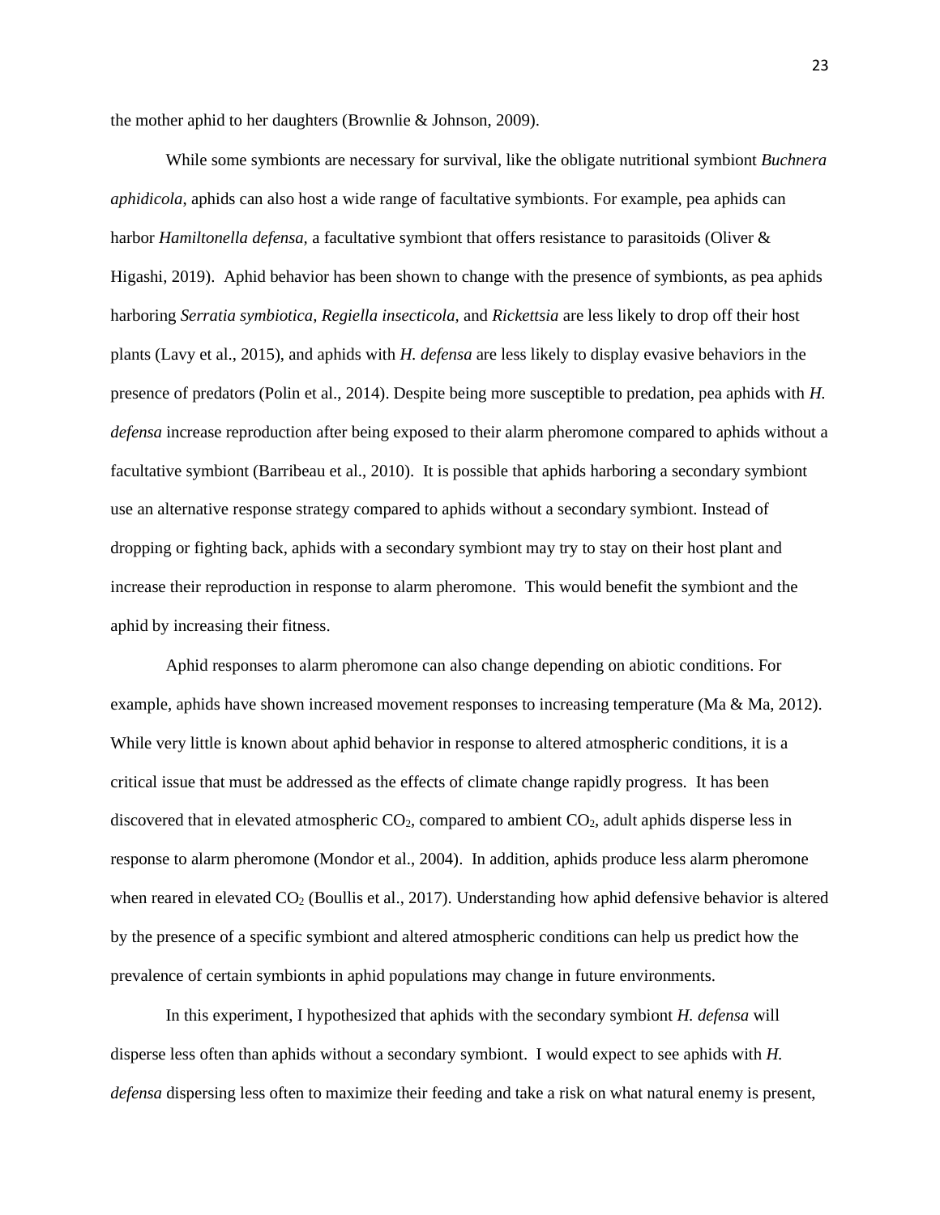the mother aphid to her daughters (Brownlie & Johnson, 2009).

While some symbionts are necessary for survival, like the obligate nutritional symbiont *Buchnera aphidicola*, aphids can also host a wide range of facultative symbionts. For example, pea aphids can harbor *Hamiltonella defensa,* a facultative symbiont that offers resistance to parasitoids (Oliver & Higashi, 2019). Aphid behavior has been shown to change with the presence of symbionts, as pea aphids harboring *Serratia symbiotica, Regiella insecticola,* and *Rickettsia* are less likely to drop off their host plants (Lavy et al., 2015), and aphids with *H. defensa* are less likely to display evasive behaviors in the presence of predators (Polin et al., 2014). Despite being more susceptible to predation, pea aphids with *H. defensa* increase reproduction after being exposed to their alarm pheromone compared to aphids without a facultative symbiont (Barribeau et al., 2010). It is possible that aphids harboring a secondary symbiont use an alternative response strategy compared to aphids without a secondary symbiont. Instead of dropping or fighting back, aphids with a secondary symbiont may try to stay on their host plant and increase their reproduction in response to alarm pheromone. This would benefit the symbiont and the aphid by increasing their fitness.

Aphid responses to alarm pheromone can also change depending on abiotic conditions. For example, aphids have shown increased movement responses to increasing temperature (Ma & Ma, 2012). While very little is known about aphid behavior in response to altered atmospheric conditions, it is a critical issue that must be addressed as the effects of climate change rapidly progress. It has been discovered that in elevated atmospheric $CO_2$, compared to ambient $CO_2$, adult aphids disperse less in response to alarm pheromone (Mondor et al., 2004). In addition, aphids produce less alarm pheromone when reared in elevated $CO_2$ (Boullis et al., 2017). Understanding how aphid defensive behavior is altered by the presence of a specific symbiont and altered atmospheric conditions can help us predict how the prevalence of certain symbionts in aphid populations may change in future environments.

In this experiment, I hypothesized that aphids with the secondary symbiont *H. defensa* will disperse less often than aphids without a secondary symbiont. I would expect to see aphids with *H. defensa* dispersing less often to maximize their feeding and take a risk on what natural enemy is present,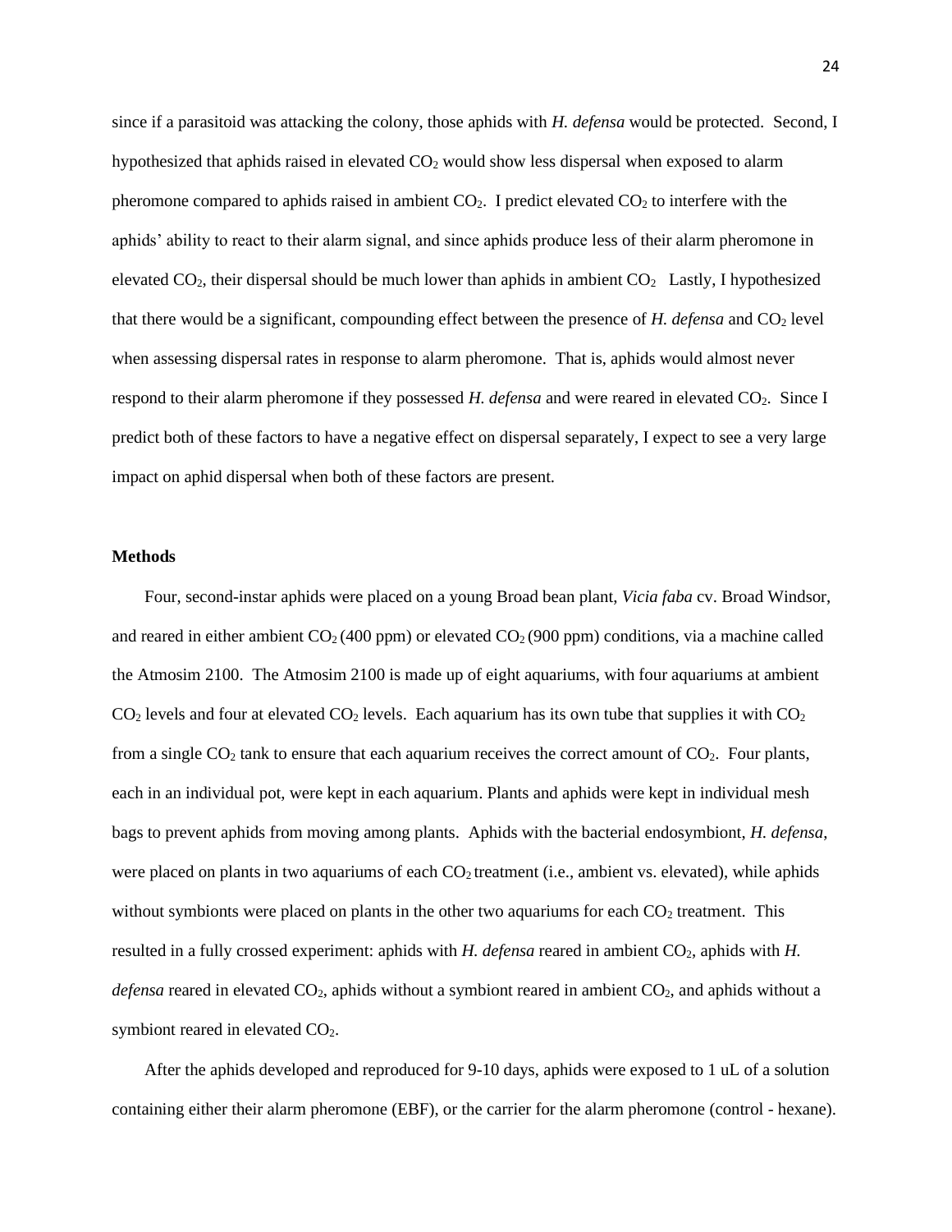since if a parasitoid was attacking the colony, those aphids with *H. defensa* would be protected. Second, I hypothesized that aphids raised in elevated $CO_2$ would show less dispersal when exposed to alarm pheromone compared to aphids raised in ambient $CO_2$. I predict elevated $CO_2$ to interfere with the aphids' ability to react to their alarm signal, and since aphids produce less of their alarm pheromone in elevated $CO_2$, their dispersal should be much lower than aphids in ambient $CO_2$ Lastly, I hypothesized that there would be a significant, compounding effect between the presence of *H. defensa* and $CO_2$ level when assessing dispersal rates in response to alarm pheromone. That is, aphids would almost never respond to their alarm pheromone if they possessed *H. defensa* and were reared in elevated $CO_2$. Since I predict both of these factors to have a negative effect on dispersal separately, I expect to see a very large impact on aphid dispersal when both of these factors are present.

**Methods**

Four, second-instar aphids were placed on a young Broad bean plant, *Vicia faba* cv. Broad Windsor, and reared in either ambient $CO_2$ (400 ppm) or elevated $CO_2$ (900 ppm) conditions, via a machine called the Atmosim 2100. The Atmosim 2100 is made up of eight aquariums, with four aquariums at ambient $CO_2$ levels and four at elevated $CO_2$ levels. Each aquarium has its own tube that supplies it with $CO_2$ from a single $CO_2$ tank to ensure that each aquarium receives the correct amount of $CO_2$. Four plants, each in an individual pot, were kept in each aquarium. Plants and aphids were kept in individual mesh bags to prevent aphids from moving among plants. Aphids with the bacterial endosymbiont, *H. defensa*, were placed on plants in two aquariums of each $CO_2$ treatment (i.e., ambient vs. elevated), while aphids without symbionts were placed on plants in the other two aquariums for each $CO_2$ treatment. This resulted in a fully crossed experiment: aphids with *H. defensa* reared in ambient $CO_2$, aphids with *H. defensa* reared in elevated $CO_2$, aphids without a symbiont reared in ambient $CO_2$, and aphids without a symbiont reared in elevated $CO_2$.

After the aphids developed and reproduced for 9-10 days, aphids were exposed to 1 uL of a solution containing either their alarm pheromone (EBF), or the carrier for the alarm pheromone (control - hexane).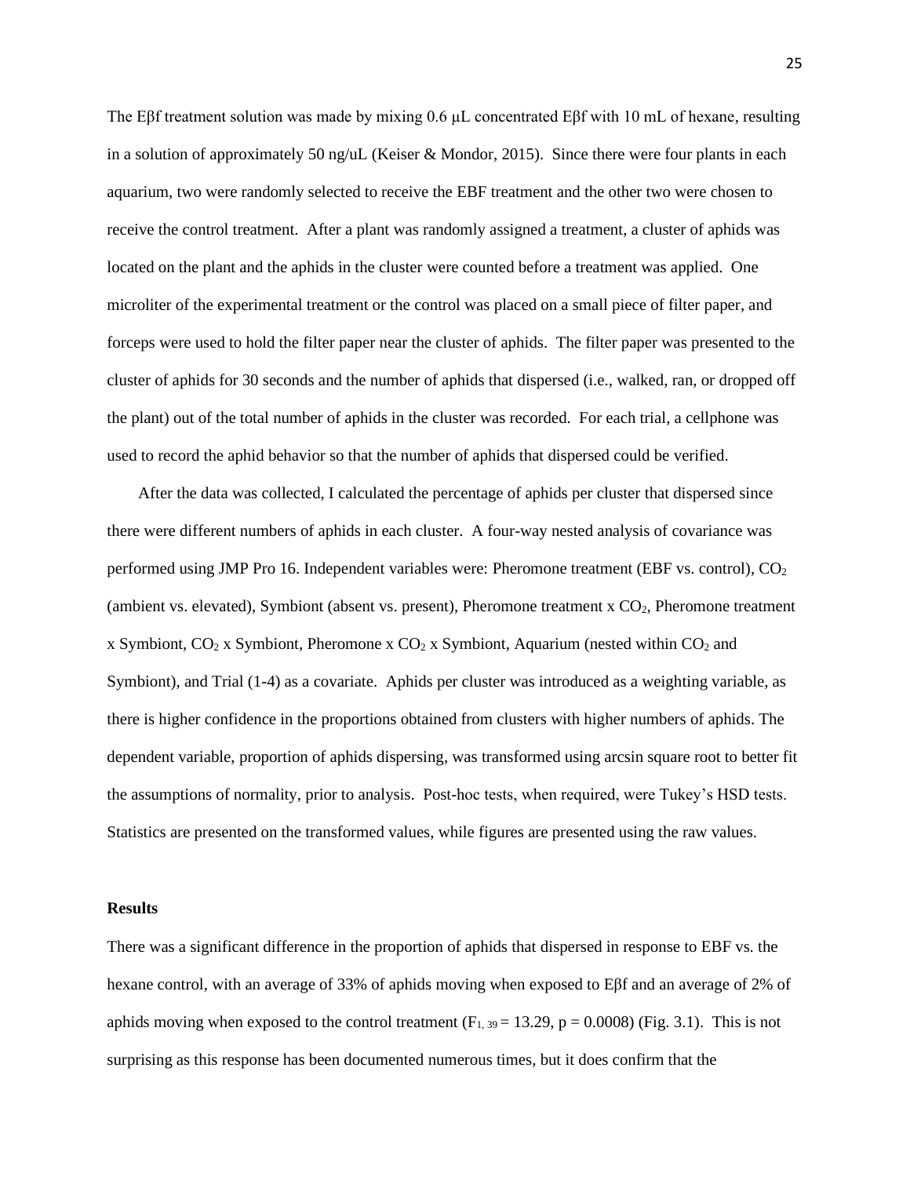The Eβf treatment solution was made by mixing 0.6 μL concentrated Eβf with 10 mL of hexane, resulting in a solution of approximately 50 ng/uL (Keiser & Mondor, 2015). Since there were four plants in each aquarium, two were randomly selected to receive the EBF treatment and the other two were chosen to receive the control treatment. After a plant was randomly assigned a treatment, a cluster of aphids was located on the plant and the aphids in the cluster were counted before a treatment was applied. One microliter of the experimental treatment or the control was placed on a small piece of filter paper, and forceps were used to hold the filter paper near the cluster of aphids. The filter paper was presented to the cluster of aphids for 30 seconds and the number of aphids that dispersed (i.e., walked, ran, or dropped off the plant) out of the total number of aphids in the cluster was recorded. For each trial, a cellphone was used to record the aphid behavior so that the number of aphids that dispersed could be verified.

After the data was collected, I calculated the percentage of aphids per cluster that dispersed since there were different numbers of aphids in each cluster. A four-way nested analysis of covariance was performed using JMP Pro 16. Independent variables were: Pheromone treatment (EBF vs. control), $CO_2$ (ambient vs. elevated), Symbiont (absent vs. present), Pheromone treatment x $CO_2$, Pheromone treatment x Symbiont, $CO_2$ x Symbiont, Pheromone x $CO_2$ x Symbiont, Aquarium (nested within $CO_2$ and Symbiont), and Trial (1-4) as a covariate. Aphids per cluster was introduced as a weighting variable, as there is higher confidence in the proportions obtained from clusters with higher numbers of aphids. The dependent variable, proportion of aphids dispersing, was transformed using arcsin square root to better fit the assumptions of normality, prior to analysis. Post-hoc tests, when required, were Tukey's HSD tests. Statistics are presented on the transformed values, while figures are presented using the raw values.

**Results**

There was a significant difference in the proportion of aphids that dispersed in response to EBF vs. the hexane control, with an average of 33% of aphids moving when exposed to Eβf and an average of 2% of aphids moving when exposed to the control treatment ($F_{1, 39} = 13.29$, $p = 0.0008$) (Fig. 3.1). This is not surprising as this response has been documented numerous times, but it does confirm that the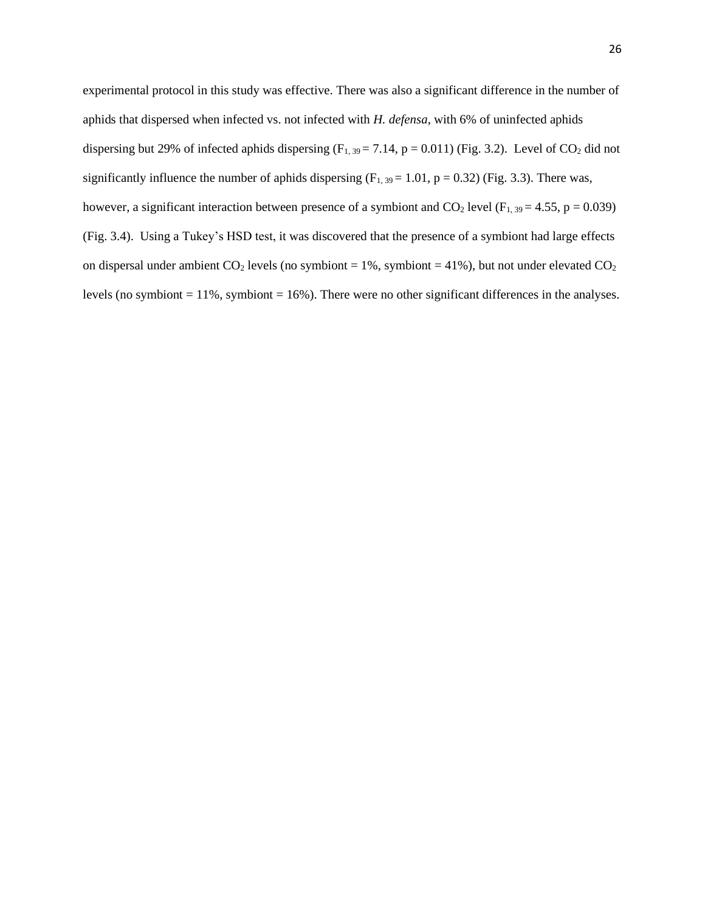experimental protocol in this study was effective. There was also a significant difference in the number of aphids that dispersed when infected vs. not infected with *H. defensa*, with 6% of uninfected aphids dispersing but 29% of infected aphids dispersing ($F_{1, 39} = 7.14$, $p = 0.011$) (Fig. 3.2). Level of $CO_2$ did not significantly influence the number of aphids dispersing ($F_{1, 39} = 1.01$, $p = 0.32$) (Fig. 3.3). There was, however, a significant interaction between presence of a symbiont and $CO_2$ level ($F_{1, 39} = 4.55$, $p = 0.039$) (Fig. 3.4). Using a Tukey's HSD test, it was discovered that the presence of a symbiont had large effects on dispersal under ambient $CO_2$ levels (no symbiont = 1%, symbiont = 41%), but not under elevated $CO_2$ levels (no symbiont = 11%, symbiont = 16%). There were no other significant differences in the analyses.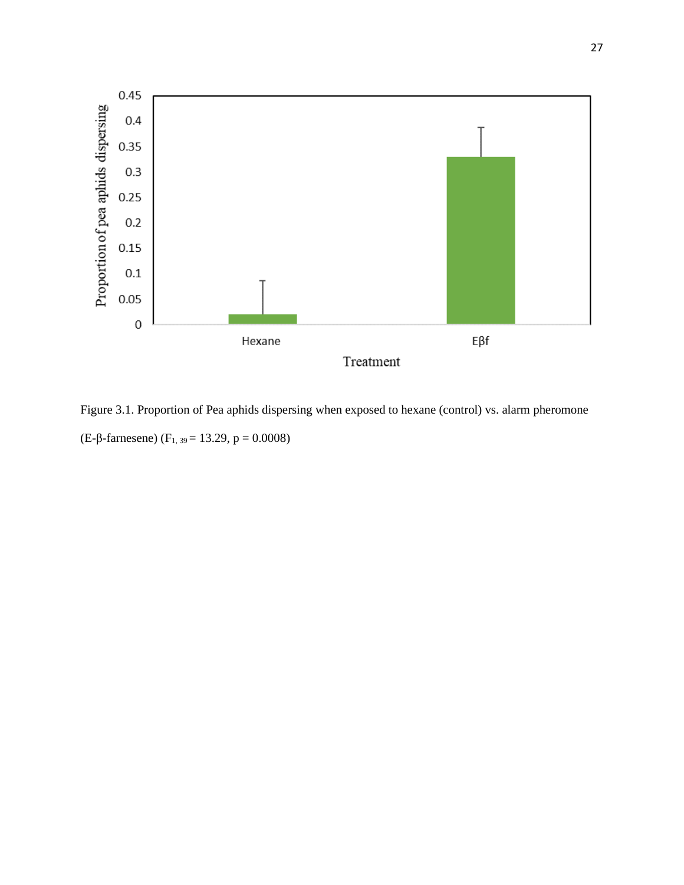Figure 3.1. Proportion of Pea aphids dispersing when exposed to hexane (control) vs. alarm pheromone (E-β-farnesene) ($F_{1, 39} = 13.29$, $p = 0.0008$)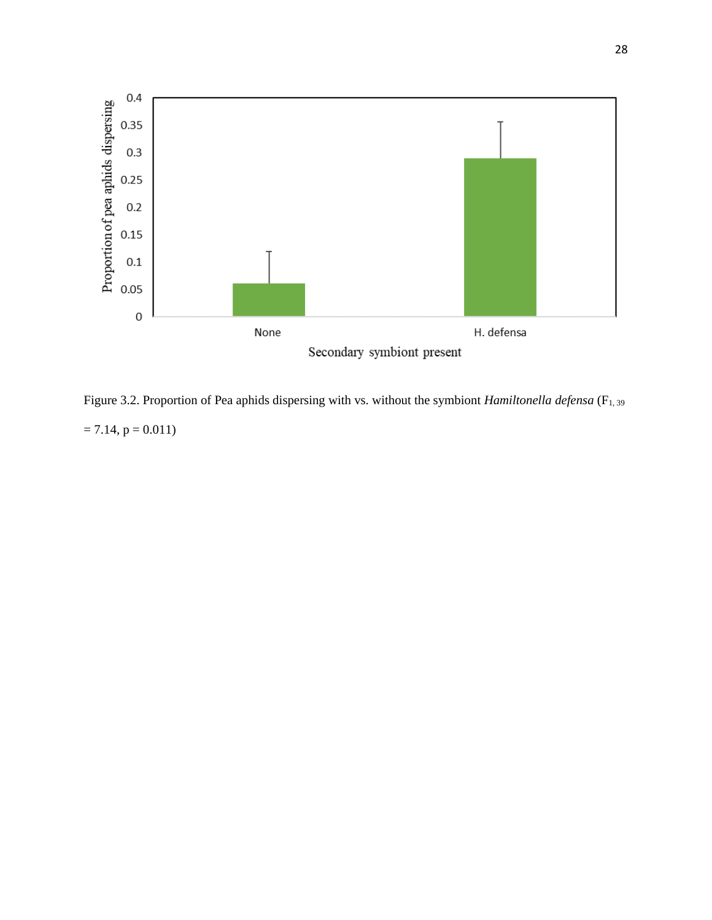Figure 3.2. Proportion of Pea aphids dispersing with vs. without the symbiont *Hamiltonella defensa* ($F_{1, 39} = 7.14$, $p = 0.011$)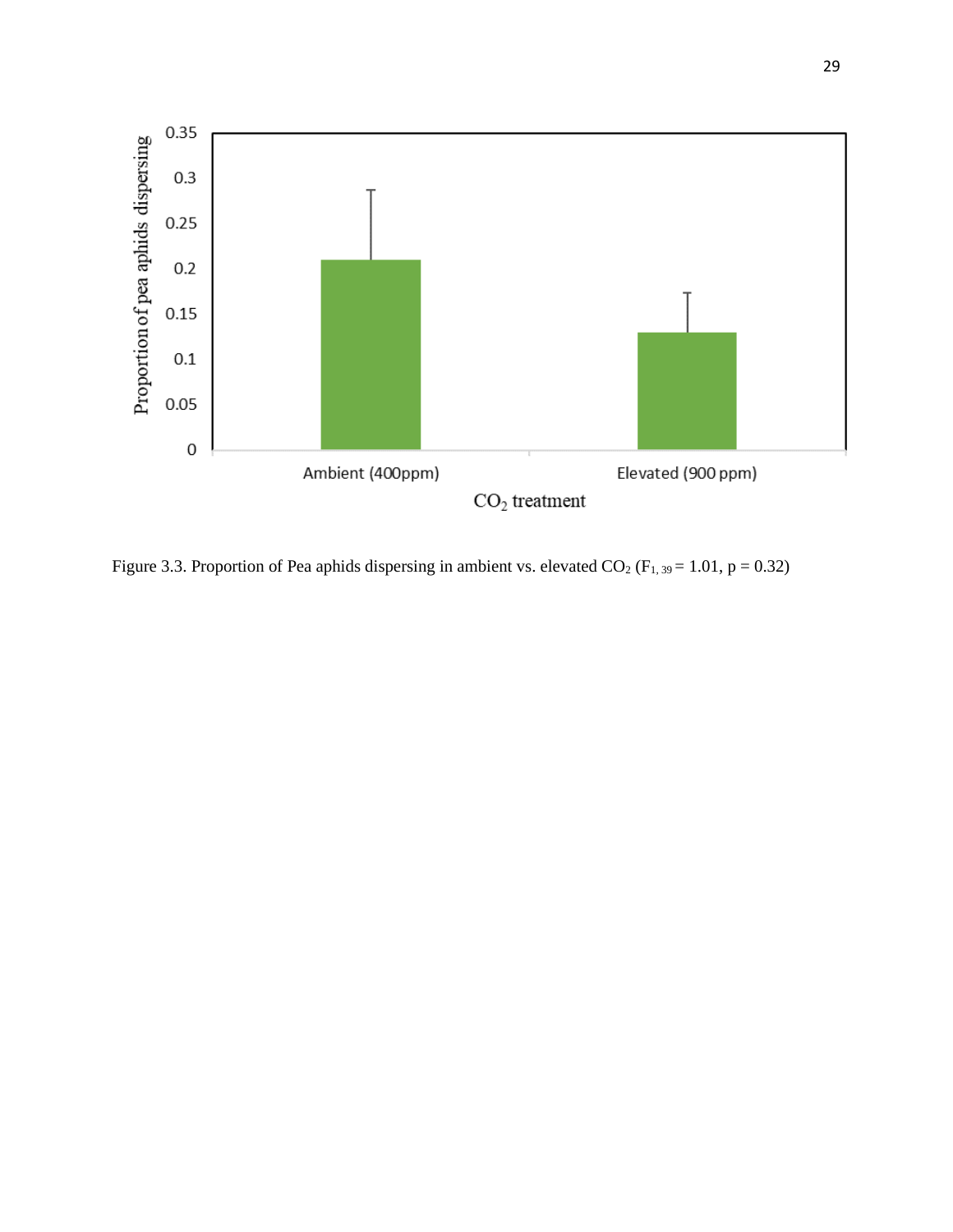Figure 3.3. Proportion of Pea aphids dispersing in ambient vs. elevated $CO_2$ ($F_{1, 39} = 1.01$, $p = 0.32$)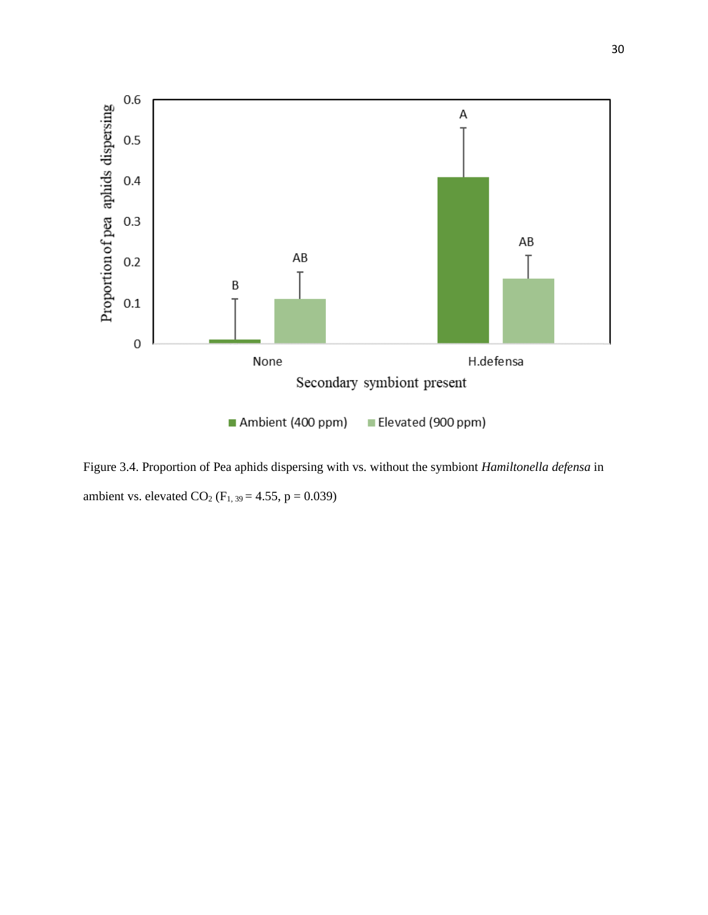Figure 3.4. Proportion of Pea aphids dispersing with vs. without the symbiont *Hamiltonella defensa* in ambient vs. elevated $CO_2$ ($F_{1, 39} = 4.55$, $p = 0.039$)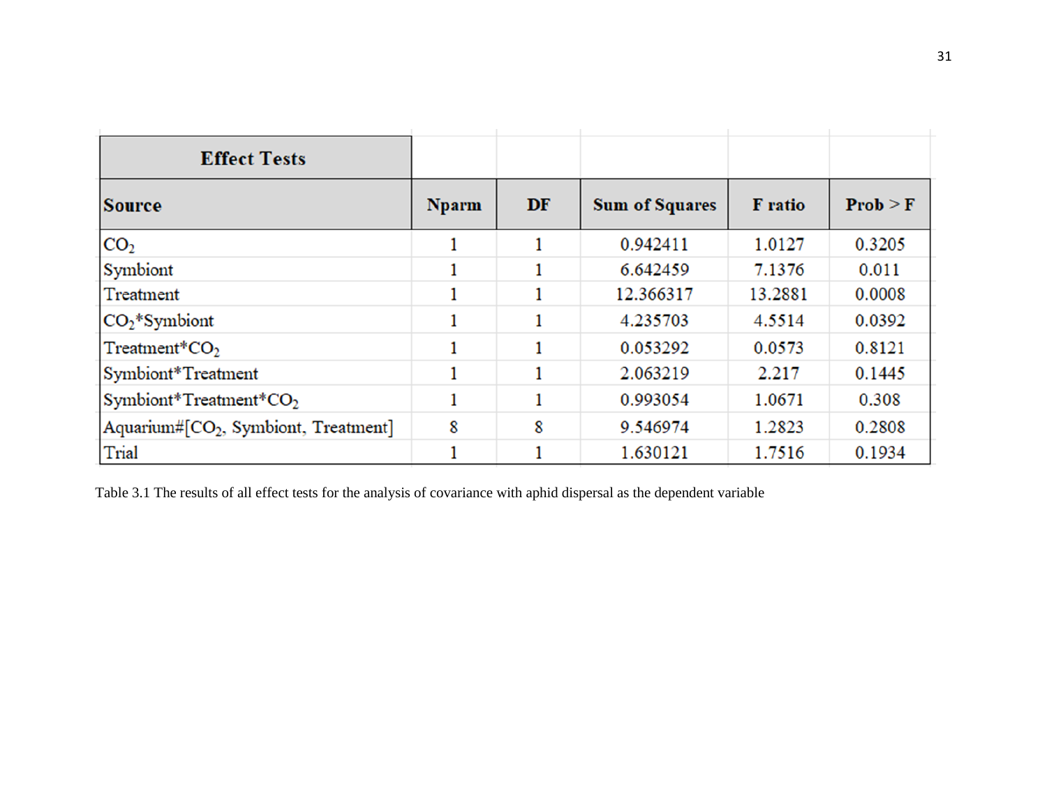| Effect Tests | | | | | |
|---|---|---|---|---|---|
| **Source** | **Nparm** | **DF** | **Sum of Squares** | **F ratio** | **Prob > F** |
| $CO_2$ | 1 | 1 | 0.942411 | 1.0127 | 0.3205 |
| Symbiont | 1 | 1 | 6.642459 | 7.1376 | 0.011 |
| Treatment | 1 | 1 | 12.366317 | 13.2881 | 0.0008 |
| $CO_2$*Symbiont | 1 | 1 | 4.235703 | 4.5514 | 0.0392 |
| Treatment*$CO_2$ | 1 | 1 | 0.053292 | 0.0573 | 0.8121 |
| Symbiont*Treatment | 1 | 1 | 2.063219 | 2.217 | 0.1445 |
| Symbiont*Treatment*$CO_2$ | 1 | 1 | 0.993054 | 1.0671 | 0.308 |
| Aquarium#[$CO_2$, Symbiont, Treatment] | 8 | 8 | 9.546974 | 1.2823 | 0.2808 |
| Trial | 1 | 1 | 1.630121 | 1.7516 | 0.1934 |

Table 3.1 The results of all effect tests for the analysis of covariance with aphid dispersal as the dependent variable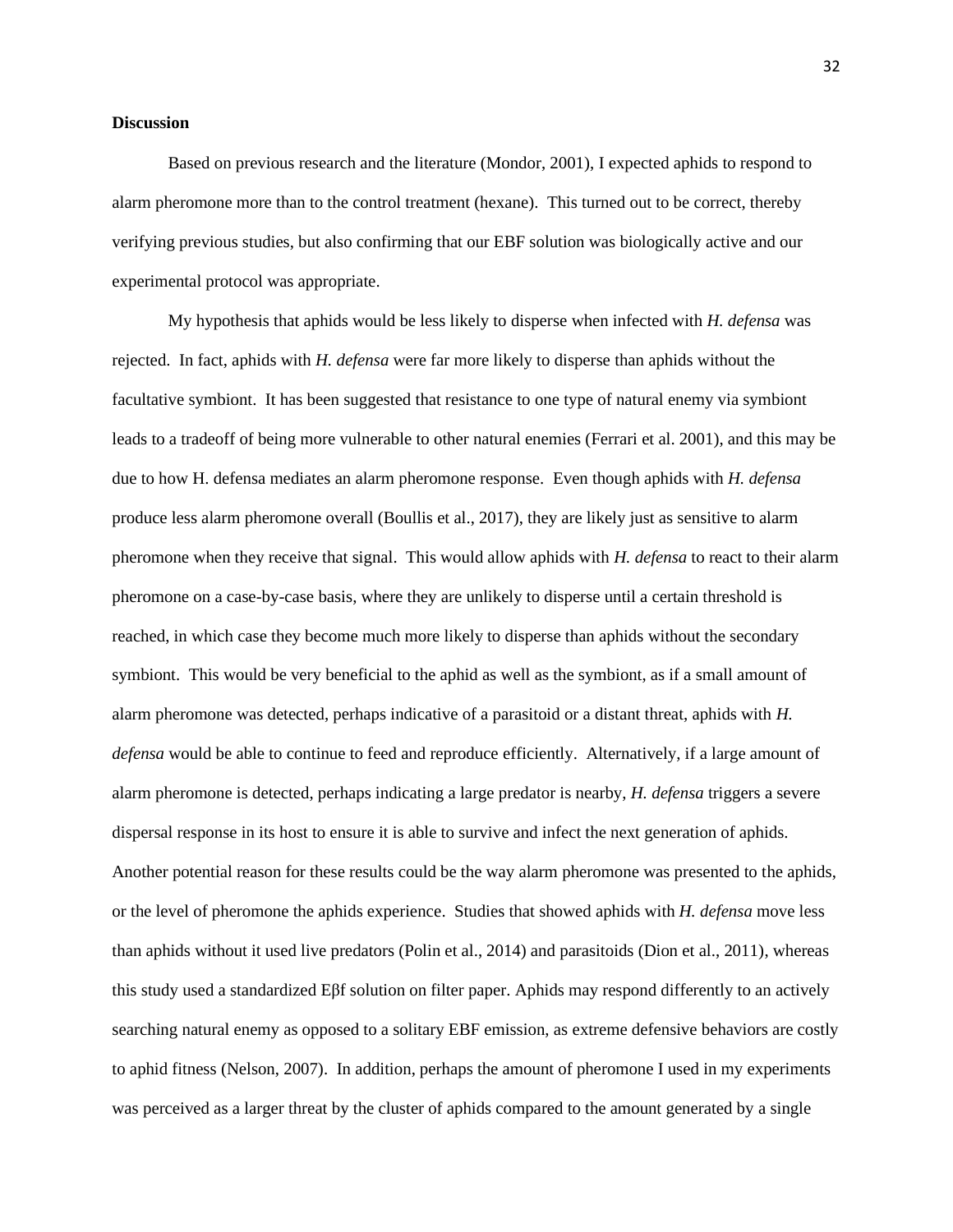**Discussion**

Based on previous research and the literature (Mondor, 2001), I expected aphids to respond to alarm pheromone more than to the control treatment (hexane). This turned out to be correct, thereby verifying previous studies, but also confirming that our EBF solution was biologically active and our experimental protocol was appropriate.

My hypothesis that aphids would be less likely to disperse when infected with *H. defensa* was rejected. In fact, aphids with *H. defensa* were far more likely to disperse than aphids without the facultative symbiont. It has been suggested that resistance to one type of natural enemy via symbiont leads to a tradeoff of being more vulnerable to other natural enemies (Ferrari et al. 2001), and this may be due to how H. defensa mediates an alarm pheromone response. Even though aphids with *H. defensa* produce less alarm pheromone overall (Boullis et al., 2017), they are likely just as sensitive to alarm pheromone when they receive that signal. This would allow aphids with *H. defensa* to react to their alarm pheromone on a case-by-case basis, where they are unlikely to disperse until a certain threshold is reached, in which case they become much more likely to disperse than aphids without the secondary symbiont. This would be very beneficial to the aphid as well as the symbiont, as if a small amount of alarm pheromone was detected, perhaps indicative of a parasitoid or a distant threat, aphids with *H. defensa* would be able to continue to feed and reproduce efficiently. Alternatively, if a large amount of alarm pheromone is detected, perhaps indicating a large predator is nearby, *H. defensa* triggers a severe dispersal response in its host to ensure it is able to survive and infect the next generation of aphids. Another potential reason for these results could be the way alarm pheromone was presented to the aphids, or the level of pheromone the aphids experience. Studies that showed aphids with *H. defensa* move less than aphids without it used live predators (Polin et al., 2014) and parasitoids (Dion et al., 2011), whereas this study used a standardized Eβf solution on filter paper. Aphids may respond differently to an actively searching natural enemy as opposed to a solitary EBF emission, as extreme defensive behaviors are costly to aphid fitness (Nelson, 2007). In addition, perhaps the amount of pheromone I used in my experiments was perceived as a larger threat by the cluster of aphids compared to the amount generated by a single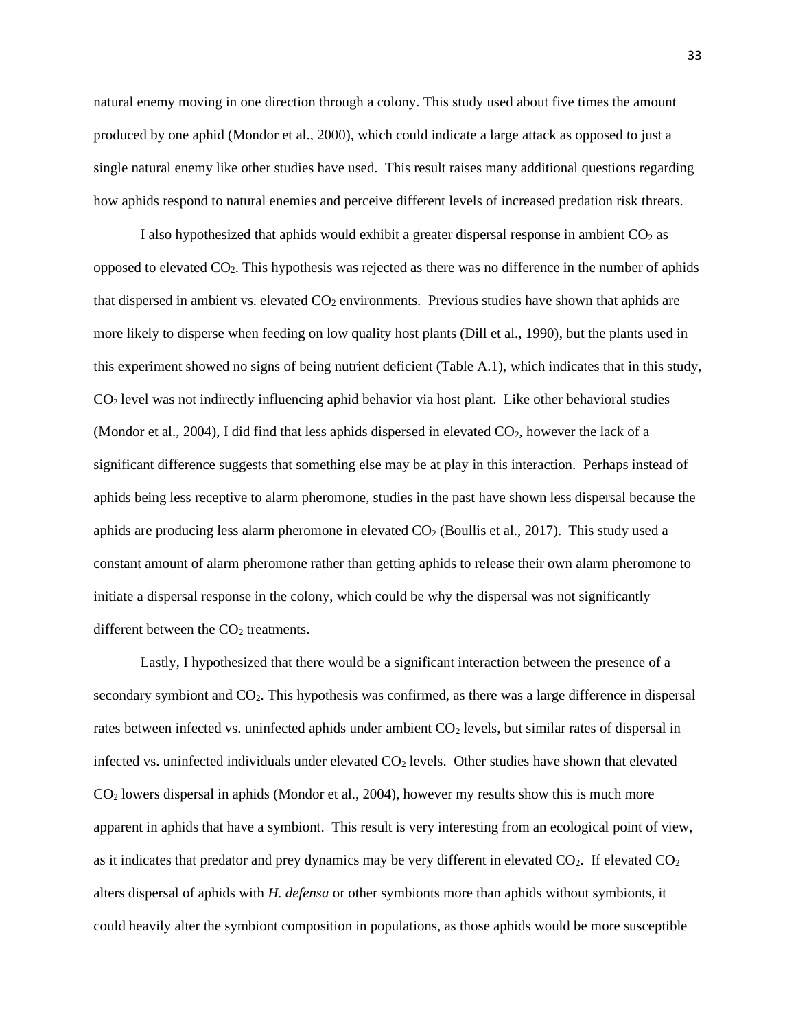natural enemy moving in one direction through a colony. This study used about five times the amount produced by one aphid (Mondor et al., 2000), which could indicate a large attack as opposed to just a single natural enemy like other studies have used. This result raises many additional questions regarding how aphids respond to natural enemies and perceive different levels of increased predation risk threats.

I also hypothesized that aphids would exhibit a greater dispersal response in ambient $CO_2$ as opposed to elevated $CO_2$. This hypothesis was rejected as there was no difference in the number of aphids that dispersed in ambient vs. elevated $CO_2$ environments. Previous studies have shown that aphids are more likely to disperse when feeding on low quality host plants (Dill et al., 1990), but the plants used in this experiment showed no signs of being nutrient deficient (Table A.1), which indicates that in this study, $CO_2$ level was not indirectly influencing aphid behavior via host plant. Like other behavioral studies (Mondor et al., 2004), I did find that less aphids dispersed in elevated $CO_2$, however the lack of a significant difference suggests that something else may be at play in this interaction. Perhaps instead of aphids being less receptive to alarm pheromone, studies in the past have shown less dispersal because the aphids are producing less alarm pheromone in elevated $CO_2$ (Boullis et al., 2017). This study used a constant amount of alarm pheromone rather than getting aphids to release their own alarm pheromone to initiate a dispersal response in the colony, which could be why the dispersal was not significantly different between the $CO_2$ treatments.

Lastly, I hypothesized that there would be a significant interaction between the presence of a secondary symbiont and $CO_2$. This hypothesis was confirmed, as there was a large difference in dispersal rates between infected vs. uninfected aphids under ambient $CO_2$ levels, but similar rates of dispersal in infected vs. uninfected individuals under elevated $CO_2$ levels. Other studies have shown that elevated $CO_2$ lowers dispersal in aphids (Mondor et al., 2004), however my results show this is much more apparent in aphids that have a symbiont. This result is very interesting from an ecological point of view, as it indicates that predator and prey dynamics may be very different in elevated $CO_2$. If elevated $CO_2$ alters dispersal of aphids with *H. defensa* or other symbionts more than aphids without symbionts, it could heavily alter the symbiont composition in populations, as those aphids would be more susceptible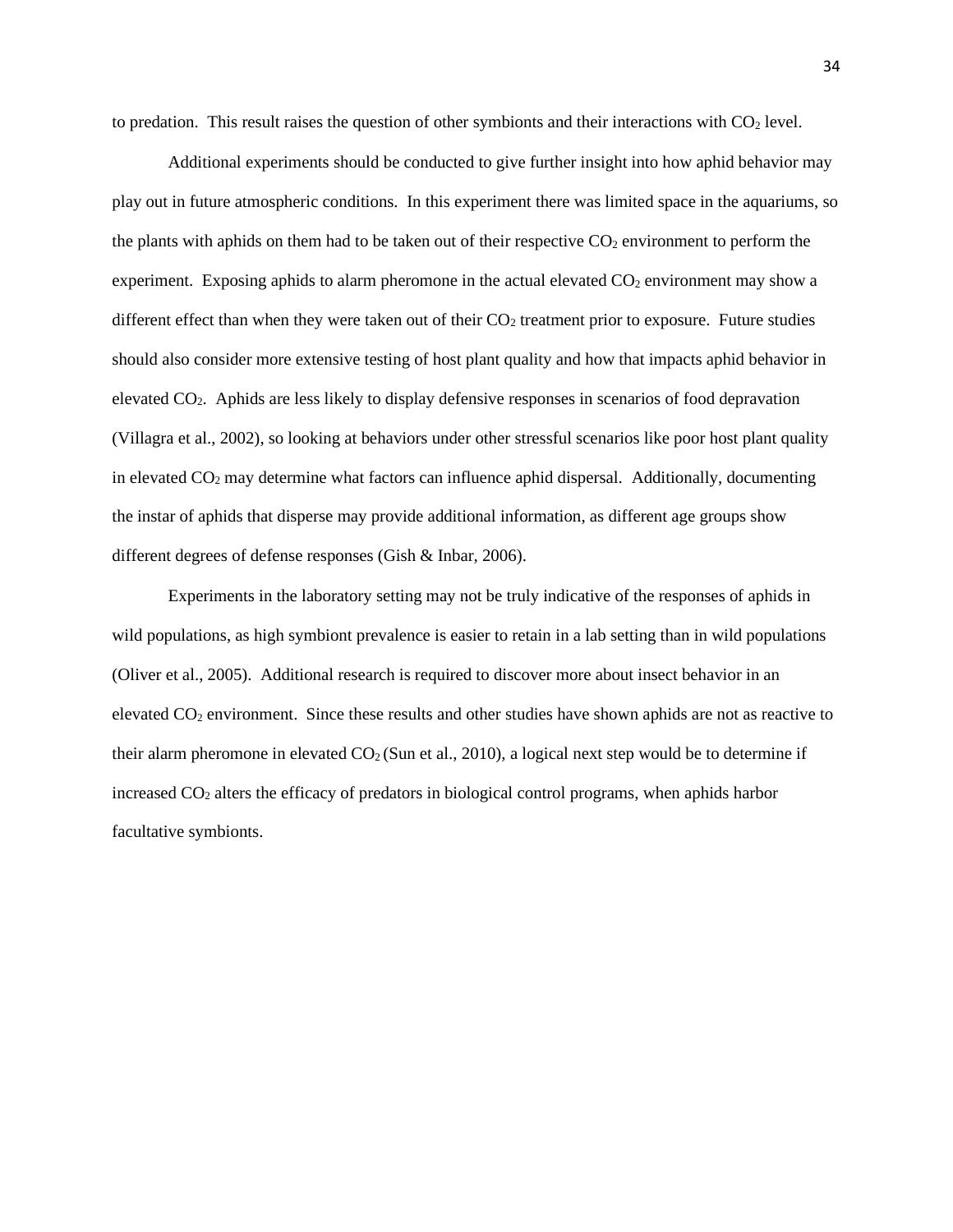to predation. This result raises the question of other symbionts and their interactions with $CO_2$ level.

Additional experiments should be conducted to give further insight into how aphid behavior may play out in future atmospheric conditions. In this experiment there was limited space in the aquariums, so the plants with aphids on them had to be taken out of their respective $CO_2$ environment to perform the experiment. Exposing aphids to alarm pheromone in the actual elevated $CO_2$ environment may show a different effect than when they were taken out of their $CO_2$ treatment prior to exposure. Future studies should also consider more extensive testing of host plant quality and how that impacts aphid behavior in elevated $CO_2$. Aphids are less likely to display defensive responses in scenarios of food depravation (Villagra et al., 2002), so looking at behaviors under other stressful scenarios like poor host plant quality in elevated $CO_2$ may determine what factors can influence aphid dispersal. Additionally, documenting the instar of aphids that disperse may provide additional information, as different age groups show different degrees of defense responses (Gish & Inbar, 2006).

Experiments in the laboratory setting may not be truly indicative of the responses of aphids in wild populations, as high symbiont prevalence is easier to retain in a lab setting than in wild populations (Oliver et al., 2005). Additional research is required to discover more about insect behavior in an elevated $CO_2$ environment. Since these results and other studies have shown aphids are not as reactive to their alarm pheromone in elevated $CO_2$ (Sun et al., 2010), a logical next step would be to determine if increased $CO_2$ alters the efficacy of predators in biological control programs, when aphids harbor facultative symbionts.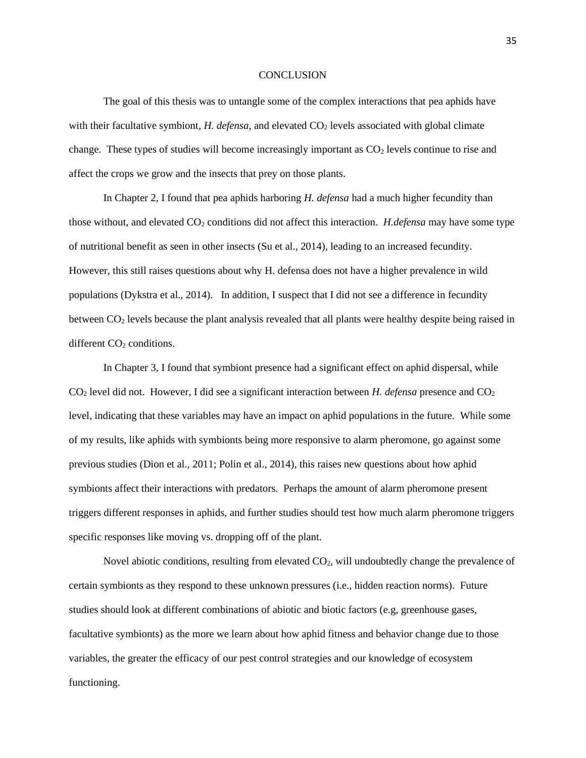# CONCLUSION

The goal of this thesis was to untangle some of the complex interactions that pea aphids have with their facultative symbiont, *H. defensa*, and elevated $CO_2$ levels associated with global climate change. These types of studies will become increasingly important as $CO_2$ levels continue to rise and affect the crops we grow and the insects that prey on those plants.

In Chapter 2, I found that pea aphids harboring *H. defensa* had a much higher fecundity than those without, and elevated $CO_2$ conditions did not affect this interaction. *H.defensa* may have some type of nutritional benefit as seen in other insects (Su et al., 2014), leading to an increased fecundity. However, this still raises questions about why H. defensa does not have a higher prevalence in wild populations (Dykstra et al., 2014). In addition, I suspect that I did not see a difference in fecundity between $CO_2$ levels because the plant analysis revealed that all plants were healthy despite being raised in different $CO_2$ conditions.

In Chapter 3, I found that symbiont presence had a significant effect on aphid dispersal, while $CO_2$ level did not. However, I did see a significant interaction between *H. defensa* presence and $CO_2$ level, indicating that these variables may have an impact on aphid populations in the future. While some of my results, like aphids with symbionts being more responsive to alarm pheromone, go against some previous studies (Dion et al., 2011; Polin et al., 2014), this raises new questions about how aphid symbionts affect their interactions with predators. Perhaps the amount of alarm pheromone present triggers different responses in aphids, and further studies should test how much alarm pheromone triggers specific responses like moving vs. dropping off of the plant.

Novel abiotic conditions, resulting from elevated $CO_2$, will undoubtedly change the prevalence of certain symbionts as they respond to these unknown pressures (i.e., hidden reaction norms). Future studies should look at different combinations of abiotic and biotic factors (e.g, greenhouse gases, facultative symbionts) as the more we learn about how aphid fitness and behavior change due to those variables, the greater the efficacy of our pest control strategies and our knowledge of ecosystem functioning.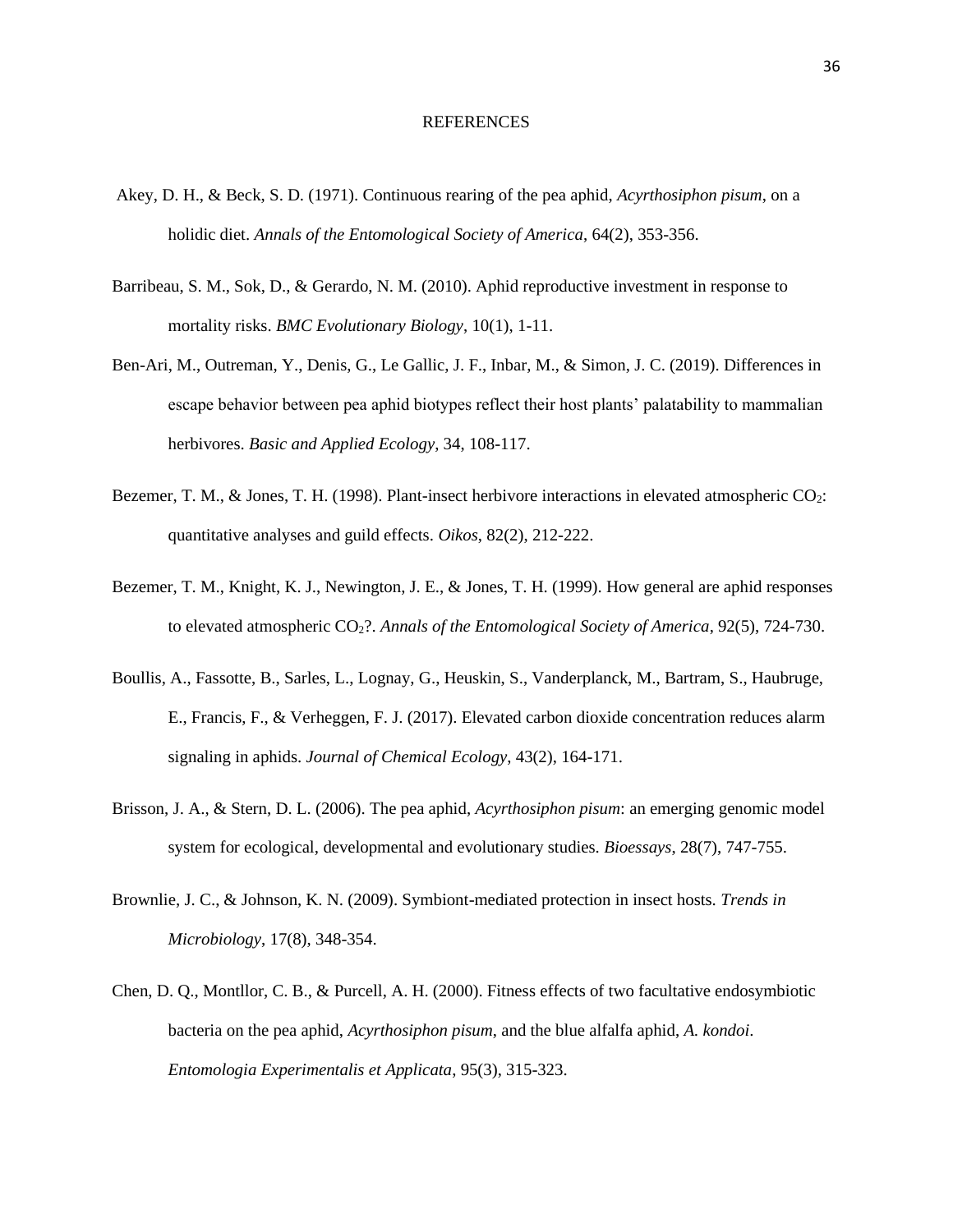# REFERENCES

Akey, D. H., & Beck, S. D. (1971). Continuous rearing of the pea aphid, *Acyrthosiphon pisum*, on a holidic diet. *Annals of the Entomological Society of America*, 64(2), 353-356.

Barribeau, S. M., Sok, D., & Gerardo, N. M. (2010). Aphid reproductive investment in response to mortality risks. *BMC Evolutionary Biology*, 10(1), 1-11.

Ben-Ari, M., Outreman, Y., Denis, G., Le Gallic, J. F., Inbar, M., & Simon, J. C. (2019). Differences in escape behavior between pea aphid biotypes reflect their host plants' palatability to mammalian herbivores. *Basic and Applied Ecology*, 34, 108-117.

Bezemer, T. M., & Jones, T. H. (1998). Plant-insect herbivore interactions in elevated atmospheric $CO_2$: quantitative analyses and guild effects. *Oikos*, 82(2), 212-222.

Bezemer, T. M., Knight, K. J., Newington, J. E., & Jones, T. H. (1999). How general are aphid responses to elevated atmospheric $CO_2$?. *Annals of the Entomological Society of America*, 92(5), 724-730.

Boullis, A., Fassotte, B., Sarles, L., Lognay, G., Heuskin, S., Vanderplanck, M., Bartram, S., Haubruge, E., Francis, F., & Verheggen, F. J. (2017). Elevated carbon dioxide concentration reduces alarm signaling in aphids. *Journal of Chemical Ecology*, 43(2), 164-171.

Brisson, J. A., & Stern, D. L. (2006). The pea aphid, *Acyrthosiphon pisum*: an emerging genomic model system for ecological, developmental and evolutionary studies. *Bioessays*, 28(7), 747-755.

Brownlie, J. C., & Johnson, K. N. (2009). Symbiont-mediated protection in insect hosts. *Trends in Microbiology*, 17(8), 348-354.

Chen, D. Q., Montllor, C. B., & Purcell, A. H. (2000). Fitness effects of two facultative endosymbiotic bacteria on the pea aphid, *Acyrthosiphon pisum*, and the blue alfalfa aphid, *A. kondoi*. *Entomologia Experimentalis et Applicata*, 95(3), 315-323.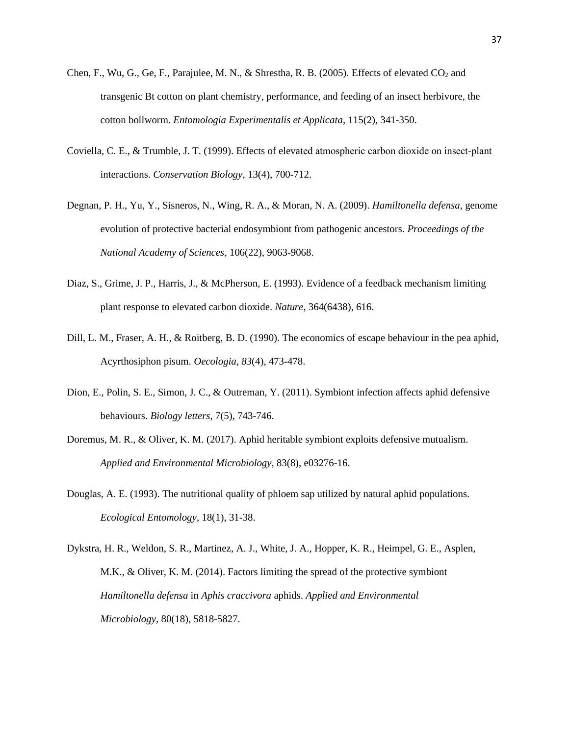Chen, F., Wu, G., Ge, F., Parajulee, M. N., & Shrestha, R. B. (2005). Effects of elevated $CO_2$ and transgenic Bt cotton on plant chemistry, performance, and feeding of an insect herbivore, the cotton bollworm. *Entomologia Experimentalis et Applicata*, 115(2), 341-350.

Coviella, C. E., & Trumble, J. T. (1999). Effects of elevated atmospheric carbon dioxide on insect-plant interactions. *Conservation Biology*, 13(4), 700-712.

Degnan, P. H., Yu, Y., Sisneros, N., Wing, R. A., & Moran, N. A. (2009). *Hamiltonella defensa*, genome evolution of protective bacterial endosymbiont from pathogenic ancestors. *Proceedings of the National Academy of Sciences*, 106(22), 9063-9068.

Diaz, S., Grime, J. P., Harris, J., & McPherson, E. (1993). Evidence of a feedback mechanism limiting plant response to elevated carbon dioxide. *Nature*, 364(6438), 616.

Dill, L. M., Fraser, A. H., & Roitberg, B. D. (1990). The economics of escape behaviour in the pea aphid, Acyrthosiphon pisum. *Oecologia*, *83*(4), 473-478.

Dion, E., Polin, S. E., Simon, J. C., & Outreman, Y. (2011). Symbiont infection affects aphid defensive behaviours. *Biology letters*, 7(5), 743-746.

Doremus, M. R., & Oliver, K. M. (2017). Aphid heritable symbiont exploits defensive mutualism. *Applied and Environmental Microbiology*, 83(8), e03276-16.

Douglas, A. E. (1993). The nutritional quality of phloem sap utilized by natural aphid populations. *Ecological Entomology*, 18(1), 31-38.

Dykstra, H. R., Weldon, S. R., Martinez, A. J., White, J. A., Hopper, K. R., Heimpel, G. E., Asplen, M.K., & Oliver, K. M. (2014). Factors limiting the spread of the protective symbiont *Hamiltonella defensa* in *Aphis craccivora* aphids. *Applied and Environmental Microbiology*, 80(18), 5818-5827.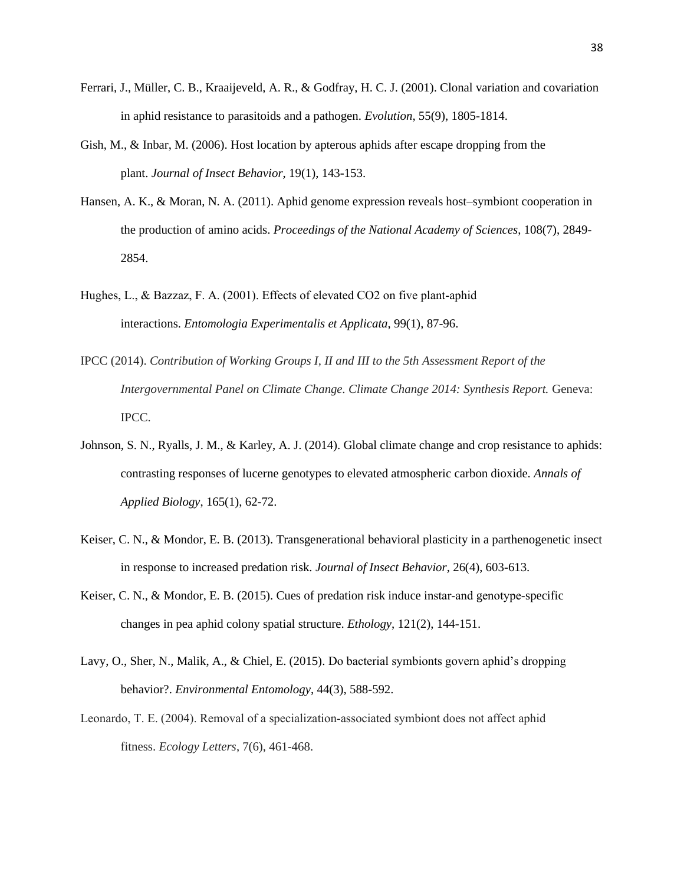Ferrari, J., Müller, C. B., Kraaijeveld, A. R., & Godfray, H. C. J. (2001). Clonal variation and covariation in aphid resistance to parasitoids and a pathogen. *Evolution*, 55(9), 1805-1814.

Gish, M., & Inbar, M. (2006). Host location by apterous aphids after escape dropping from the plant. *Journal of Insect Behavior*, 19(1), 143-153.

Hansen, A. K., & Moran, N. A. (2011). Aphid genome expression reveals host–symbiont cooperation in the production of amino acids. *Proceedings of the National Academy of Sciences*, 108(7), 2849-2854.

Hughes, L., & Bazzaz, F. A. (2001). Effects of elevated CO2 on five plant-aphid interactions. *Entomologia Experimentalis et Applicata*, 99(1), 87-96.

IPCC (2014). *Contribution of Working Groups I, II and III to the 5th Assessment Report of the Intergovernmental Panel on Climate Change. Climate Change 2014: Synthesis Report.* Geneva: IPCC.

Johnson, S. N., Ryalls, J. M., & Karley, A. J. (2014). Global climate change and crop resistance to aphids: contrasting responses of lucerne genotypes to elevated atmospheric carbon dioxide. *Annals of Applied Biology*, 165(1), 62-72.

Keiser, C. N., & Mondor, E. B. (2013). Transgenerational behavioral plasticity in a parthenogenetic insect in response to increased predation risk. *Journal of Insect Behavior*, 26(4), 603-613.

Keiser, C. N., & Mondor, E. B. (2015). Cues of predation risk induce instar-and genotype-specific changes in pea aphid colony spatial structure. *Ethology*, 121(2), 144-151.

Lavy, O., Sher, N., Malik, A., & Chiel, E. (2015). Do bacterial symbionts govern aphid's dropping behavior?. *Environmental Entomology*, 44(3), 588-592.

Leonardo, T. E. (2004). Removal of a specialization-associated symbiont does not affect aphid fitness. *Ecology Letters*, 7(6), 461-468.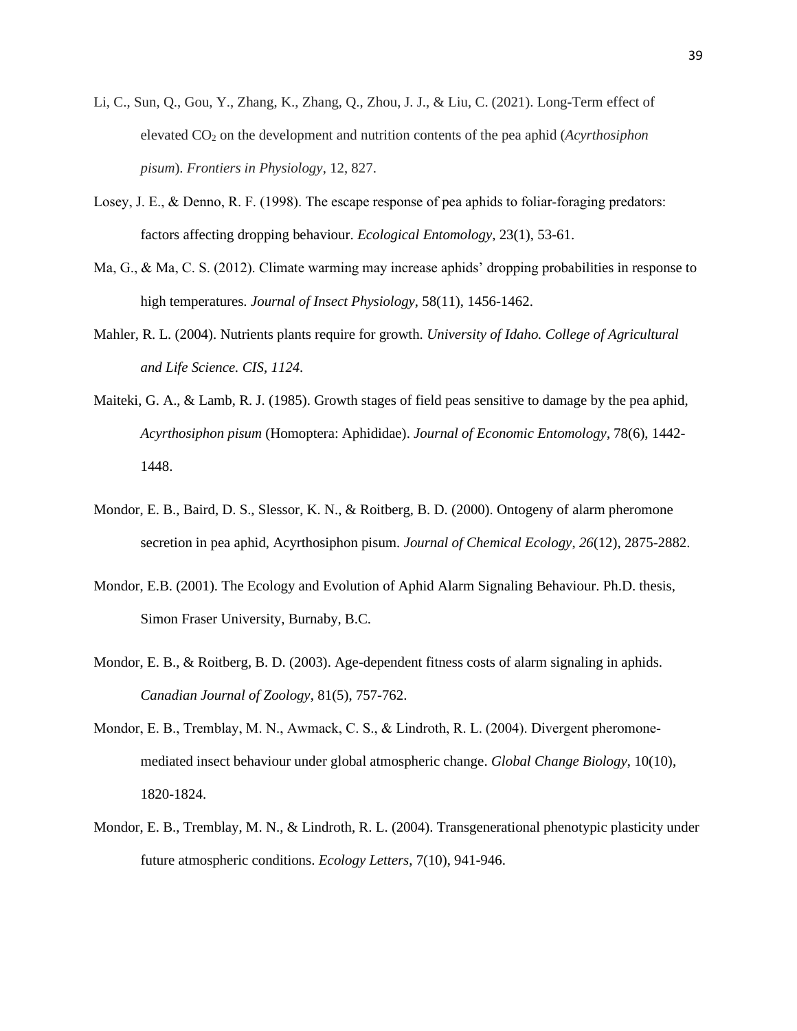Li, C., Sun, Q., Gou, Y., Zhang, K., Zhang, Q., Zhou, J. J., & Liu, C. (2021). Long-Term effect of elevated $CO_2$ on the development and nutrition contents of the pea aphid (*Acyrthosiphon pisum*). *Frontiers in Physiology*, 12, 827.

Losey, J. E., & Denno, R. F. (1998). The escape response of pea aphids to foliar-foraging predators: factors affecting dropping behaviour. *Ecological Entomology*, 23(1), 53-61.

Ma, G., & Ma, C. S. (2012). Climate warming may increase aphids' dropping probabilities in response to high temperatures. *Journal of Insect Physiology*, 58(11), 1456-1462.

Mahler, R. L. (2004). Nutrients plants require for growth. *University of Idaho. College of Agricultural and Life Science. CIS, 1124*.

Maiteki, G. A., & Lamb, R. J. (1985). Growth stages of field peas sensitive to damage by the pea aphid, *Acyrthosiphon pisum* (Homoptera: Aphididae). *Journal of Economic Entomology*, 78(6), 1442-1448.

Mondor, E. B., Baird, D. S., Slessor, K. N., & Roitberg, B. D. (2000). Ontogeny of alarm pheromone secretion in pea aphid, Acyrthosiphon pisum. *Journal of Chemical Ecology*, *26*(12), 2875-2882.

Mondor, E.B. (2001). The Ecology and Evolution of Aphid Alarm Signaling Behaviour. Ph.D. thesis, Simon Fraser University, Burnaby, B.C.

Mondor, E. B., & Roitberg, B. D. (2003). Age-dependent fitness costs of alarm signaling in aphids. *Canadian Journal of Zoology*, 81(5), 757-762.

Mondor, E. B., Tremblay, M. N., Awmack, C. S., & Lindroth, R. L. (2004). Divergent pheromone-mediated insect behaviour under global atmospheric change. *Global Change Biology*, 10(10), 1820-1824.

Mondor, E. B., Tremblay, M. N., & Lindroth, R. L. (2004). Transgenerational phenotypic plasticity under future atmospheric conditions. *Ecology Letters*, 7(10), 941-946.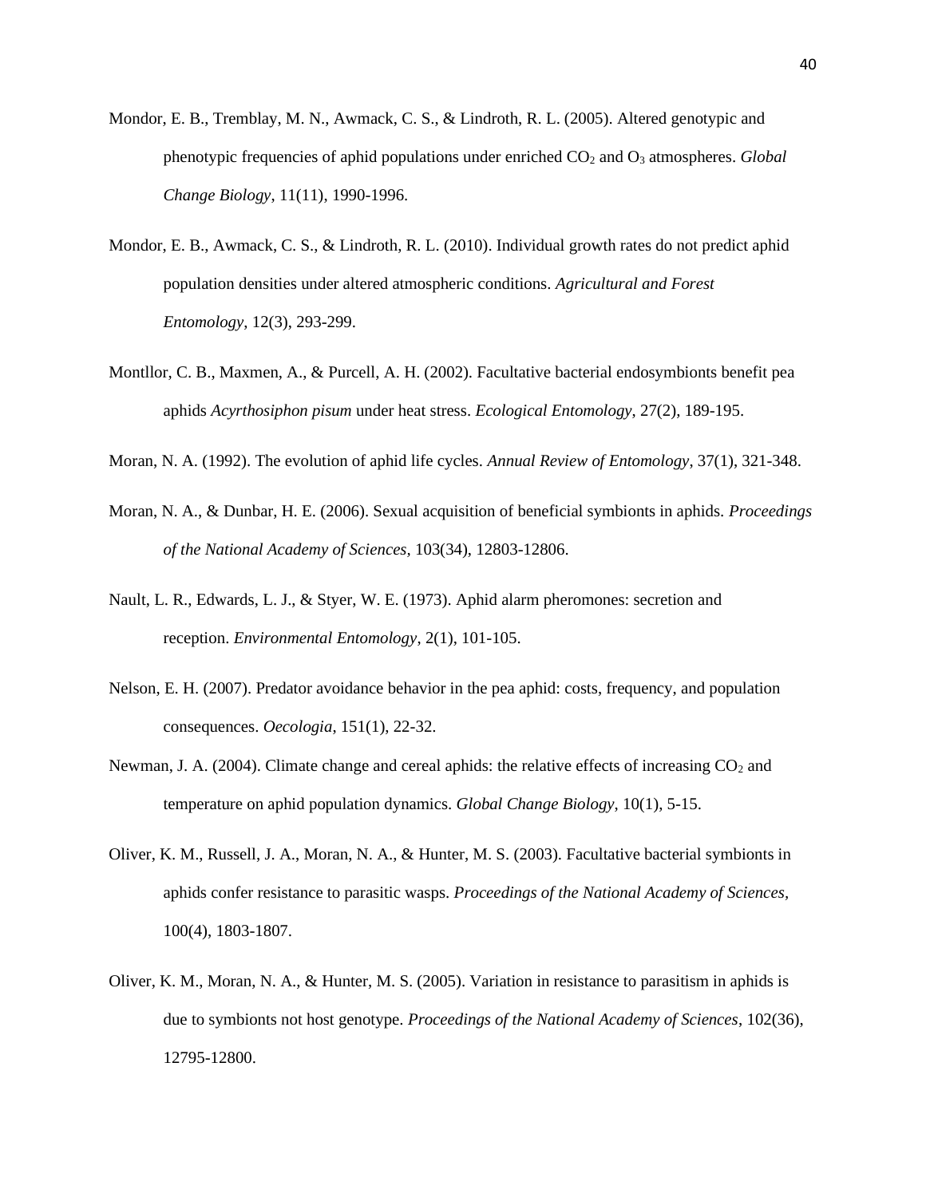Mondor, E. B., Tremblay, M. N., Awmack, C. S., & Lindroth, R. L. (2005). Altered genotypic and phenotypic frequencies of aphid populations under enriched $CO_2$ and $O_3$ atmospheres. *Global Change Biology*, 11(11), 1990-1996.

Mondor, E. B., Awmack, C. S., & Lindroth, R. L. (2010). Individual growth rates do not predict aphid population densities under altered atmospheric conditions. *Agricultural and Forest Entomology*, 12(3), 293-299.

Montllor, C. B., Maxmen, A., & Purcell, A. H. (2002). Facultative bacterial endosymbionts benefit pea aphids *Acyrthosiphon pisum* under heat stress. *Ecological Entomology*, 27(2), 189-195.

Moran, N. A. (1992). The evolution of aphid life cycles. *Annual Review of Entomology*, 37(1), 321-348.

Moran, N. A., & Dunbar, H. E. (2006). Sexual acquisition of beneficial symbionts in aphids. *Proceedings of the National Academy of Sciences*, 103(34), 12803-12806.

Nault, L. R., Edwards, L. J., & Styer, W. E. (1973). Aphid alarm pheromones: secretion and reception. *Environmental Entomology*, 2(1), 101-105.

Nelson, E. H. (2007). Predator avoidance behavior in the pea aphid: costs, frequency, and population consequences. *Oecologia*, 151(1), 22-32.

Newman, J. A. (2004). Climate change and cereal aphids: the relative effects of increasing $CO_2$ and temperature on aphid population dynamics. *Global Change Biology*, 10(1), 5-15.

Oliver, K. M., Russell, J. A., Moran, N. A., & Hunter, M. S. (2003). Facultative bacterial symbionts in aphids confer resistance to parasitic wasps. *Proceedings of the National Academy of Sciences*, 100(4), 1803-1807.

Oliver, K. M., Moran, N. A., & Hunter, M. S. (2005). Variation in resistance to parasitism in aphids is due to symbionts not host genotype. *Proceedings of the National Academy of Sciences*, 102(36), 12795-12800.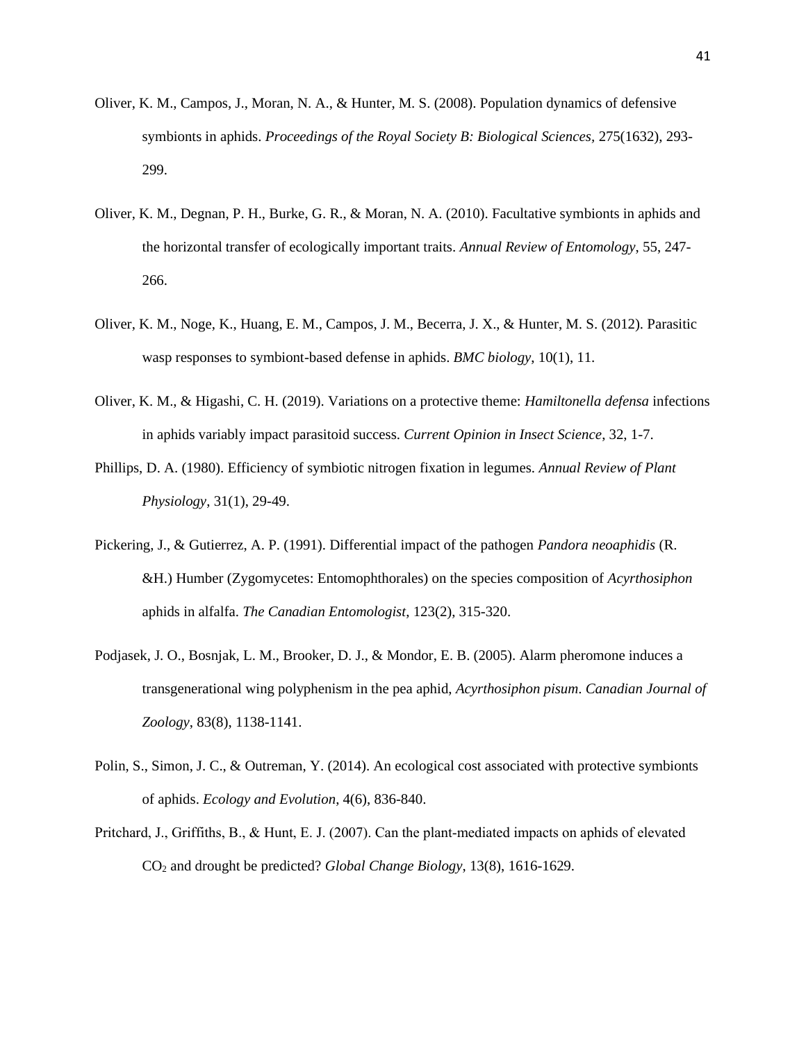Oliver, K. M., Campos, J., Moran, N. A., & Hunter, M. S. (2008). Population dynamics of defensive symbionts in aphids. *Proceedings of the Royal Society B: Biological Sciences*, 275(1632), 293-299.

Oliver, K. M., Degnan, P. H., Burke, G. R., & Moran, N. A. (2010). Facultative symbionts in aphids and the horizontal transfer of ecologically important traits. *Annual Review of Entomology*, 55, 247-266.

Oliver, K. M., Noge, K., Huang, E. M., Campos, J. M., Becerra, J. X., & Hunter, M. S. (2012). Parasitic wasp responses to symbiont-based defense in aphids. *BMC biology*, 10(1), 11.

Oliver, K. M., & Higashi, C. H. (2019). Variations on a protective theme: *Hamiltonella defensa* infections in aphids variably impact parasitoid success. *Current Opinion in Insect Science*, 32, 1-7.

Phillips, D. A. (1980). Efficiency of symbiotic nitrogen fixation in legumes. *Annual Review of Plant Physiology*, 31(1), 29-49.

Pickering, J., & Gutierrez, A. P. (1991). Differential impact of the pathogen *Pandora neoaphidis* (R. &H.) Humber (Zygomycetes: Entomophthorales) on the species composition of *Acyrthosiphon* aphids in alfalfa. *The Canadian Entomologist*, 123(2), 315-320.

Podjasek, J. O., Bosnjak, L. M., Brooker, D. J., & Mondor, E. B. (2005). Alarm pheromone induces a transgenerational wing polyphenism in the pea aphid, *Acyrthosiphon pisum*. *Canadian Journal of Zoology*, 83(8), 1138-1141.

Polin, S., Simon, J. C., & Outreman, Y. (2014). An ecological cost associated with protective symbionts of aphids. *Ecology and Evolution*, 4(6), 836-840.

Pritchard, J., Griffiths, B., & Hunt, E. J. (2007). Can the plant-mediated impacts on aphids of elevated $CO_2$ and drought be predicted? *Global Change Biology*, 13(8), 1616-1629.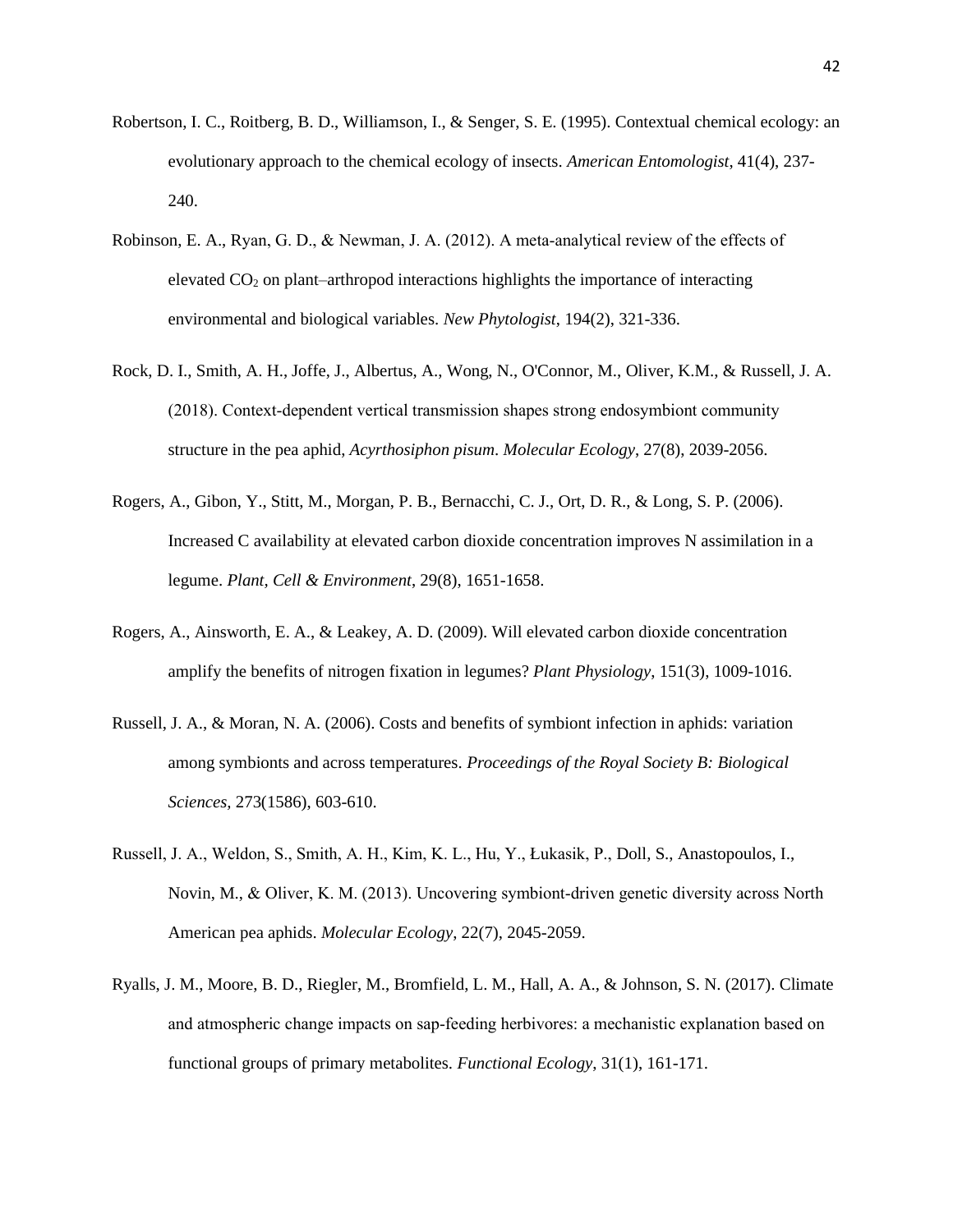Robertson, I. C., Roitberg, B. D., Williamson, I., & Senger, S. E. (1995). Contextual chemical ecology: an evolutionary approach to the chemical ecology of insects. *American Entomologist*, 41(4), 237-240.

Robinson, E. A., Ryan, G. D., & Newman, J. A. (2012). A meta-analytical review of the effects of elevated $CO_2$ on plant–arthropod interactions highlights the importance of interacting environmental and biological variables. *New Phytologist*, 194(2), 321-336.

Rock, D. I., Smith, A. H., Joffe, J., Albertus, A., Wong, N., O'Connor, M., Oliver, K.M., & Russell, J. A. (2018). Context-dependent vertical transmission shapes strong endosymbiont community structure in the pea aphid, *Acyrthosiphon pisum*. *Molecular Ecology*, 27(8), 2039-2056.

Rogers, A., Gibon, Y., Stitt, M., Morgan, P. B., Bernacchi, C. J., Ort, D. R., & Long, S. P. (2006). Increased C availability at elevated carbon dioxide concentration improves N assimilation in a legume. *Plant, Cell & Environment*, 29(8), 1651-1658.

Rogers, A., Ainsworth, E. A., & Leakey, A. D. (2009). Will elevated carbon dioxide concentration amplify the benefits of nitrogen fixation in legumes? *Plant Physiology*, 151(3), 1009-1016.

Russell, J. A., & Moran, N. A. (2006). Costs and benefits of symbiont infection in aphids: variation among symbionts and across temperatures. *Proceedings of the Royal Society B: Biological Sciences*, 273(1586), 603-610.

Russell, J. A., Weldon, S., Smith, A. H., Kim, K. L., Hu, Y., Łukasik, P., Doll, S., Anastopoulos, I., Novin, M., & Oliver, K. M. (2013). Uncovering symbiont-driven genetic diversity across North American pea aphids. *Molecular Ecology*, 22(7), 2045-2059.

Ryalls, J. M., Moore, B. D., Riegler, M., Bromfield, L. M., Hall, A. A., & Johnson, S. N. (2017). Climate and atmospheric change impacts on sap-feeding herbivores: a mechanistic explanation based on functional groups of primary metabolites. *Functional Ecology*, 31(1), 161-171.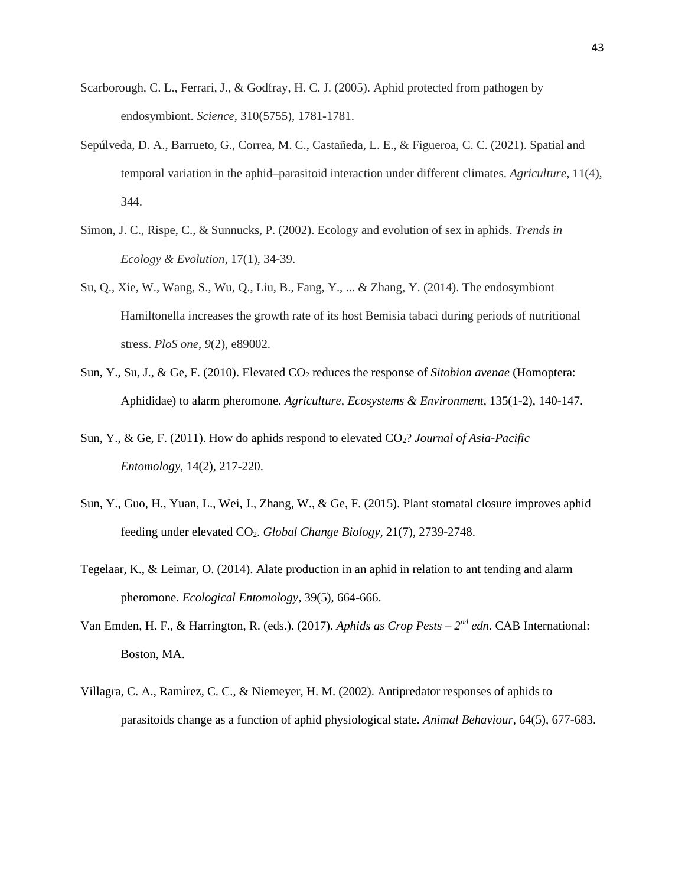Scarborough, C. L., Ferrari, J., & Godfray, H. C. J. (2005). Aphid protected from pathogen by endosymbiont. *Science*, 310(5755), 1781-1781.

Sepúlveda, D. A., Barrueto, G., Correa, M. C., Castañeda, L. E., & Figueroa, C. C. (2021). Spatial and temporal variation in the aphid–parasitoid interaction under different climates. *Agriculture*, 11(4), 344.

Simon, J. C., Rispe, C., & Sunnucks, P. (2002). Ecology and evolution of sex in aphids. *Trends in Ecology & Evolution*, 17(1), 34-39.

Su, Q., Xie, W., Wang, S., Wu, Q., Liu, B., Fang, Y., ... & Zhang, Y. (2014). The endosymbiont Hamiltonella increases the growth rate of its host Bemisia tabaci during periods of nutritional stress. *PloS one*, *9*(2), e89002.

Sun, Y., Su, J., & Ge, F. (2010). Elevated $CO_2$ reduces the response of *Sitobion avenae* (Homoptera: Aphididae) to alarm pheromone. *Agriculture, Ecosystems & Environment*, 135(1-2), 140-147.

Sun, Y., & Ge, F. (2011). How do aphids respond to elevated $CO_2$? *Journal of Asia-Pacific Entomology*, 14(2), 217-220.

Sun, Y., Guo, H., Yuan, L., Wei, J., Zhang, W., & Ge, F. (2015). Plant stomatal closure improves aphid feeding under elevated $CO_2$. *Global Change Biology*, 21(7), 2739-2748.

Tegelaar, K., & Leimar, O. (2014). Alate production in an aphid in relation to ant tending and alarm pheromone. *Ecological Entomology*, 39(5), 664-666.

Van Emden, H. F., & Harrington, R. (eds.). (2017). *Aphids as Crop Pests – 2nd edn*. CAB International: Boston, MA.

Villagra, C. A., Ramírez, C. C., & Niemeyer, H. M. (2002). Antipredator responses of aphids to parasitoids change as a function of aphid physiological state. *Animal Behaviour*, 64(5), 677-683.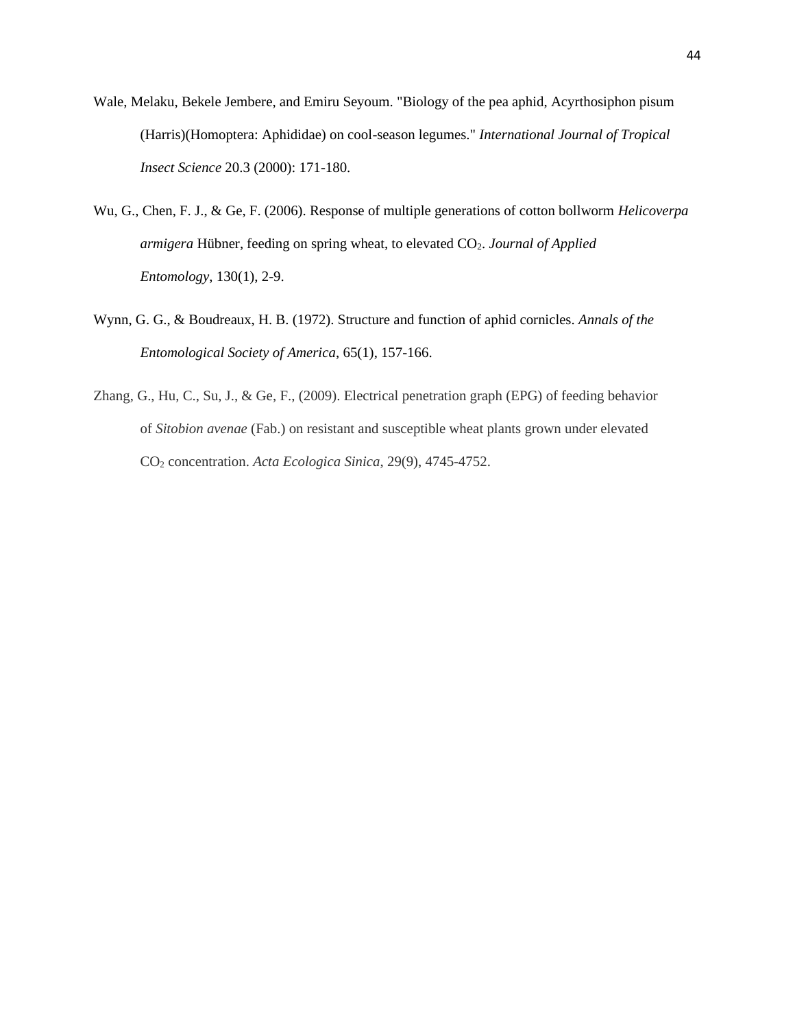Wale, Melaku, Bekele Jembere, and Emiru Seyoum. "Biology of the pea aphid, Acyrthosiphon pisum (Harris)(Homoptera: Aphididae) on cool-season legumes." *International Journal of Tropical Insect Science* 20.3 (2000): 171-180.

Wu, G., Chen, F. J., & Ge, F. (2006). Response of multiple generations of cotton bollworm *Helicoverpa armigera* Hübner, feeding on spring wheat, to elevated $CO_2$. *Journal of Applied Entomology*, 130(1), 2-9.

Wynn, G. G., & Boudreaux, H. B. (1972). Structure and function of aphid cornicles. *Annals of the Entomological Society of America*, 65(1), 157-166.

Zhang, G., Hu, C., Su, J., & Ge, F., (2009). Electrical penetration graph (EPG) of feeding behavior of *Sitobion avenae* (Fab.) on resistant and susceptible wheat plants grown under elevated $CO_2$ concentration. *Acta Ecologica Sinica*, 29(9), 4745-4752.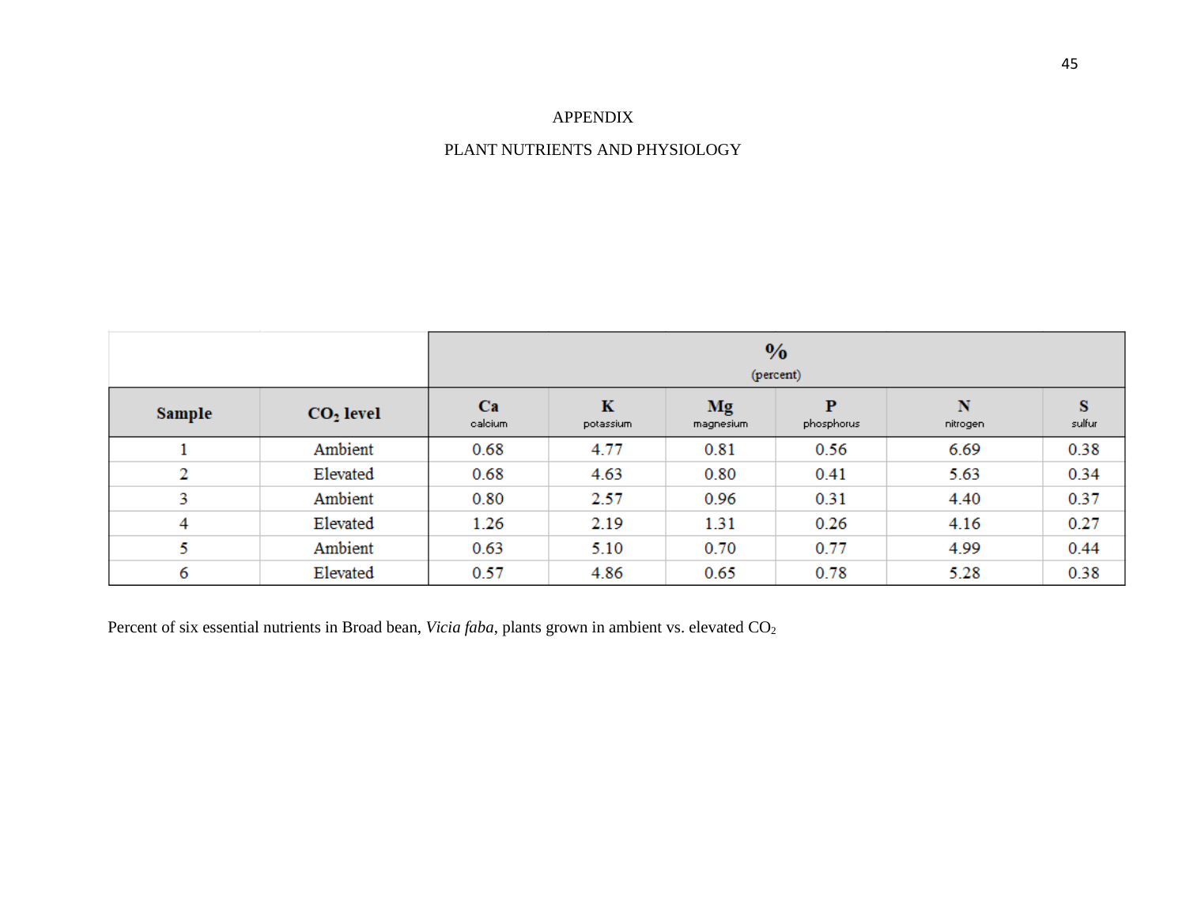# APPENDIX

## PLANT NUTRIENTS AND PHYSIOLOGY

| | | % (percent) | | | | | |
|---|---|---|---|---|---|---|---|
| **Sample** | **$CO_2$ level** | **Ca** calcium | **K** potassium | **Mg** magnesium | **P** phosphorus | **N** nitrogen | **S** sulfur |
| 1 | Ambient | 0.68 | 4.77 | 0.81 | 0.56 | 6.69 | 0.38 |
| 2 | Elevated | 0.68 | 4.63 | 0.80 | 0.41 | 5.63 | 0.34 |
| 3 | Ambient | 0.80 | 2.57 | 0.96 | 0.31 | 4.40 | 0.37 |
| 4 | Elevated | 1.26 | 2.19 | 1.31 | 0.26 | 4.16 | 0.27 |
| 5 | Ambient | 0.63 | 5.10 | 0.70 | 0.77 | 4.99 | 0.44 |
| 6 | Elevated | 0.57 | 4.86 | 0.65 | 0.78 | 5.28 | 0.38 |

Percent of six essential nutrients in Broad bean, *Vicia faba*, plants grown in ambient vs. elevated $CO_2$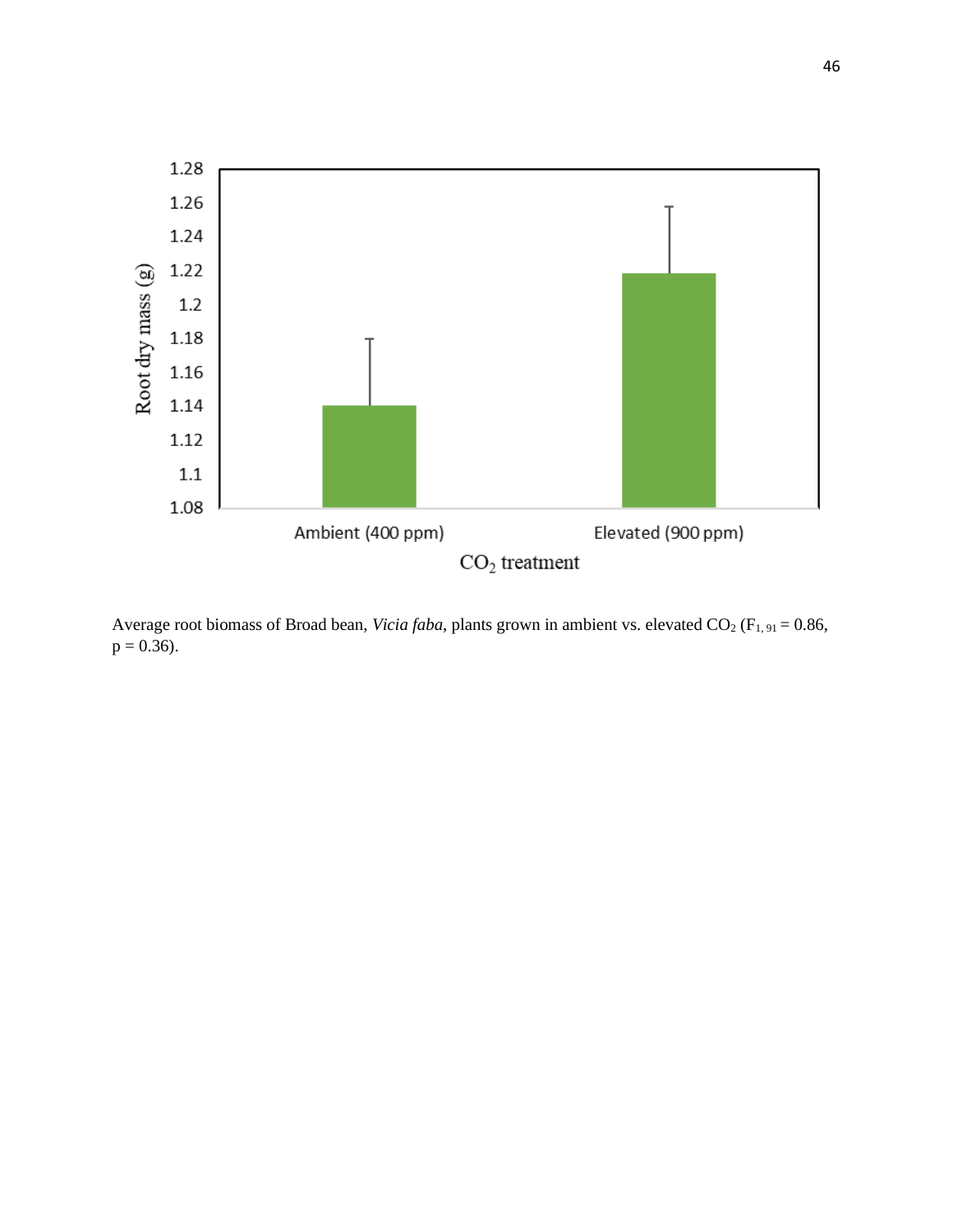Average root biomass of Broad bean, *Vicia faba*, plants grown in ambient vs. elevated $CO_2$ ($F_{1, 91} = 0.86$, $p = 0.36$).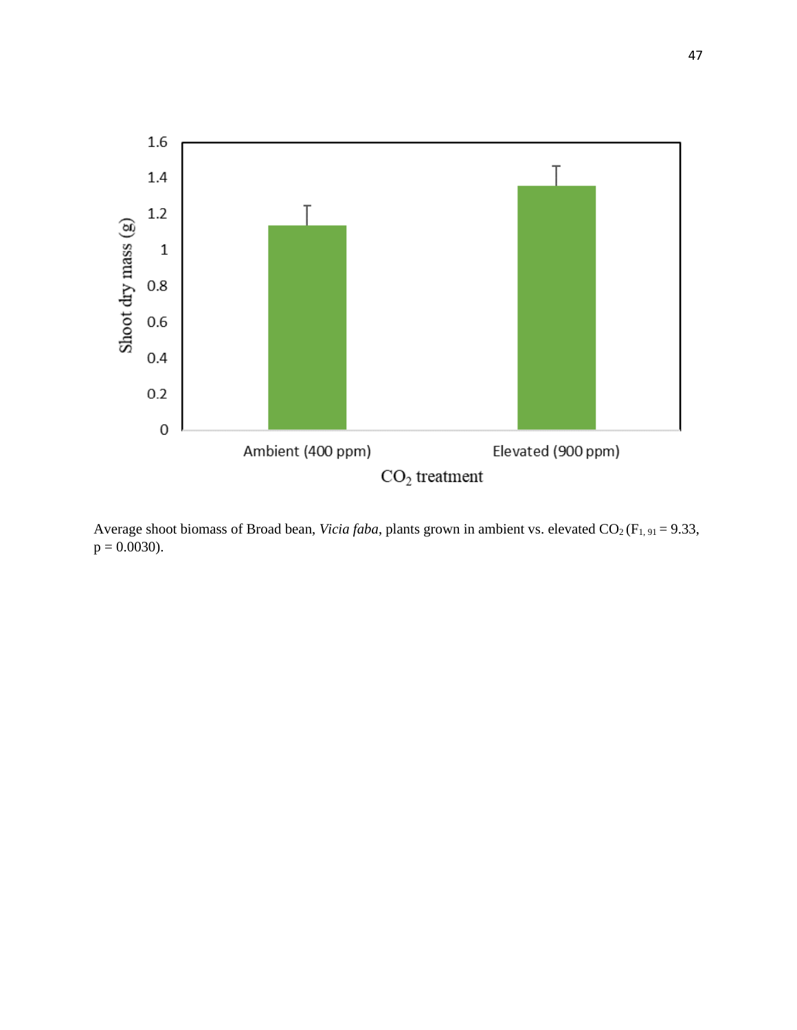Average shoot biomass of Broad bean, *Vicia faba*, plants grown in ambient vs. elevated $CO_2$ ($F_{1, 91} = 9.33$, $p = 0.0030$).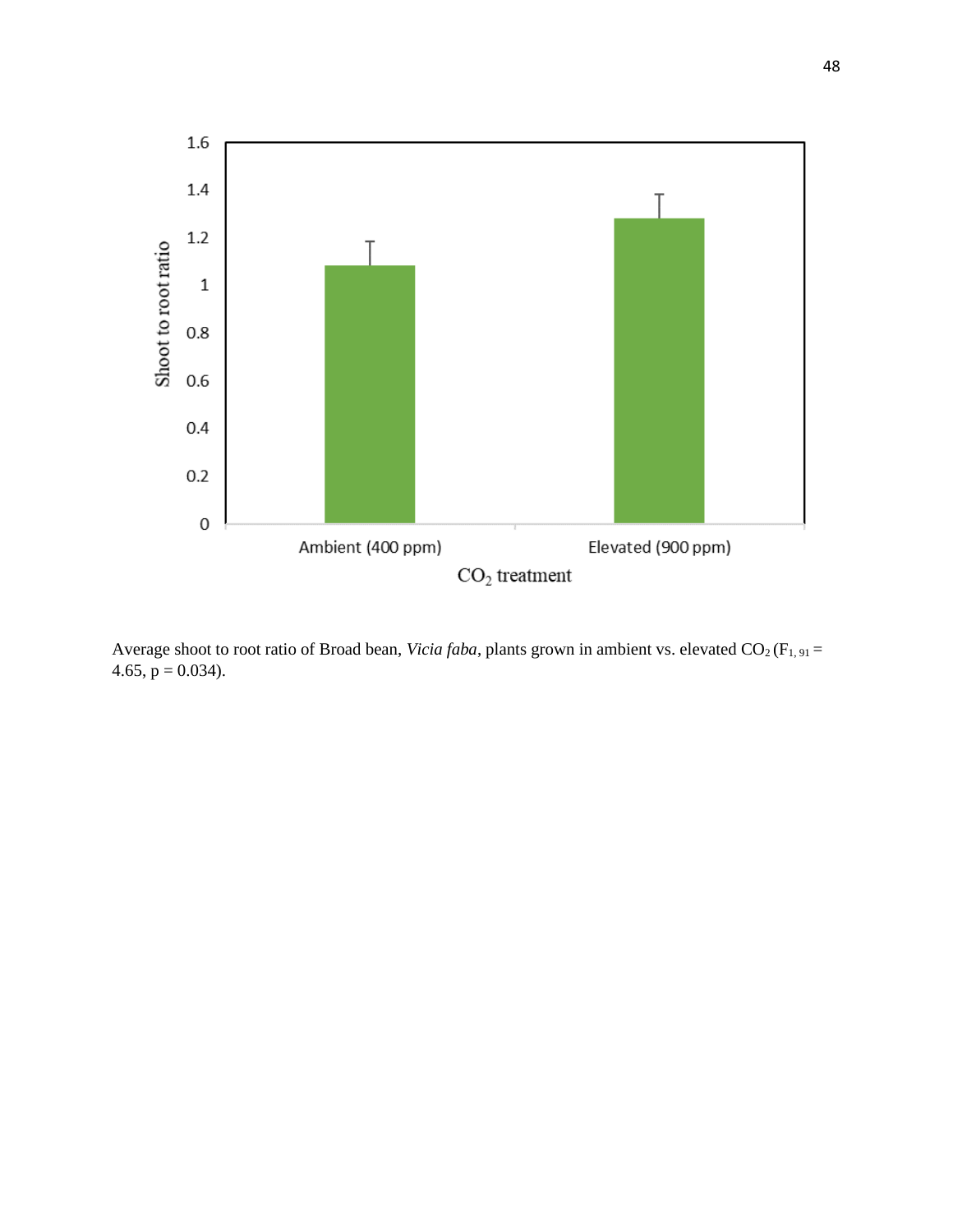1.6
1.4
1.2
1
0.8
0.6
0.4
0.2
0

Shoot to root ratio

Ambient (400 ppm)
Elevated (900 ppm)

$CO_2$ treatment

Average shoot to root ratio of Broad bean, *Vicia faba*, plants grown in ambient vs. elevated $CO_2$ ($F_{1, 91}$ = 4.65, $p = 0.034$).